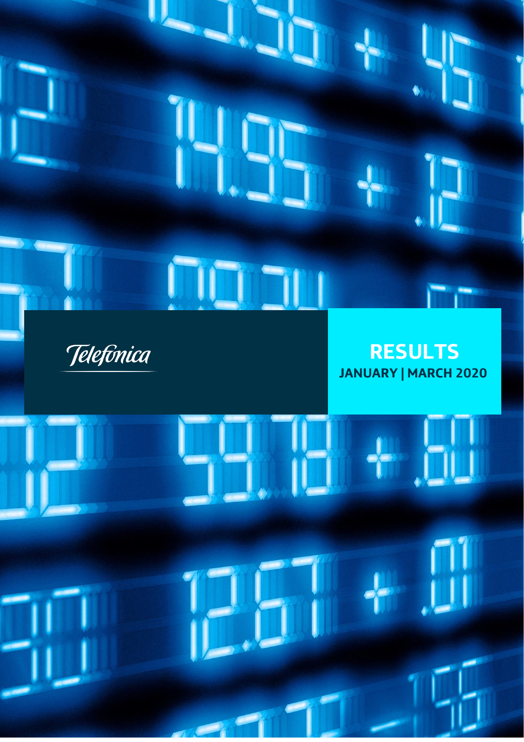Telefónica

# RESULTS

**JANUARY | MARCH 2020**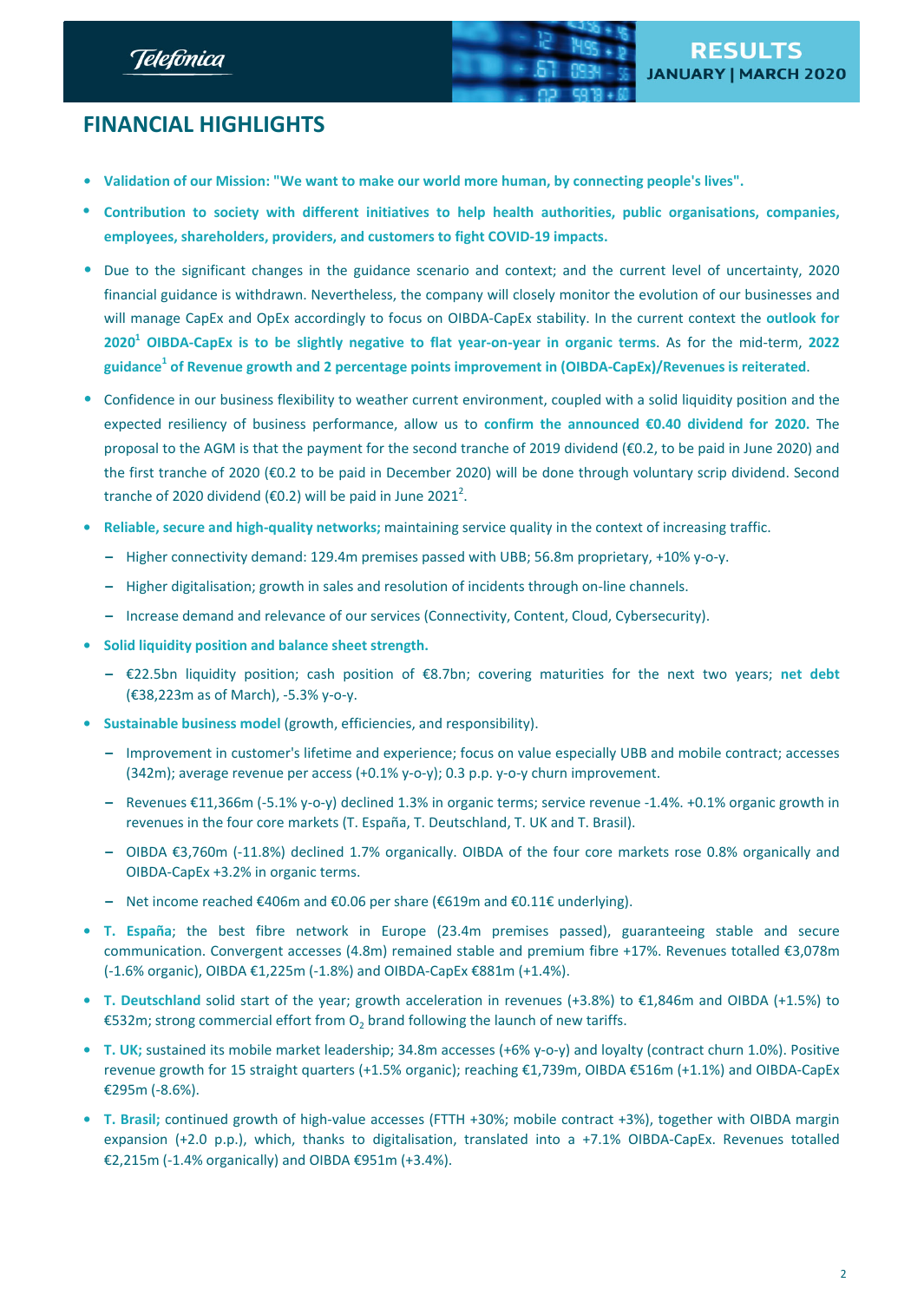## FINANCIAL HIGHLIGHTS

- **Validation of our Mission: "We want to make our world more human, by connecting people's lives".**
- **Contribution to society with different initiatives to help health authorities, public organisations, companies, employees, shareholders, providers, and customers to fight COVID-19 impacts.**
- Due to the significant changes in the guidance scenario and context; and the current level of uncertainty, 2020 financial guidance is withdrawn. Nevertheless, the company will closely monitor the evolution of our businesses and will manage CapEx and OpEx accordingly to focus on OIBDA-CapEx stability. In the current context the **outlook for 2020[1] OIBDA-CapEx is to be slightly negative to flat year-on-year in organic terms**. As for the mid-term, **2022 guidance[1] of Revenue growth and 2 percentage points improvement in (OIBDA-CapEx)/Revenues is reiterated**.
- Confidence in our business flexibility to weather current environment, coupled with a solid liquidity position and the expected resiliency of business performance, allow us to **confirm the announced €0.40 dividend for 2020.** The proposal to the AGM is that the payment for the second tranche of 2019 dividend (€0.2, to be paid in June 2020) and the first tranche of 2020 (€0.2 to be paid in December 2020) will be done through voluntary scrip dividend. Second tranche of 2020 dividend (€0.2) will be paid in June 2021[2].
- **Reliable, secure and high-quality networks;** maintaining service quality in the context of increasing traffic.
  - Higher connectivity demand: 129.4m premises passed with UBB; 56.8m proprietary, +10% y-o-y.
  - Higher digitalisation; growth in sales and resolution of incidents through on-line channels.
  - Increase demand and relevance of our services (Connectivity, Content, Cloud, Cybersecurity).
- **Solid liquidity position and balance sheet strength.**
  - €22.5bn liquidity position; cash position of €8.7bn; covering maturities for the next two years; **net debt** (€38,223m as of March), -5.3% y-o-y.
- **Sustainable business model** (growth, efficiencies, and responsibility).
  - Improvement in customer's lifetime and experience; focus on value especially UBB and mobile contract; accesses (342m); average revenue per access (+0.1% y-o-y); 0.3 p.p. y-o-y churn improvement.
  - Revenues €11,366m (-5.1% y-o-y) declined 1.3% in organic terms; service revenue -1.4%. +0.1% organic growth in revenues in the four core markets (T. España, T. Deutschland, T. UK and T. Brasil).
  - OIBDA €3,760m (-11.8%) declined 1.7% organically. OIBDA of the four core markets rose 0.8% organically and OIBDA-CapEx +3.2% in organic terms.
  - Net income reached €406m and €0.06 per share (€619m and €0.11€ underlying).
- **T. España**; the best fibre network in Europe (23.4m premises passed), guaranteeing stable and secure communication. Convergent accesses (4.8m) remained stable and premium fibre +17%. Revenues totalled €3,078m (-1.6% organic), OIBDA €1,225m (-1.8%) and OIBDA-CapEx €881m (+1.4%).
- **T. Deutschland** solid start of the year; growth acceleration in revenues (+3.8%) to €1,846m and OIBDA (+1.5%) to €532m; strong commercial effort from $O_2$ brand following the launch of new tariffs.
- **T. UK;** sustained its mobile market leadership; 34.8m accesses (+6% y-o-y) and loyalty (contract churn 1.0%). Positive revenue growth for 15 straight quarters (+1.5% organic); reaching €1,739m, OIBDA €516m (+1.1%) and OIBDA-CapEx €295m (-8.6%).
- **T. Brasil;** continued growth of high-value accesses (FTTH +30%; mobile contract +3%), together with OIBDA margin expansion (+2.0 p.p.), which, thanks to digitalisation, translated into a +7.1% OIBDA-CapEx. Revenues totalled €2,215m (-1.4% organically) and OIBDA €951m (+3.4%).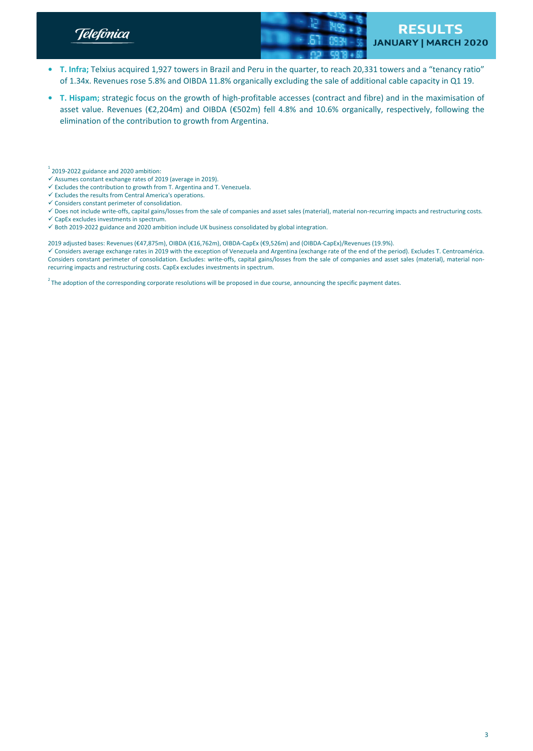- **T. Infra;** Telxius acquired 1,927 towers in Brazil and Peru in the quarter, to reach 20,331 towers and a "tenancy ratio" of 1.34x. Revenues rose 5.8% and OIBDA 11.8% organically excluding the sale of additional cable capacity in Q1 19.
- **T. Hispam;** strategic focus on the growth of high-profitable accesses (contract and fibre) and in the maximisation of asset value. Revenues (€2,204m) and OIBDA (€502m) fell 4.8% and 10.6% organically, respectively, following the elimination of the contribution to growth from Argentina.

[1] 2019-2022 guidance and 2020 ambition:
✓ Assumes constant exchange rates of 2019 (average in 2019).
✓ Excludes the contribution to growth from T. Argentina and T. Venezuela.
✓ Excludes the results from Central America's operations.
✓ Considers constant perimeter of consolidation.
✓ Does not include write-offs, capital gains/losses from the sale of companies and asset sales (material), material non-recurring impacts and restructuring costs.
✓ CapEx excludes investments in spectrum.
✓ Both 2019-2022 guidance and 2020 ambition include UK business consolidated by global integration.

2019 adjusted bases: Revenues (€47,875m), OIBDA (€16,762m), OIBDA-CapEx (€9,526m) and (OIBDA-CapEx)/Revenues (19.9%).
✓ Considers average exchange rates in 2019 with the exception of Venezuela and Argentina (exchange rate of the end of the period). Excludes T. Centroamérica. Considers constant perimeter of consolidation. Excludes: write-offs, capital gains/losses from the sale of companies and asset sales (material), material non-recurring impacts and restructuring costs. CapEx excludes investments in spectrum.

[2] The adoption of the corresponding corporate resolutions will be proposed in due course, announcing the specific payment dates.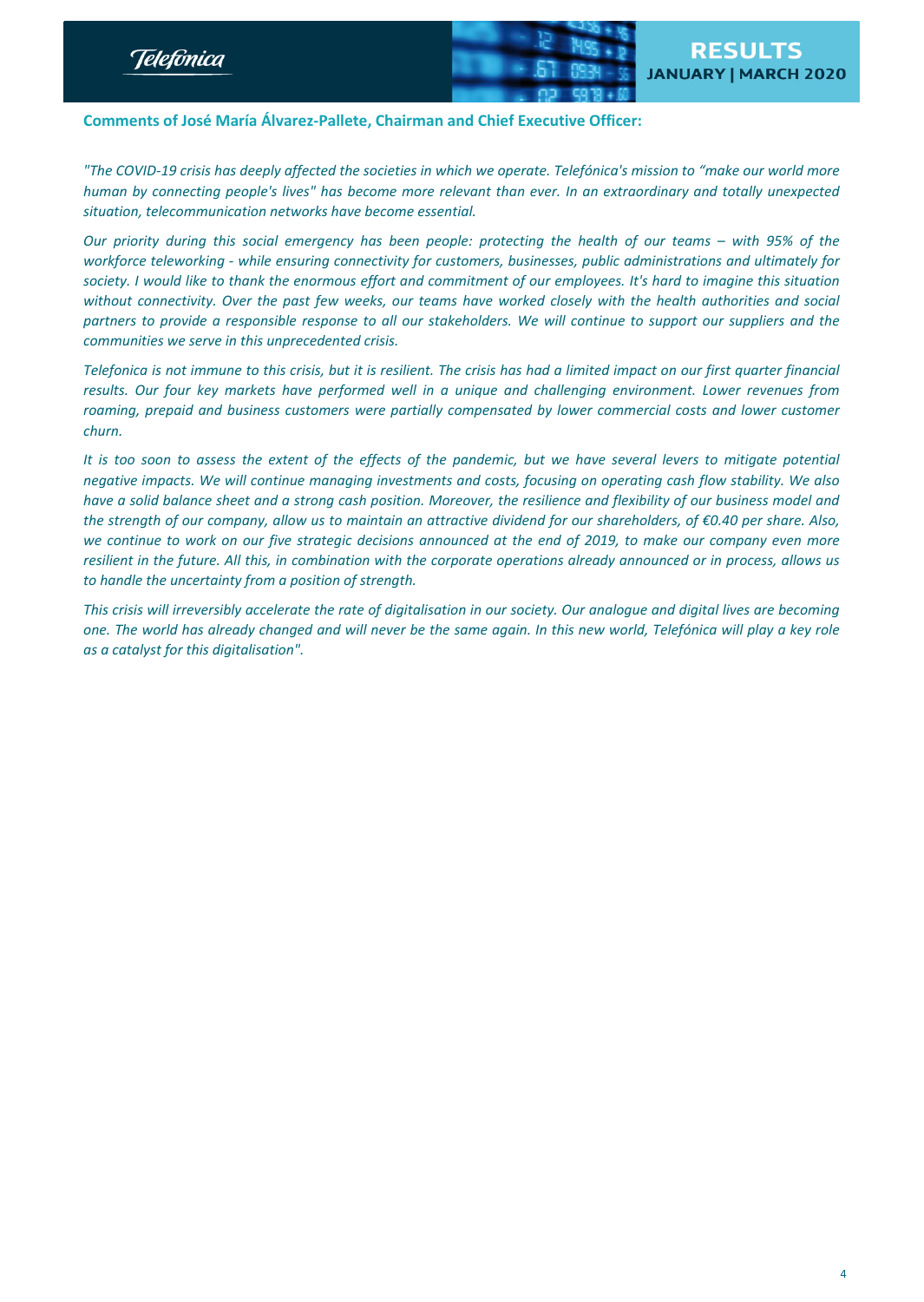## Comments of José María Álvarez-Pallete, Chairman and Chief Executive Officer:

*"The COVID-19 crisis has deeply affected the societies in which we operate. Telefónica's mission to "make our world more human by connecting people's lives" has become more relevant than ever. In an extraordinary and totally unexpected situation, telecommunication networks have become essential.*

*Our priority during this social emergency has been people: protecting the health of our teams – with 95% of the workforce teleworking - while ensuring connectivity for customers, businesses, public administrations and ultimately for society. I would like to thank the enormous effort and commitment of our employees. It's hard to imagine this situation without connectivity. Over the past few weeks, our teams have worked closely with the health authorities and social partners to provide a responsible response to all our stakeholders. We will continue to support our suppliers and the communities we serve in this unprecedented crisis.*

*Telefonica is not immune to this crisis, but it is resilient. The crisis has had a limited impact on our first quarter financial results. Our four key markets have performed well in a unique and challenging environment. Lower revenues from roaming, prepaid and business customers were partially compensated by lower commercial costs and lower customer churn.*

*It is too soon to assess the extent of the effects of the pandemic, but we have several levers to mitigate potential negative impacts. We will continue managing investments and costs, focusing on operating cash flow stability. We also have a solid balance sheet and a strong cash position. Moreover, the resilience and flexibility of our business model and the strength of our company, allow us to maintain an attractive dividend for our shareholders, of €0.40 per share. Also, we continue to work on our five strategic decisions announced at the end of 2019, to make our company even more resilient in the future. All this, in combination with the corporate operations already announced or in process, allows us to handle the uncertainty from a position of strength.*

*This crisis will irreversibly accelerate the rate of digitalisation in our society. Our analogue and digital lives are becoming one. The world has already changed and will never be the same again. In this new world, Telefónica will play a key role as a catalyst for this digitalisation".*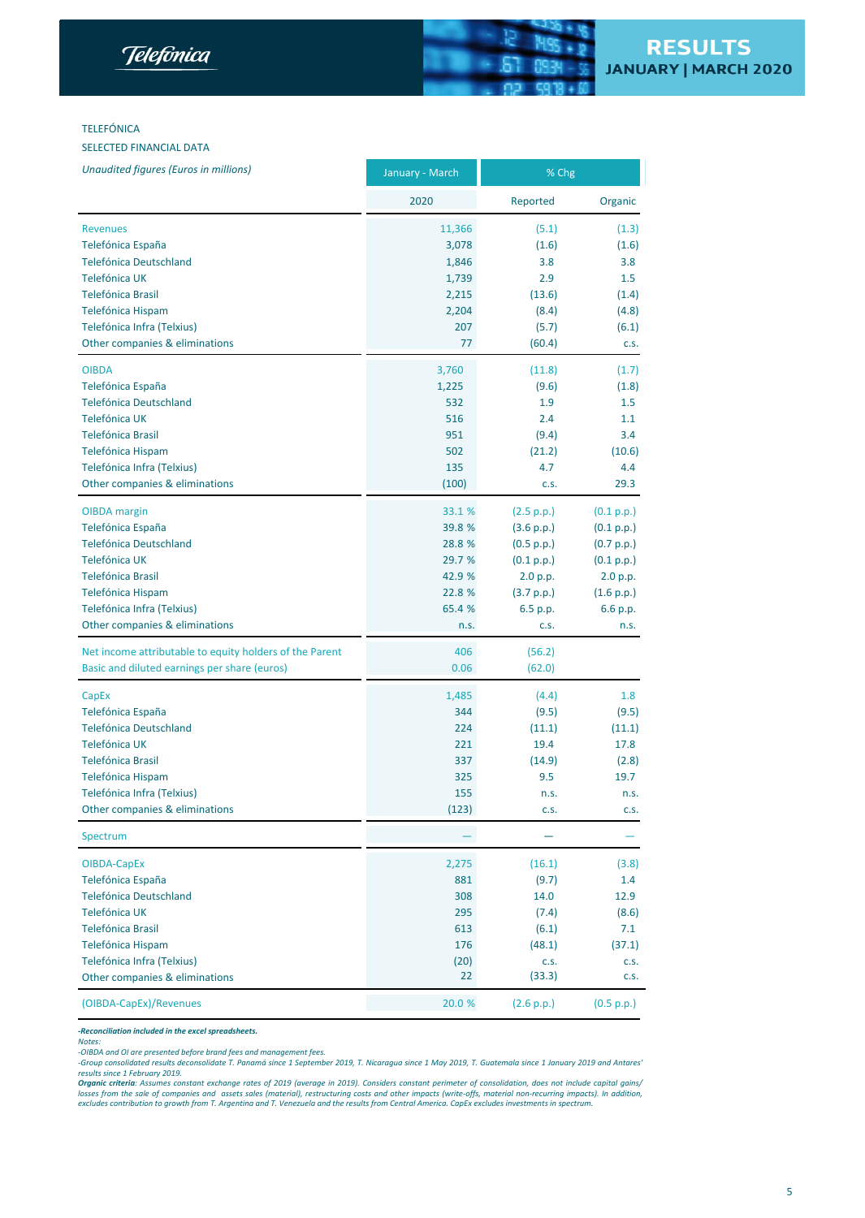TELEFÓNICA

SELECTED FINANCIAL DATA

| *Unaudited figures (Euros in millions)* | January - March | % Chg | |
|---|---|---|---|
| | 2020 | Reported | Organic |
| Revenues | 11,366 | (5.1) | (1.3) |
| Telefónica España | 3,078 | (1.6) | (1.6) |
| Telefónica Deutschland | 1,846 | 3.8 | 3.8 |
| Telefónica UK | 1,739 | 2.9 | 1.5 |
| Telefónica Brasil | 2,215 | (13.6) | (1.4) |
| Telefónica Hispam | 2,204 | (8.4) | (4.8) |
| Telefónica Infra (Telxius) | 207 | (5.7) | (6.1) |
| Other companies & eliminations | 77 | (60.4) | c.s. |
| OIBDA | 3,760 | (11.8) | (1.7) |
| Telefónica España | 1,225 | (9.6) | (1.8) |
| Telefónica Deutschland | 532 | 1.9 | 1.5 |
| Telefónica UK | 516 | 2.4 | 1.1 |
| Telefónica Brasil | 951 | (9.4) | 3.4 |
| Telefónica Hispam | 502 | (21.2) | (10.6) |
| Telefónica Infra (Telxius) | 135 | 4.7 | 4.4 |
| Other companies & eliminations | (100) | c.s. | 29.3 |
| OIBDA margin | 33.1 % | (2.5 p.p.) | (0.1 p.p.) |
| Telefónica España | 39.8 % | (3.6 p.p.) | (0.1 p.p.) |
| Telefónica Deutschland | 28.8 % | (0.5 p.p.) | (0.7 p.p.) |
| Telefónica UK | 29.7 % | (0.1 p.p.) | (0.1 p.p.) |
| Telefónica Brasil | 42.9 % | 2.0 p.p. | 2.0 p.p. |
| Telefónica Hispam | 22.8 % | (3.7 p.p.) | (1.6 p.p.) |
| Telefónica Infra (Telxius) | 65.4 % | 6.5 p.p. | 6.6 p.p. |
| Other companies & eliminations | n.s. | c.s. | n.s. |
| Net income attributable to equity holders of the Parent | 406 | (56.2) | |
| Basic and diluted earnings per share (euros) | 0.06 | (62.0) | |
| CapEx | 1,485 | (4.4) | 1.8 |
| Telefónica España | 344 | (9.5) | (9.5) |
| Telefónica Deutschland | 224 | (11.1) | (11.1) |
| Telefónica UK | 221 | 19.4 | 17.8 |
| Telefónica Brasil | 337 | (14.9) | (2.8) |
| Telefónica Hispam | 325 | 9.5 | 19.7 |
| Telefónica Infra (Telxius) | 155 | n.s. | n.s. |
| Other companies & eliminations | (123) | c.s. | c.s. |
| Spectrum | — | — | — |
| OIBDA-CapEx | 2,275 | (16.1) | (3.8) |
| Telefónica España | 881 | (9.7) | 1.4 |
| Telefónica Deutschland | 308 | 14.0 | 12.9 |
| Telefónica UK | 295 | (7.4) | (8.6) |
| Telefónica Brasil | 613 | (6.1) | 7.1 |
| Telefónica Hispam | 176 | (48.1) | (37.1) |
| Telefónica Infra (Telxius) | (20) | c.s. | c.s. |
| Other companies & eliminations | 22 | (33.3) | c.s. |
| (OIBDA-CapEx)/Revenues | 20.0 % | (2.6 p.p.) | (0.5 p.p.) |

***-Reconciliation included in the excel spreadsheets.***

*Notes:*

*-OIBDA and OI are presented before brand fees and management fees.*

*-Group consolidated results deconsolidate T. Panamá since 1 September 2019, T. Nicaragua since 1 May 2019, T. Guatemala since 1 January 2019 and Antares' results since 1 February 2019.*

***Organic criteria**: Assumes constant exchange rates of 2019 (average in 2019). Considers constant perimeter of consolidation, does not include capital gains/ losses from the sale of companies and assets sales (material), restructuring costs and other impacts (write-offs, material non-recurring impacts). In addition, excludes contribution to growth from T. Argentina and T. Venezuela and the results from Central America. CapEx excludes investments in spectrum.*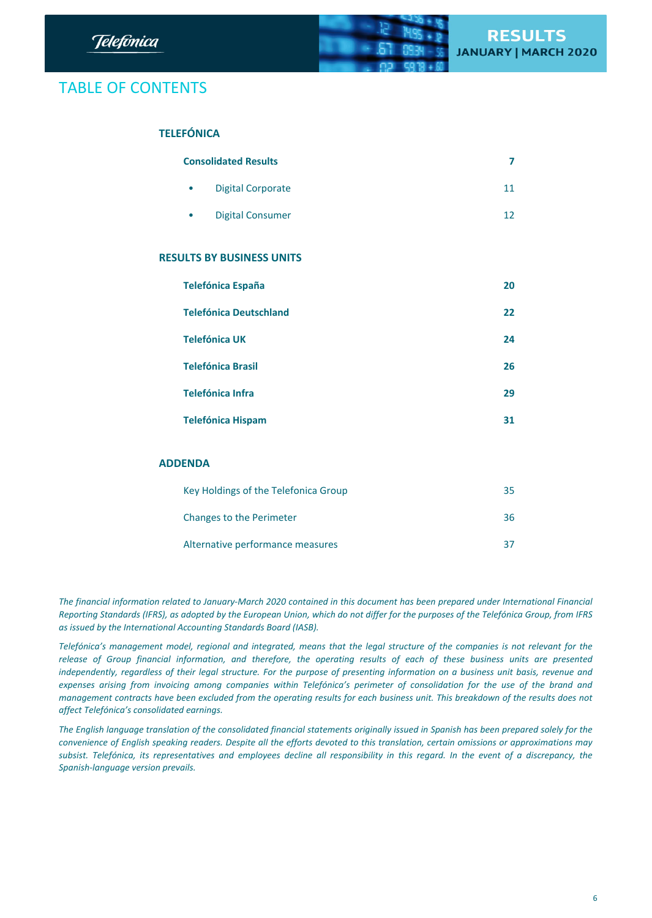# TABLE OF CONTENTS

## TELEFÓNICA

| | |
|---|---|
| **Consolidated Results** | **7** |
| • Digital Corporate | 11 |
| • Digital Consumer | 12 |

## RESULTS BY BUSINESS UNITS

| | |
|---|---|
| **Telefónica España** | **20** |
| **Telefónica Deutschland** | **22** |
| **Telefónica UK** | **24** |
| **Telefónica Brasil** | **26** |
| **Telefónica Infra** | **29** |
| **Telefónica Hispam** | **31** |

## ADDENDA

| | |
|---|---|
| Key Holdings of the Telefonica Group | 35 |
| Changes to the Perimeter | 36 |
| Alternative performance measures | 37 |

*The financial information related to January-March 2020 contained in this document has been prepared under International Financial Reporting Standards (IFRS), as adopted by the European Union, which do not differ for the purposes of the Telefónica Group, from IFRS as issued by the International Accounting Standards Board (IASB).*

*Telefónica's management model, regional and integrated, means that the legal structure of the companies is not relevant for the release of Group financial information, and therefore, the operating results of each of these business units are presented independently, regardless of their legal structure. For the purpose of presenting information on a business unit basis, revenue and expenses arising from invoicing among companies within Telefónica's perimeter of consolidation for the use of the brand and management contracts have been excluded from the operating results for each business unit. This breakdown of the results does not affect Telefónica's consolidated earnings.*

*The English language translation of the consolidated financial statements originally issued in Spanish has been prepared solely for the convenience of English speaking readers. Despite all the efforts devoted to this translation, certain omissions or approximations may subsist. Telefónica, its representatives and employees decline all responsibility in this regard. In the event of a discrepancy, the Spanish-language version prevails.*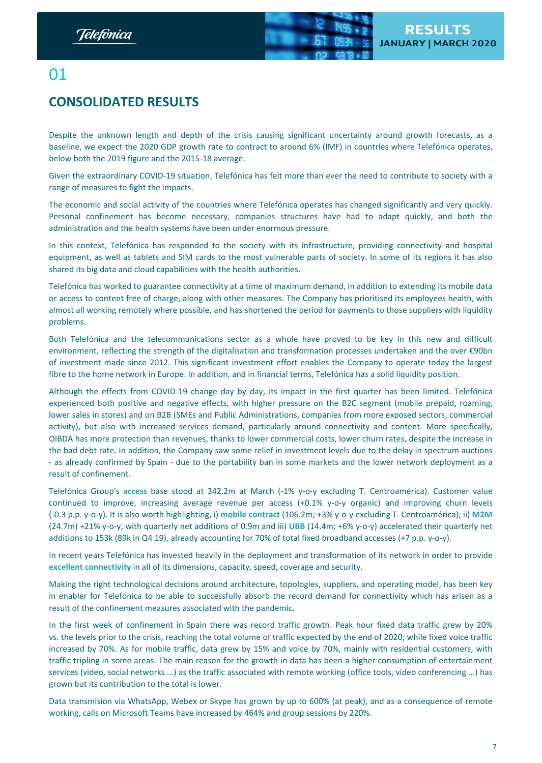# 01

## CONSOLIDATED RESULTS

Despite the unknown length and depth of the crisis causing significant uncertainty around growth forecasts, as a baseline, we expect the 2020 GDP growth rate to contract to around 6% (IMF) in countries where Telefónica operates, below both the 2019 figure and the 2015-18 average.

Given the extraordinary COVID-19 situation, Telefónica has felt more than ever the need to contribute to society with a range of measures to fight the impacts.

The economic and social activity of the countries where Telefónica operates has changed significantly and very quickly. Personal confinement has become necessary, companies structures have had to adapt quickly, and both the administration and the health systems have been under enormous pressure.

In this context, Telefónica has responded to the society with its infrastructure, providing connectivity and hospital equipment, as well as tablets and SIM cards to the most vulnerable parts of society. In some of its regions it has also shared its big data and cloud capabilities with the health authorities.

Telefónica has worked to guarantee connectivity at a time of maximum demand, in addition to extending its mobile data or access to content free of charge, along with other measures. The Company has prioritised its employees health, with almost all working remotely where possible, and has shortened the period for payments to those suppliers with liquidity problems.

Both Telefónica and the telecommunications sector as a whole have proved to be key in this new and difficult environment, reflecting the strength of the digitalisation and transformation processes undertaken and the over €90bn of investment made since 2012. This significant investment effort enables the Company to operate today the largest fibre to the home network in Europe. In addition, and in financial terms, Telefónica has a solid liquidity position.

Although the effects from COVID-19 change day by day, its impact in the first quarter has been limited. Telefónica experienced both positive and negative effects, with higher pressure on the B2C segment (mobile prepaid, roaming, lower sales in stores) and on B2B (SMEs and Public Administrations, companies from more exposed sectors, commercial activity), but also with increased services demand, particularly around connectivity and content. More specifically, OIBDA has more protection than revenues, thanks to lower commercial costs, lower churn rates, despite the increase in the bad debt rate. In addition, the Company saw some relief in investment levels due to the delay in spectrum auctions - as already confirmed by Spain - due to the portability ban in some markets and the lower network deployment as a result of confinement.

Telefónica Group's **access** base stood at 342.2m at March (-1% y-o-y excluding T. Centroamérica). Customer value continued to improve, increasing average revenue per access (+0.1% y-o-y organic) and improving churn levels (-0.3 p.p. y-o-y). It is also worth highlighting, i) **mobile contract** (106.2m; +3% y-o-y excluding T. Centroamérica); ii) **M2M** (24.7m) +21% y-o-y, with quarterly net additions of 0.9m and iii) **UBB** (14.4m; +6% y-o-y) accelerated their quarterly net additions to 153k (89k in Q4 19), already accounting for 70% of total fixed broadband accesses (+7 p.p. y-o-y).

In recent years Telefónica has invested heavily in the deployment and transformation of its network in order to provide **excellent connectivity** in all of its dimensions, capacity, speed, coverage and security.

Making the right technological decisions around architecture, topologies, suppliers, and operating model, has been key in enabler for Telefónica to be able to successfully absorb the record demand for connectivity which has arisen as a result of the confinement measures associated with the pandemic.

In the first week of confinement in Spain there was record traffic growth. Peak hour fixed data traffic grew by 20% vs. the levels prior to the crisis, reaching the total volume of traffic expected by the end of 2020; while fixed voice traffic increased by 70%. As for mobile traffic, data grew by 15% and voice by 70%, mainly with residential customers, with traffic tripling in some areas. The main reason for the growth in data has been a higher consumption of entertainment services (video, social networks ...) as the traffic associated with remote working (office tools, video conferencing ...) has grown but its contribution to the total is lower.

Data transmision via WhatsApp, Webex or Skype has grown by up to 600% (at peak), and as a consequence of remote working, calls on Microsoft Teams have increased by 464% and group sessions by 220%.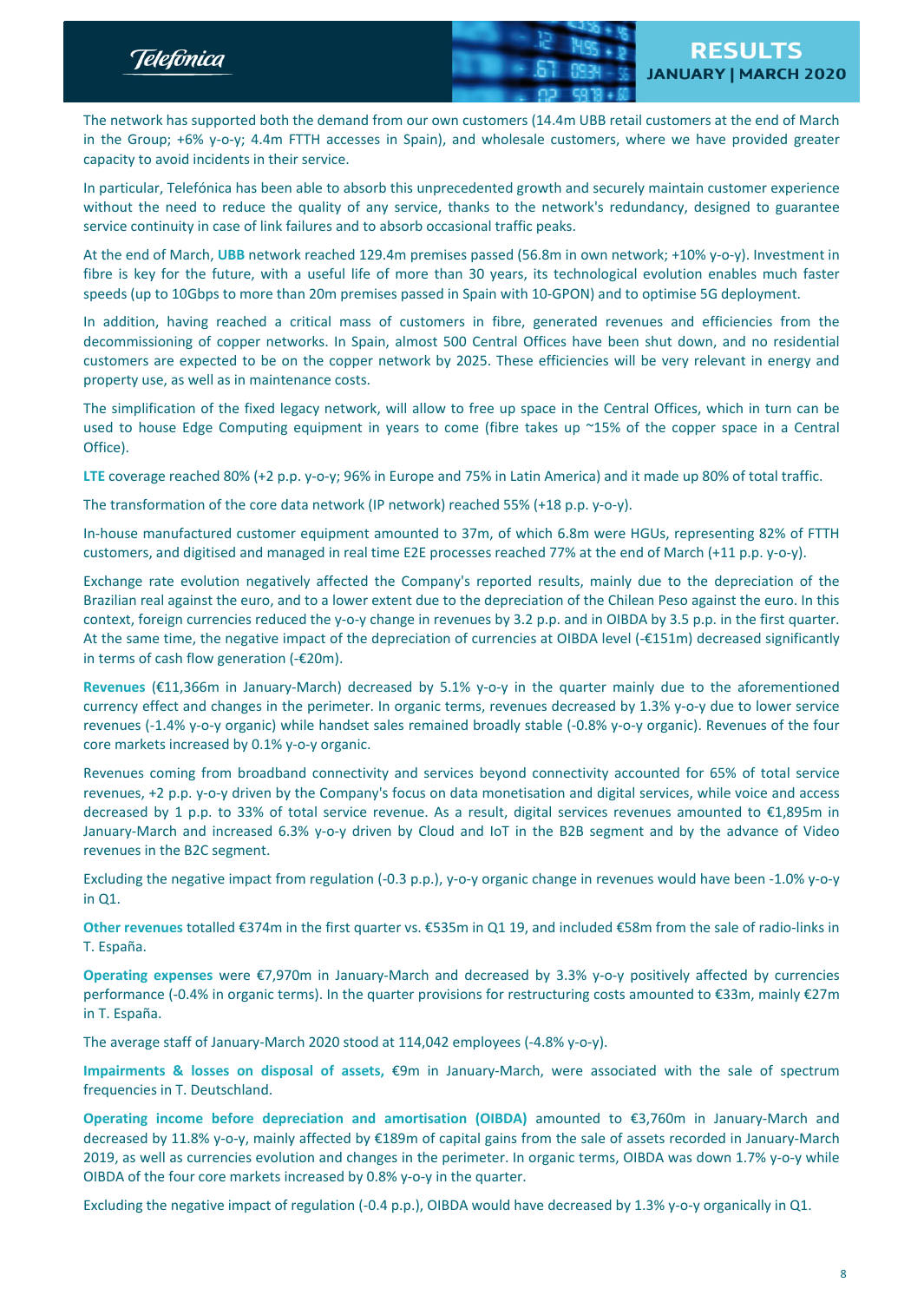The network has supported both the demand from our own customers (14.4m UBB retail customers at the end of March in the Group; +6% y-o-y; 4.4m FTTH accesses in Spain), and wholesale customers, where we have provided greater capacity to avoid incidents in their service.

In particular, Telefónica has been able to absorb this unprecedented growth and securely maintain customer experience without the need to reduce the quality of any service, thanks to the network's redundancy, designed to guarantee service continuity in case of link failures and to absorb occasional traffic peaks.

At the end of March, **UBB** network reached 129.4m premises passed (56.8m in own network; +10% y-o-y). Investment in fibre is key for the future, with a useful life of more than 30 years, its technological evolution enables much faster speeds (up to 10Gbps to more than 20m premises passed in Spain with 10-GPON) and to optimise 5G deployment.

In addition, having reached a critical mass of customers in fibre, generated revenues and efficiencies from the decommissioning of copper networks. In Spain, almost 500 Central Offices have been shut down, and no residential customers are expected to be on the copper network by 2025. These efficiencies will be very relevant in energy and property use, as well as in maintenance costs.

The simplification of the fixed legacy network, will allow to free up space in the Central Offices, which in turn can be used to house Edge Computing equipment in years to come (fibre takes up ~15% of the copper space in a Central Office).

**LTE** coverage reached 80% (+2 p.p. y-o-y; 96% in Europe and 75% in Latin America) and it made up 80% of total traffic.

The transformation of the core data network (IP network) reached 55% (+18 p.p. y-o-y).

In-house manufactured customer equipment amounted to 37m, of which 6.8m were HGUs, representing 82% of FTTH customers, and digitised and managed in real time E2E processes reached 77% at the end of March (+11 p.p. y-o-y).

Exchange rate evolution negatively affected the Company's reported results, mainly due to the depreciation of the Brazilian real against the euro, and to a lower extent due to the depreciation of the Chilean Peso against the euro. In this context, foreign currencies reduced the y-o-y change in revenues by 3.2 p.p. and in OIBDA by 3.5 p.p. in the first quarter. At the same time, the negative impact of the depreciation of currencies at OIBDA level (-€151m) decreased significantly in terms of cash flow generation (-€20m).

**Revenues** (€11,366m in January-March) decreased by 5.1% y-o-y in the quarter mainly due to the aforementioned currency effect and changes in the perimeter. In organic terms, revenues decreased by 1.3% y-o-y due to lower service revenues (-1.4% y-o-y organic) while handset sales remained broadly stable (-0.8% y-o-y organic). Revenues of the four core markets increased by 0.1% y-o-y organic.

Revenues coming from broadband connectivity and services beyond connectivity accounted for 65% of total service revenues, +2 p.p. y-o-y driven by the Company's focus on data monetisation and digital services, while voice and access decreased by 1 p.p. to 33% of total service revenue. As a result, digital services revenues amounted to €1,895m in January-March and increased 6.3% y-o-y driven by Cloud and IoT in the B2B segment and by the advance of Video revenues in the B2C segment.

Excluding the negative impact from regulation (-0.3 p.p.), y-o-y organic change in revenues would have been -1.0% y-o-y in Q1.

**Other revenues** totalled €374m in the first quarter vs. €535m in Q1 19, and included €58m from the sale of radio-links in T. España.

**Operating expenses** were €7,970m in January-March and decreased by 3.3% y-o-y positively affected by currencies performance (-0.4% in organic terms). In the quarter provisions for restructuring costs amounted to €33m, mainly €27m in T. España.

The average staff of January-March 2020 stood at 114,042 employees (-4.8% y-o-y).

**Impairments & losses on disposal of assets,** €9m in January-March, were associated with the sale of spectrum frequencies in T. Deutschland.

**Operating income before depreciation and amortisation (OIBDA)** amounted to €3,760m in January-March and decreased by 11.8% y-o-y, mainly affected by €189m of capital gains from the sale of assets recorded in January-March 2019, as well as currencies evolution and changes in the perimeter. In organic terms, OIBDA was down 1.7% y-o-y while OIBDA of the four core markets increased by 0.8% y-o-y in the quarter.

Excluding the negative impact of regulation (-0.4 p.p.), OIBDA would have decreased by 1.3% y-o-y organically in Q1.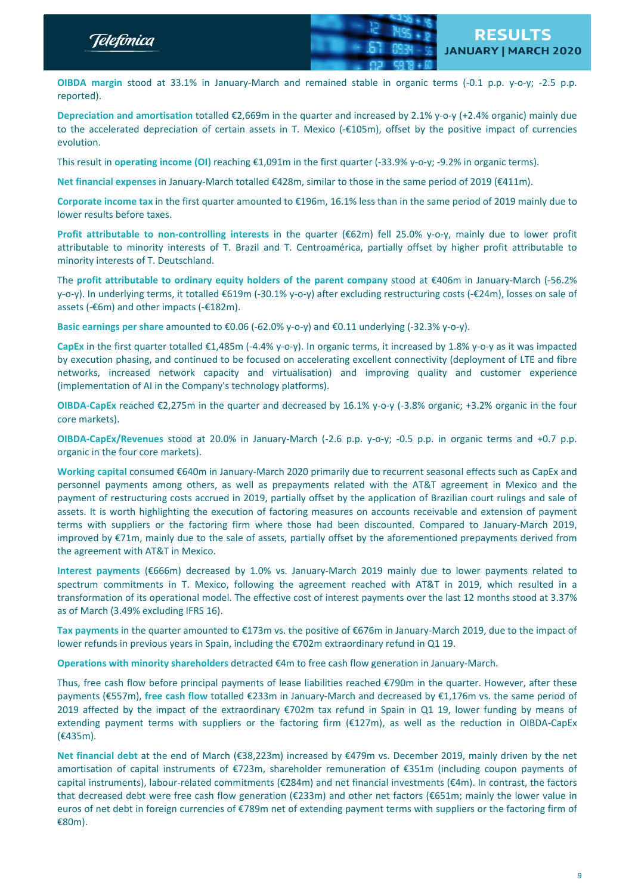**OIBDA margin** stood at 33.1% in January-March and remained stable in organic terms (-0.1 p.p. y-o-y; -2.5 p.p. reported).

**Depreciation and amortisation** totalled €2,669m in the quarter and increased by 2.1% y-o-y (+2.4% organic) mainly due to the accelerated depreciation of certain assets in T. Mexico (-€105m), offset by the positive impact of currencies evolution.

This result in **operating income (OI)** reaching €1,091m in the first quarter (-33.9% y-o-y; -9.2% in organic terms).

**Net financial expenses** in January-March totalled €428m, similar to those in the same period of 2019 (€411m).

**Corporate income tax** in the first quarter amounted to €196m, 16.1% less than in the same period of 2019 mainly due to lower results before taxes.

**Profit attributable to non-controlling interests** in the quarter (€62m) fell 25.0% y-o-y, mainly due to lower profit attributable to minority interests of T. Brazil and T. Centroamérica, partially offset by higher profit attributable to minority interests of T. Deutschland.

The **profit attributable to ordinary equity holders of the parent company** stood at €406m in January-March (-56.2% y-o-y). In underlying terms, it totalled €619m (-30.1% y-o-y) after excluding restructuring costs (-€24m), losses on sale of assets (-€6m) and other impacts (-€182m).

**Basic earnings per share** amounted to €0.06 (-62.0% y-o-y) and €0.11 underlying (-32.3% y-o-y).

**CapEx** in the first quarter totalled €1,485m (-4.4% y-o-y). In organic terms, it increased by 1.8% y-o-y as it was impacted by execution phasing, and continued to be focused on accelerating excellent connectivity (deployment of LTE and fibre networks, increased network capacity and virtualisation) and improving quality and customer experience (implementation of AI in the Company's technology platforms).

**OIBDA-CapEx** reached €2,275m in the quarter and decreased by 16.1% y-o-y (-3.8% organic; +3.2% organic in the four core markets).

**OIBDA-CapEx/Revenues** stood at 20.0% in January-March (-2.6 p.p. y-o-y; -0.5 p.p. in organic terms and +0.7 p.p. organic in the four core markets).

**Working capital** consumed €640m in January-March 2020 primarily due to recurrent seasonal effects such as CapEx and personnel payments among others, as well as prepayments related with the AT&T agreement in Mexico and the payment of restructuring costs accrued in 2019, partially offset by the application of Brazilian court rulings and sale of assets. It is worth highlighting the execution of factoring measures on accounts receivable and extension of payment terms with suppliers or the factoring firm where those had been discounted. Compared to January-March 2019, improved by €71m, mainly due to the sale of assets, partially offset by the aforementioned prepayments derived from the agreement with AT&T in Mexico.

**Interest payments** (€666m) decreased by 1.0% vs. January-March 2019 mainly due to lower payments related to spectrum commitments in T. Mexico, following the agreement reached with AT&T in 2019, which resulted in a transformation of its operational model. The effective cost of interest payments over the last 12 months stood at 3.37% as of March (3.49% excluding IFRS 16).

**Tax payments** in the quarter amounted to €173m vs. the positive of €676m in January-March 2019, due to the impact of lower refunds in previous years in Spain, including the €702m extraordinary refund in Q1 19.

**Operations with minority shareholders** detracted €4m to free cash flow generation in January-March.

Thus, free cash flow before principal payments of lease liabilities reached €790m in the quarter. However, after these payments (€557m), **free cash flow** totalled €233m in January-March and decreased by €1,176m vs. the same period of 2019 affected by the impact of the extraordinary €702m tax refund in Spain in Q1 19, lower funding by means of extending payment terms with suppliers or the factoring firm (€127m), as well as the reduction in OIBDA-CapEx (€435m).

**Net financial debt** at the end of March (€38,223m) increased by €479m vs. December 2019, mainly driven by the net amortisation of capital instruments of €723m, shareholder remuneration of €351m (including coupon payments of capital instruments), labour-related commitments (€284m) and net financial investments (€4m). In contrast, the factors that decreased debt were free cash flow generation (€233m) and other net factors (€651m; mainly the lower value in euros of net debt in foreign currencies of €789m net of extending payment terms with suppliers or the factoring firm of €80m).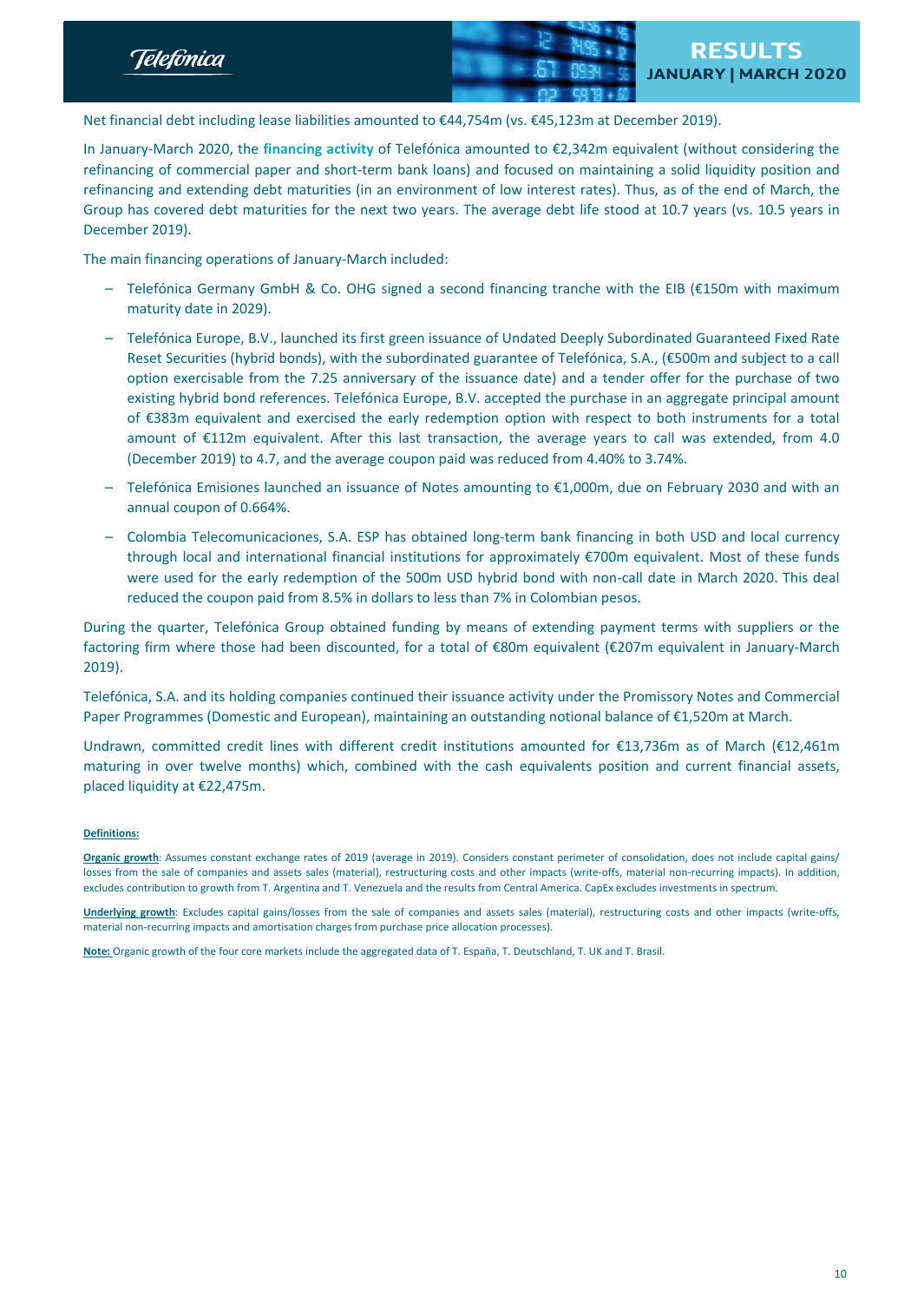Net financial debt including lease liabilities amounted to €44,754m (vs. €45,123m at December 2019).

In January-March 2020, the **financing activity** of Telefónica amounted to €2,342m equivalent (without considering the refinancing of commercial paper and short-term bank loans) and focused on maintaining a solid liquidity position and refinancing and extending debt maturities (in an environment of low interest rates). Thus, as of the end of March, the Group has covered debt maturities for the next two years. The average debt life stood at 10.7 years (vs. 10.5 years in December 2019).

The main financing operations of January-March included:

- Telefónica Germany GmbH & Co. OHG signed a second financing tranche with the EIB (€150m with maximum maturity date in 2029).
- Telefónica Europe, B.V., launched its first green issuance of Undated Deeply Subordinated Guaranteed Fixed Rate Reset Securities (hybrid bonds), with the subordinated guarantee of Telefónica, S.A., (€500m and subject to a call option exercisable from the 7.25 anniversary of the issuance date) and a tender offer for the purchase of two existing hybrid bond references. Telefónica Europe, B.V. accepted the purchase in an aggregate principal amount of €383m equivalent and exercised the early redemption option with respect to both instruments for a total amount of €112m equivalent. After this last transaction, the average years to call was extended, from 4.0 (December 2019) to 4.7, and the average coupon paid was reduced from 4.40% to 3.74%.
- Telefónica Emisiones launched an issuance of Notes amounting to €1,000m, due on February 2030 and with an annual coupon of 0.664%.
- Colombia Telecomunicaciones, S.A. ESP has obtained long-term bank financing in both USD and local currency through local and international financial institutions for approximately €700m equivalent. Most of these funds were used for the early redemption of the 500m USD hybrid bond with non-call date in March 2020. This deal reduced the coupon paid from 8.5% in dollars to less than 7% in Colombian pesos.

During the quarter, Telefónica Group obtained funding by means of extending payment terms with suppliers or the factoring firm where those had been discounted, for a total of €80m equivalent (€207m equivalent in January-March 2019).

Telefónica, S.A. and its holding companies continued their issuance activity under the Promissory Notes and Commercial Paper Programmes (Domestic and European), maintaining an outstanding notional balance of €1,520m at March.

Undrawn, committed credit lines with different credit institutions amounted for €13,736m as of March (€12,461m maturing in over twelve months) which, combined with the cash equivalents position and current financial assets, placed liquidity at €22,475m.

**Definitions:**

**Organic growth**: Assumes constant exchange rates of 2019 (average in 2019). Considers constant perimeter of consolidation, does not include capital gains/ losses from the sale of companies and assets sales (material), restructuring costs and other impacts (write-offs, material non-recurring impacts). In addition, excludes contribution to growth from T. Argentina and T. Venezuela and the results from Central America. CapEx excludes investments in spectrum.

**Underlying growth**: Excludes capital gains/losses from the sale of companies and assets sales (material), restructuring costs and other impacts (write-offs, material non-recurring impacts and amortisation charges from purchase price allocation processes).

**Note:** Organic growth of the four core markets include the aggregated data of T. España, T. Deutschland, T. UK and T. Brasil.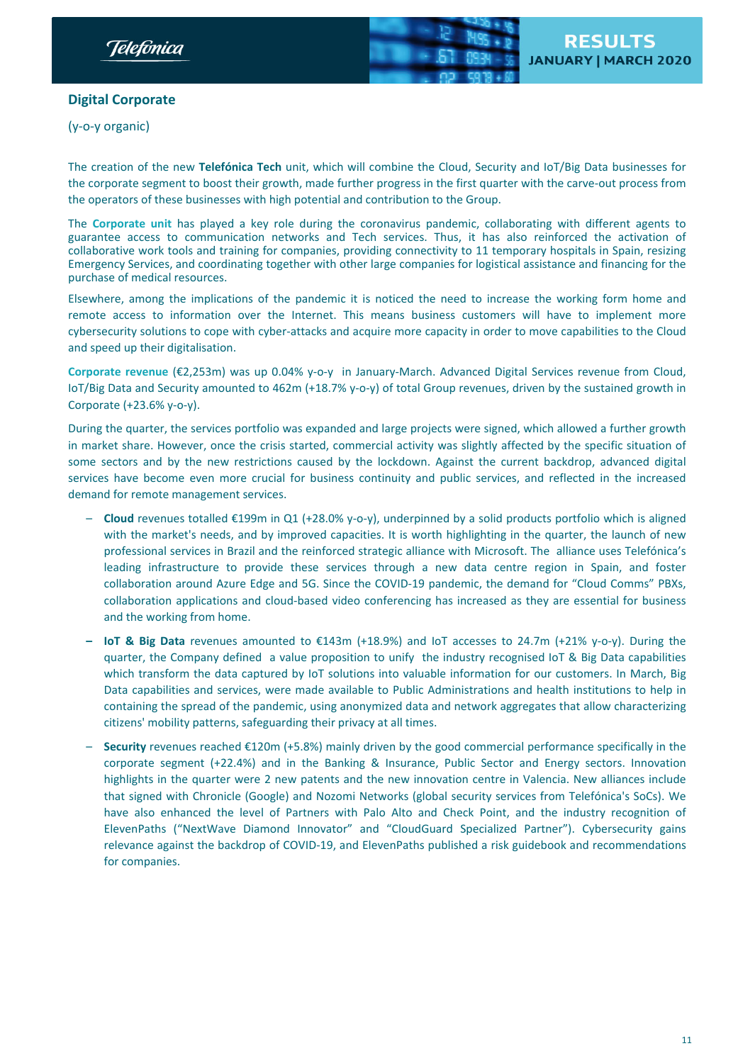## Digital Corporate

(y-o-y organic)

The creation of the new **Telefónica Tech** unit, which will combine the Cloud, Security and IoT/Big Data businesses for the corporate segment to boost their growth, made further progress in the first quarter with the carve-out process from the operators of these businesses with high potential and contribution to the Group.

The **Corporate unit** has played a key role during the coronavirus pandemic, collaborating with different agents to guarantee access to communication networks and Tech services. Thus, it has also reinforced the activation of collaborative work tools and training for companies, providing connectivity to 11 temporary hospitals in Spain, resizing Emergency Services, and coordinating together with other large companies for logistical assistance and financing for the purchase of medical resources.

Elsewhere, among the implications of the pandemic it is noticed the need to increase the working form home and remote access to information over the Internet. This means business customers will have to implement more cybersecurity solutions to cope with cyber-attacks and acquire more capacity in order to move capabilities to the Cloud and speed up their digitalisation.

**Corporate revenue** (€2,253m) was up 0.04% y-o-y in January-March. Advanced Digital Services revenue from Cloud, IoT/Big Data and Security amounted to 462m (+18.7% y-o-y) of total Group revenues, driven by the sustained growth in Corporate (+23.6% y-o-y).

During the quarter, the services portfolio was expanded and large projects were signed, which allowed a further growth in market share. However, once the crisis started, commercial activity was slightly affected by the specific situation of some sectors and by the new restrictions caused by the lockdown. Against the current backdrop, advanced digital services have become even more crucial for business continuity and public services, and reflected in the increased demand for remote management services.

- **Cloud** revenues totalled €199m in Q1 (+28.0% y-o-y), underpinned by a solid products portfolio which is aligned with the market's needs, and by improved capacities. It is worth highlighting in the quarter, the launch of new professional services in Brazil and the reinforced strategic alliance with Microsoft. The alliance uses Telefónica's leading infrastructure to provide these services through a new data centre region in Spain, and foster collaboration around Azure Edge and 5G. Since the COVID-19 pandemic, the demand for "Cloud Comms" PBXs, collaboration applications and cloud-based video conferencing has increased as they are essential for business and the working from home.
- **IoT & Big Data** revenues amounted to €143m (+18.9%) and IoT accesses to 24.7m (+21% y-o-y). During the quarter, the Company defined a value proposition to unify the industry recognised IoT & Big Data capabilities which transform the data captured by IoT solutions into valuable information for our customers. In March, Big Data capabilities and services, were made available to Public Administrations and health institutions to help in containing the spread of the pandemic, using anonymized data and network aggregates that allow characterizing citizens' mobility patterns, safeguarding their privacy at all times.
- **Security** revenues reached €120m (+5.8%) mainly driven by the good commercial performance specifically in the corporate segment (+22.4%) and in the Banking & Insurance, Public Sector and Energy sectors. Innovation highlights in the quarter were 2 new patents and the new innovation centre in Valencia. New alliances include that signed with Chronicle (Google) and Nozomi Networks (global security services from Telefónica's SoCs). We have also enhanced the level of Partners with Palo Alto and Check Point, and the industry recognition of ElevenPaths ("NextWave Diamond Innovator" and "CloudGuard Specialized Partner"). Cybersecurity gains relevance against the backdrop of COVID-19, and ElevenPaths published a risk guidebook and recommendations for companies.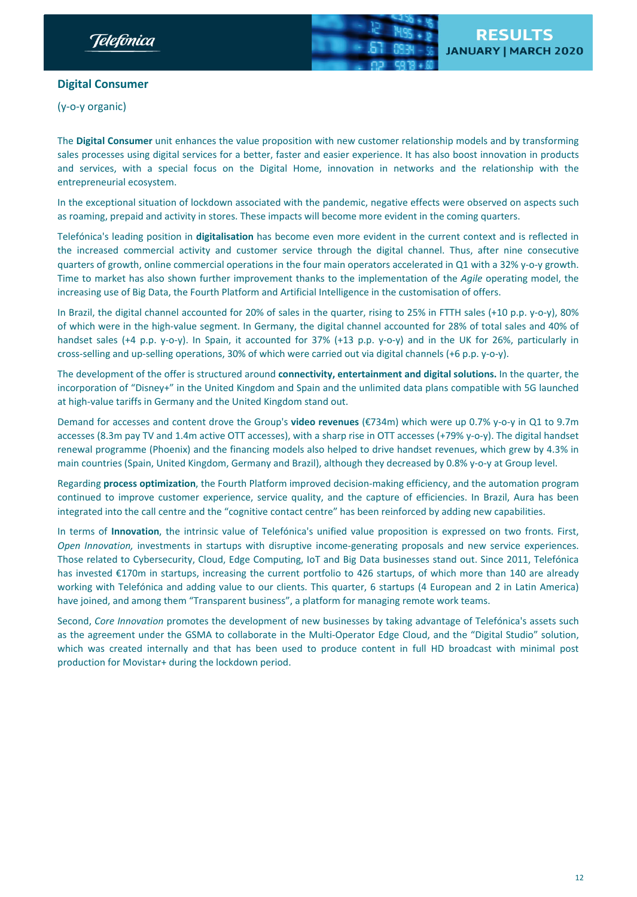## Digital Consumer

(y-o-y organic)

The **Digital Consumer** unit enhances the value proposition with new customer relationship models and by transforming sales processes using digital services for a better, faster and easier experience. It has also boost innovation in products and services, with a special focus on the Digital Home, innovation in networks and the relationship with the entrepreneurial ecosystem.

In the exceptional situation of lockdown associated with the pandemic, negative effects were observed on aspects such as roaming, prepaid and activity in stores. These impacts will become more evident in the coming quarters.

Telefónica's leading position in **digitalisation** has become even more evident in the current context and is reflected in the increased commercial activity and customer service through the digital channel. Thus, after nine consecutive quarters of growth, online commercial operations in the four main operators accelerated in Q1 with a 32% y-o-y growth. Time to market has also shown further improvement thanks to the implementation of the *Agile* operating model, the increasing use of Big Data, the Fourth Platform and Artificial Intelligence in the customisation of offers.

In Brazil, the digital channel accounted for 20% of sales in the quarter, rising to 25% in FTTH sales (+10 p.p. y-o-y), 80% of which were in the high-value segment. In Germany, the digital channel accounted for 28% of total sales and 40% of handset sales (+4 p.p. y-o-y). In Spain, it accounted for 37% (+13 p.p. y-o-y) and in the UK for 26%, particularly in cross-selling and up-selling operations, 30% of which were carried out via digital channels (+6 p.p. y-o-y).

The development of the offer is structured around **connectivity, entertainment and digital solutions.** In the quarter, the incorporation of "Disney+" in the United Kingdom and Spain and the unlimited data plans compatible with 5G launched at high-value tariffs in Germany and the United Kingdom stand out.

Demand for accesses and content drove the Group's **video revenues** (€734m) which were up 0.7% y-o-y in Q1 to 9.7m accesses (8.3m pay TV and 1.4m active OTT accesses), with a sharp rise in OTT accesses (+79% y-o-y). The digital handset renewal programme (Phoenix) and the financing models also helped to drive handset revenues, which grew by 4.3% in main countries (Spain, United Kingdom, Germany and Brazil), although they decreased by 0.8% y-o-y at Group level.

Regarding **process optimization**, the Fourth Platform improved decision-making efficiency, and the automation program continued to improve customer experience, service quality, and the capture of efficiencies. In Brazil, Aura has been integrated into the call centre and the "cognitive contact centre" has been reinforced by adding new capabilities.

In terms of **Innovation**, the intrinsic value of Telefónica's unified value proposition is expressed on two fronts. First, *Open Innovation,* investments in startups with disruptive income-generating proposals and new service experiences. Those related to Cybersecurity, Cloud, Edge Computing, IoT and Big Data businesses stand out. Since 2011, Telefónica has invested €170m in startups, increasing the current portfolio to 426 startups, of which more than 140 are already working with Telefónica and adding value to our clients. This quarter, 6 startups (4 European and 2 in Latin America) have joined, and among them "Transparent business", a platform for managing remote work teams.

Second, *Core Innovation* promotes the development of new businesses by taking advantage of Telefónica's assets such as the agreement under the GSMA to collaborate in the Multi-Operator Edge Cloud, and the "Digital Studio" solution, which was created internally and that has been used to produce content in full HD broadcast with minimal post production for Movistar+ during the lockdown period.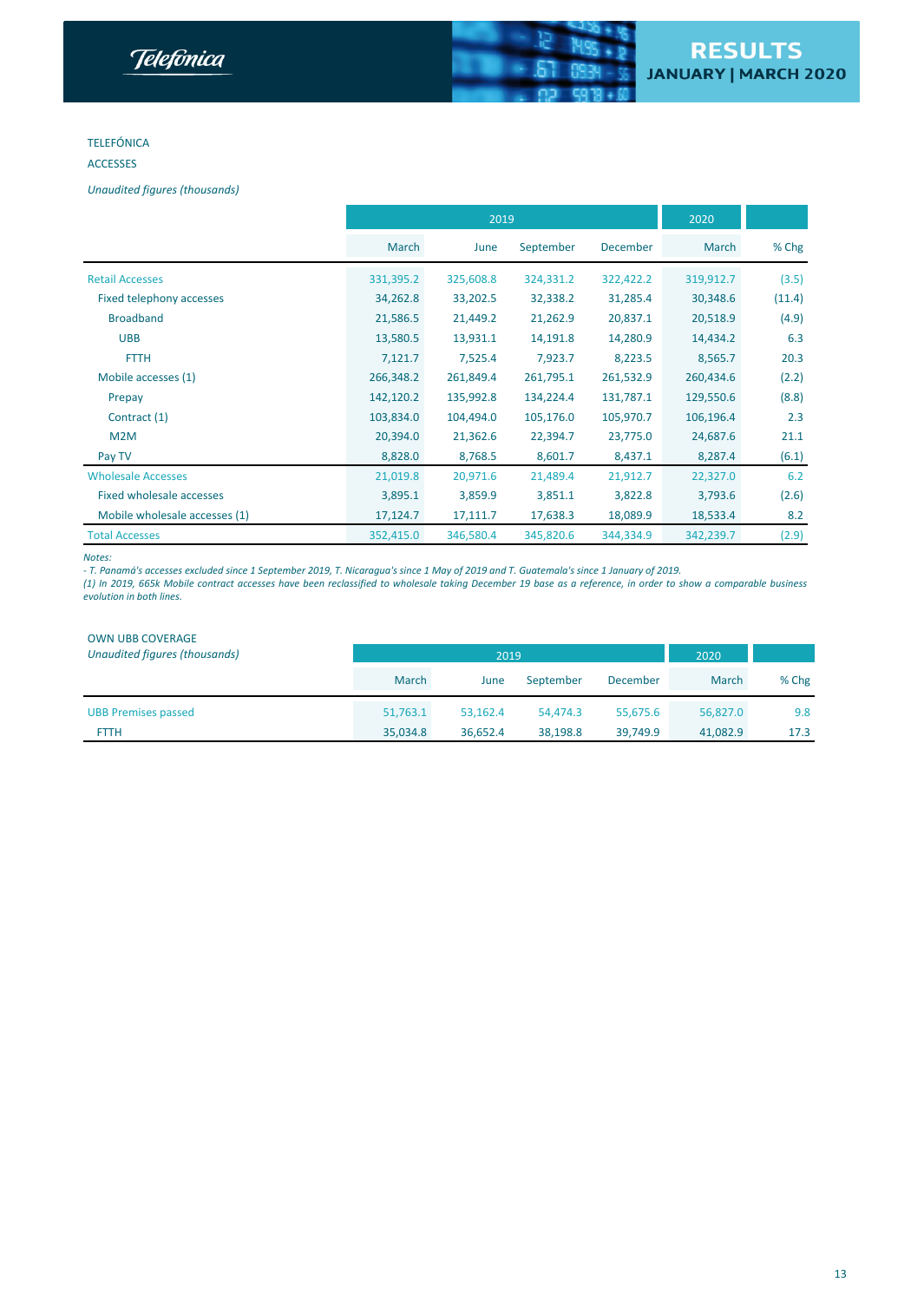TELEFÓNICA

ACCESSES

*Unaudited figures (thousands)*

| | 2019 | | | | 2020 | |
|---|---|---|---|---|---|---|
| | March | June | September | December | March | % Chg |
| Retail Accesses | 331,395.2 | 325,608.8 | 324,331.2 | 322,422.2 | 319,912.7 | (3.5) |
| Fixed telephony accesses | 34,262.8 | 33,202.5 | 32,338.2 | 31,285.4 | 30,348.6 | (11.4) |
| Broadband | 21,586.5 | 21,449.2 | 21,262.9 | 20,837.1 | 20,518.9 | (4.9) |
| UBB | 13,580.5 | 13,931.1 | 14,191.8 | 14,280.9 | 14,434.2 | 6.3 |
| FTTH | 7,121.7 | 7,525.4 | 7,923.7 | 8,223.5 | 8,565.7 | 20.3 |
| Mobile accesses (1) | 266,348.2 | 261,849.4 | 261,795.1 | 261,532.9 | 260,434.6 | (2.2) |
| Prepay | 142,120.2 | 135,992.8 | 134,224.4 | 131,787.1 | 129,550.6 | (8.8) |
| Contract (1) | 103,834.0 | 104,494.0 | 105,176.0 | 105,970.7 | 106,196.4 | 2.3 |
| M2M | 20,394.0 | 21,362.6 | 22,394.7 | 23,775.0 | 24,687.6 | 21.1 |
| Pay TV | 8,828.0 | 8,768.5 | 8,601.7 | 8,437.1 | 8,287.4 | (6.1) |
| Wholesale Accesses | 21,019.8 | 20,971.6 | 21,489.4 | 21,912.7 | 22,327.0 | 6.2 |
| Fixed wholesale accesses | 3,895.1 | 3,859.9 | 3,851.1 | 3,822.8 | 3,793.6 | (2.6) |
| Mobile wholesale accesses (1) | 17,124.7 | 17,111.7 | 17,638.3 | 18,089.9 | 18,533.4 | 8.2 |
| Total Accesses | 352,415.0 | 346,580.4 | 345,820.6 | 344,334.9 | 342,239.7 | (2.9) |

*Notes:*
*- T. Panamá's accesses excluded since 1 September 2019, T. Nicaragua's since 1 May of 2019 and T. Guatemala's since 1 January of 2019.*
*(1) In 2019, 665k Mobile contract accesses have been reclassified to wholesale taking December 19 base as a reference, in order to show a comparable business evolution in both lines.*

OWN UBB COVERAGE

*Unaudited figures (thousands)*

| | 2019 | | | | 2020 | |
|---|---|---|---|---|---|---|
| | March | June | September | December | March | % Chg |
| UBB Premises passed | 51,763.1 | 53,162.4 | 54,474.3 | 55,675.6 | 56,827.0 | 9.8 |
| FTTH | 35,034.8 | 36,652.4 | 38,198.8 | 39,749.9 | 41,082.9 | 17.3 |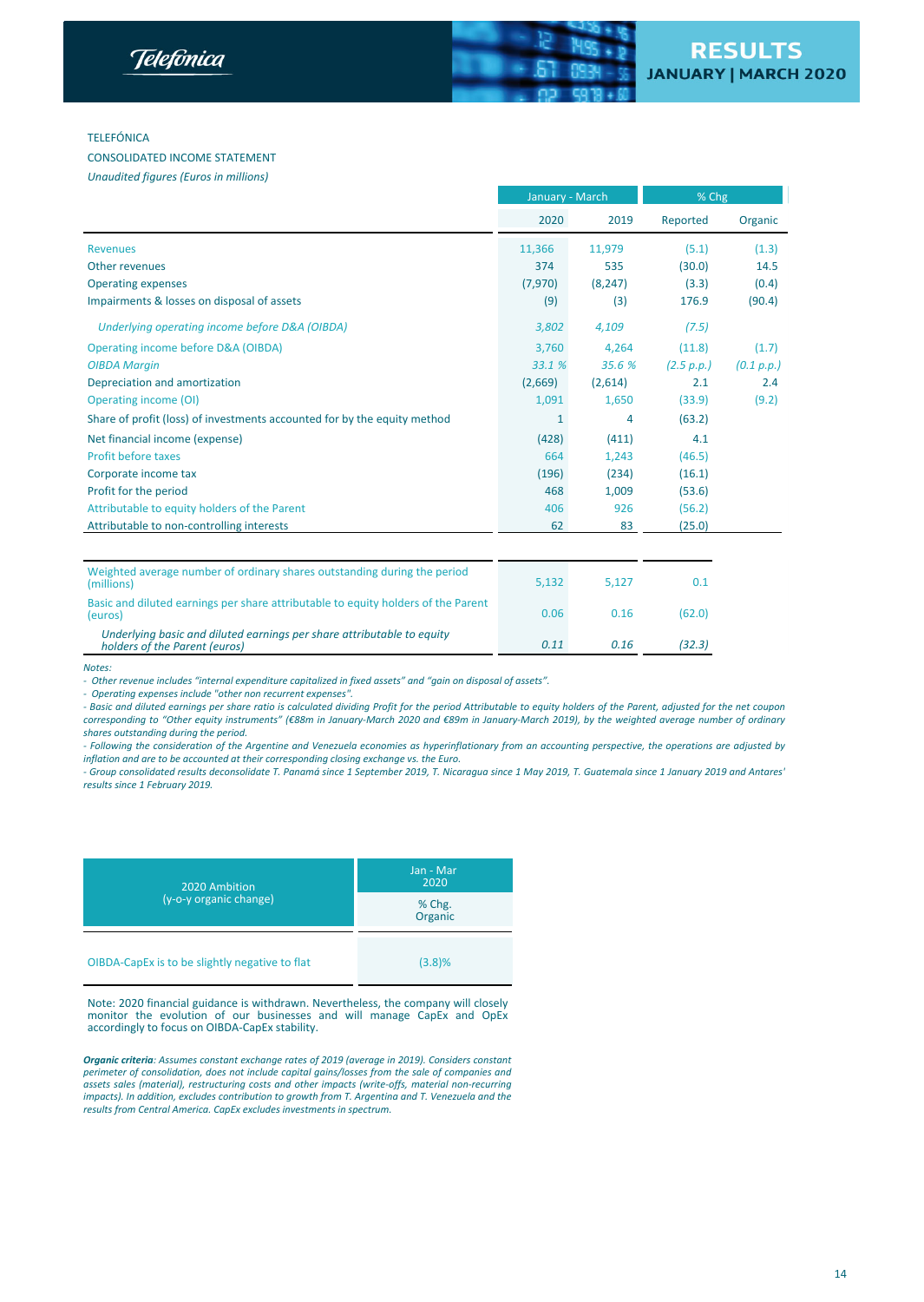TELEFÓNICA

CONSOLIDATED INCOME STATEMENT

*Unaudited figures (Euros in millions)*

| | January - March | | % Chg | |
|---|---|---|---|---|
| | 2020 | 2019 | Reported | Organic |
| Revenues | 11,366 | 11,979 | (5.1) | (1.3) |
| Other revenues | 374 | 535 | (30.0) | 14.5 |
| Operating expenses | (7,970) | (8,247) | (3.3) | (0.4) |
| Impairments & losses on disposal of assets | (9) | (3) | 176.9 | (90.4) |
| *Underlying operating income before D&A (OIBDA)* | *3,802* | *4,109* | *(7.5)* | |
| Operating income before D&A (OIBDA) | 3,760 | 4,264 | (11.8) | (1.7) |
| *OIBDA Margin* | *33.1 %* | *35.6 %* | *(2.5 p.p.)* | *(0.1 p.p.)* |
| Depreciation and amortization | (2,669) | (2,614) | 2.1 | 2.4 |
| Operating income (OI) | 1,091 | 1,650 | (33.9) | (9.2) |
| Share of profit (loss) of investments accounted for by the equity method | 1 | 4 | (63.2) | |
| Net financial income (expense) | (428) | (411) | 4.1 | |
| Profit before taxes | 664 | 1,243 | (46.5) | |
| Corporate income tax | (196) | (234) | (16.1) | |
| Profit for the period | 468 | 1,009 | (53.6) | |
| Attributable to equity holders of the Parent | 406 | 926 | (56.2) | |
| Attributable to non-controlling interests | 62 | 83 | (25.0) | |

| | 2020 | 2019 | % Chg |
|---|---|---|---|
| Weighted average number of ordinary shares outstanding during the period (millions) | 5,132 | 5,127 | 0.1 |
| Basic and diluted earnings per share attributable to equity holders of the Parent (euros) | 0.06 | 0.16 | (62.0) |
| *Underlying basic and diluted earnings per share attributable to equity holders of the Parent (euros)* | *0.11* | *0.16* | *(32.3)* |

*Notes:*

*- Other revenue includes "internal expenditure capitalized in fixed assets" and "gain on disposal of assets".*

*- Operating expenses include "other non recurrent expenses".*

*- Basic and diluted earnings per share ratio is calculated dividing Profit for the period Attributable to equity holders of the Parent, adjusted for the net coupon corresponding to "Other equity instruments" (€88m in January-March 2020 and €89m in January-March 2019), by the weighted average number of ordinary shares outstanding during the period.*

*- Following the consideration of the Argentine and Venezuela economies as hyperinflationary from an accounting perspective, the operations are adjusted by inflation and are to be accounted at their corresponding closing exchange vs. the Euro.*

*- Group consolidated results deconsolidate T. Panamá since 1 September 2019, T. Nicaragua since 1 May 2019, T. Guatemala since 1 January 2019 and Antares' results since 1 February 2019.*

| 2020 Ambition (y-o-y organic change) | Jan - Mar 2020 % Chg. Organic |
|---|---|
| OIBDA-CapEx is to be slightly negative to flat | (3.8)% |

Note: 2020 financial guidance is withdrawn. Nevertheless, the company will closely monitor the evolution of our businesses and will manage CapEx and OpEx accordingly to focus on OIBDA-CapEx stability.

***Organic criteria****: Assumes constant exchange rates of 2019 (average in 2019). Considers constant perimeter of consolidation, does not include capital gains/losses from the sale of companies and assets sales (material), restructuring costs and other impacts (write-offs, material non-recurring impacts). In addition, excludes contribution to growth from T. Argentina and T. Venezuela and the results from Central America. CapEx excludes investments in spectrum.*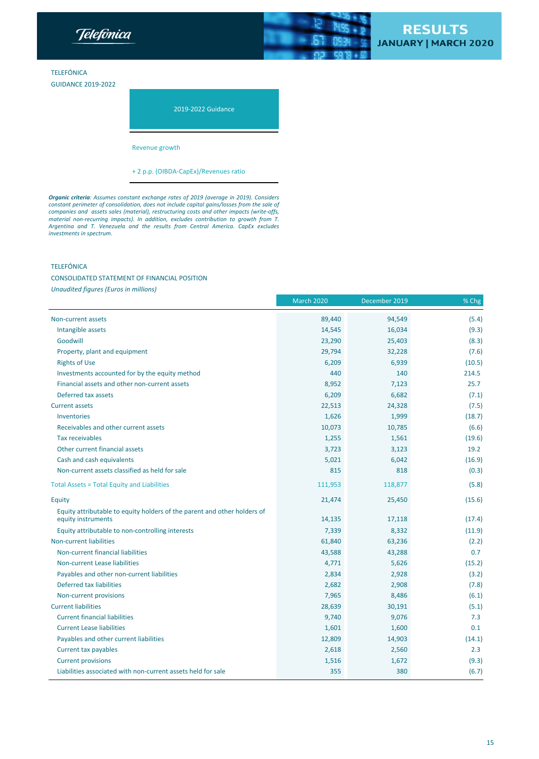TELEFÓNICA

GUIDANCE 2019-2022

| 2019-2022 Guidance |
|---|
| Revenue growth |
| + 2 p.p. (OIBDA-CapEx)/Revenues ratio |

***Organic criteria**: Assumes constant exchange rates of 2019 (average in 2019). Considers constant perimeter of consolidation, does not include capital gains/losses from the sale of companies and assets sales (material), restructuring costs and other impacts (write-offs, material non-recurring impacts). In addition, excludes contribution to growth from T. Argentina and T. Venezuela and the results from Central America. CapEx excludes investments in spectrum.*

TELEFÓNICA

CONSOLIDATED STATEMENT OF FINANCIAL POSITION

*Unaudited figures (Euros in millions)*

| | March 2020 | December 2019 | % Chg |
|---|---|---|---|
| Non-current assets | 89,440 | 94,549 | (5.4) |
| Intangible assets | 14,545 | 16,034 | (9.3) |
| Goodwill | 23,290 | 25,403 | (8.3) |
| Property, plant and equipment | 29,794 | 32,228 | (7.6) |
| Rights of Use | 6,209 | 6,939 | (10.5) |
| Investments accounted for by the equity method | 440 | 140 | 214.5 |
| Financial assets and other non-current assets | 8,952 | 7,123 | 25.7 |
| Deferred tax assets | 6,209 | 6,682 | (7.1) |
| Current assets | 22,513 | 24,328 | (7.5) |
| Inventories | 1,626 | 1,999 | (18.7) |
| Receivables and other current assets | 10,073 | 10,785 | (6.6) |
| Tax receivables | 1,255 | 1,561 | (19.6) |
| Other current financial assets | 3,723 | 3,123 | 19.2 |
| Cash and cash equivalents | 5,021 | 6,042 | (16.9) |
| Non-current assets classified as held for sale | 815 | 818 | (0.3) |
| Total Assets = Total Equity and Liabilities | 111,953 | 118,877 | (5.8) |
| Equity | 21,474 | 25,450 | (15.6) |
| Equity attributable to equity holders of the parent and other holders of equity instruments | 14,135 | 17,118 | (17.4) |
| Equity attributable to non-controlling interests | 7,339 | 8,332 | (11.9) |
| Non-current liabilities | 61,840 | 63,236 | (2.2) |
| Non-current financial liabilities | 43,588 | 43,288 | 0.7 |
| Non-current Lease liabilities | 4,771 | 5,626 | (15.2) |
| Payables and other non-current liabilities | 2,834 | 2,928 | (3.2) |
| Deferred tax liabilities | 2,682 | 2,908 | (7.8) |
| Non-current provisions | 7,965 | 8,486 | (6.1) |
| Current liabilities | 28,639 | 30,191 | (5.1) |
| Current financial liabilities | 9,740 | 9,076 | 7.3 |
| Current Lease liabilities | 1,601 | 1,600 | 0.1 |
| Payables and other current liabilities | 12,809 | 14,903 | (14.1) |
| Current tax payables | 2,618 | 2,560 | 2.3 |
| Current provisions | 1,516 | 1,672 | (9.3) |
| Liabilities associated with non-current assets held for sale | 355 | 380 | (6.7) |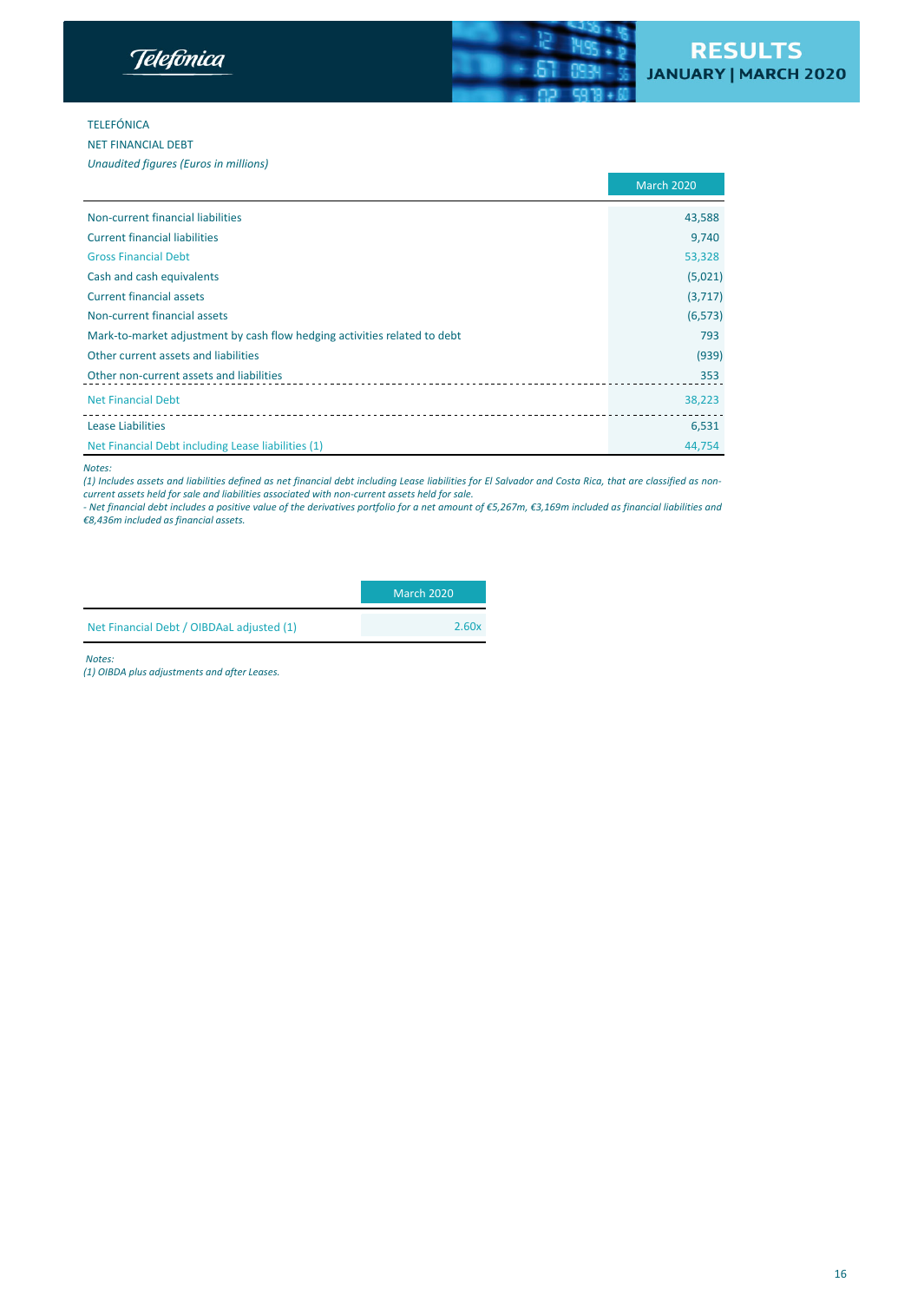TELEFÓNICA

NET FINANCIAL DEBT

*Unaudited figures (Euros in millions)*

| | March 2020 |
|---|---|
| Non-current financial liabilities | 43,588 |
| Current financial liabilities | 9,740 |
| Gross Financial Debt | 53,328 |
| Cash and cash equivalents | (5,021) |
| Current financial assets | (3,717) |
| Non-current financial assets | (6,573) |
| Mark-to-market adjustment by cash flow hedging activities related to debt | 793 |
| Other current assets and liabilities | (939) |
| Other non-current assets and liabilities | 353 |
| Net Financial Debt | 38,223 |
| Lease Liabilities | 6,531 |
| Net Financial Debt including Lease liabilities (1) | 44,754 |

*Notes:*

*(1) Includes assets and liabilities defined as net financial debt including Lease liabilities for El Salvador and Costa Rica, that are classified as non-current assets held for sale and liabilities associated with non-current assets held for sale.*

*- Net financial debt includes a positive value of the derivatives portfolio for a net amount of €5,267m, €3,169m included as financial liabilities and €8,436m included as financial assets.*

| | March 2020 |
|---|---|
| Net Financial Debt / OIBDAaL adjusted (1) | 2.60x |

*Notes:*

*(1) OIBDA plus adjustments and after Leases.*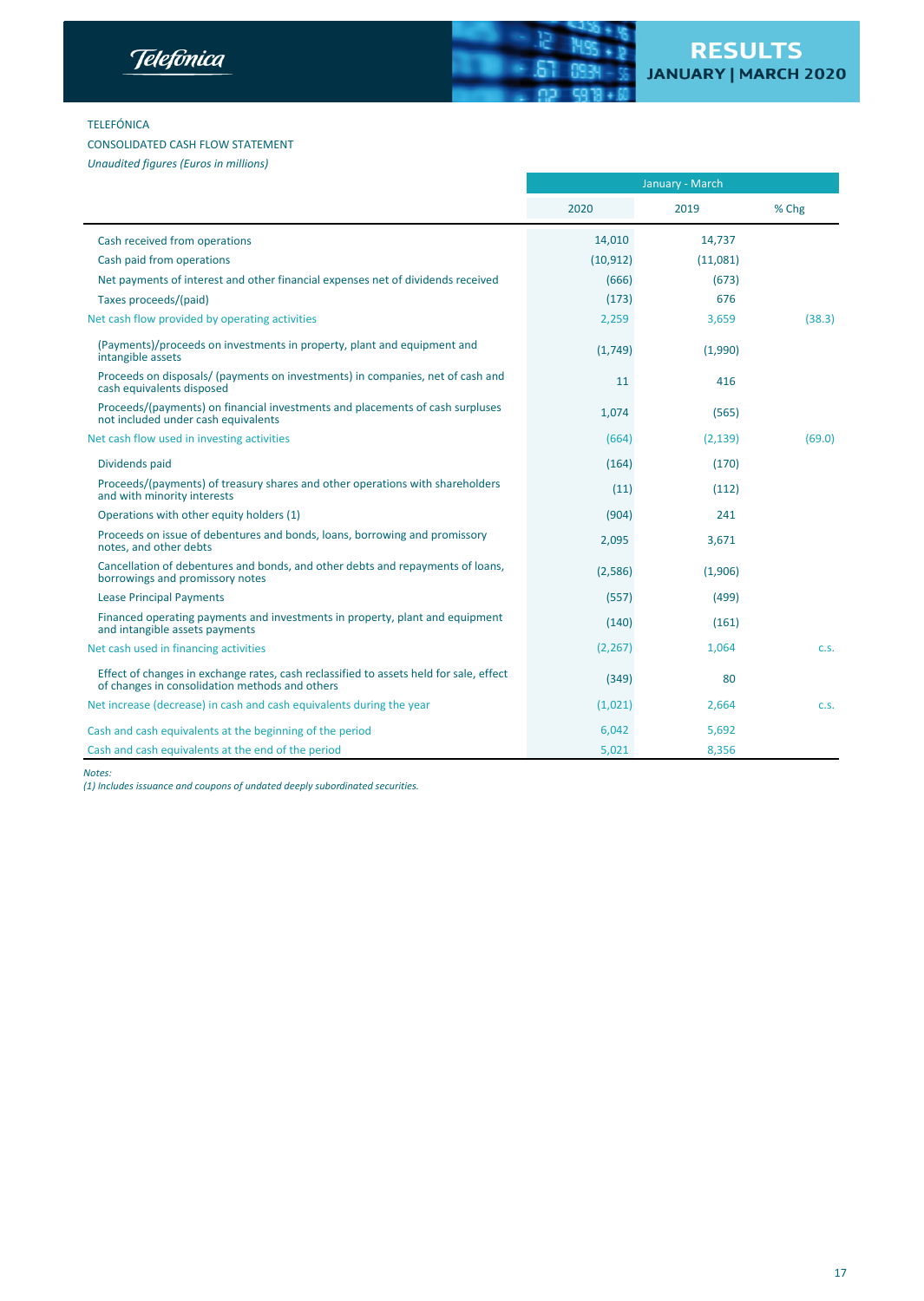TELEFÓNICA

CONSOLIDATED CASH FLOW STATEMENT

*Unaudited figures (Euros in millions)*

| | January - March | | |
|---|---|---|---|
| | 2020 | 2019 | % Chg |
| Cash received from operations | 14,010 | 14,737 | |
| Cash paid from operations | (10,912) | (11,081) | |
| Net payments of interest and other financial expenses net of dividends received | (666) | (673) | |
| Taxes proceeds/(paid) | (173) | 676 | |
| Net cash flow provided by operating activities | 2,259 | 3,659 | (38.3) |
| (Payments)/proceeds on investments in property, plant and equipment and intangible assets | (1,749) | (1,990) | |
| Proceeds on disposals/ (payments on investments) in companies, net of cash and cash equivalents disposed | 11 | 416 | |
| Proceeds/(payments) on financial investments and placements of cash surpluses not included under cash equivalents | 1,074 | (565) | |
| Net cash flow used in investing activities | (664) | (2,139) | (69.0) |
| Dividends paid | (164) | (170) | |
| Proceeds/(payments) of treasury shares and other operations with shareholders and with minority interests | (11) | (112) | |
| Operations with other equity holders (1) | (904) | 241 | |
| Proceeds on issue of debentures and bonds, loans, borrowing and promissory notes, and other debts | 2,095 | 3,671 | |
| Cancellation of debentures and bonds, and other debts and repayments of loans, borrowings and promissory notes | (2,586) | (1,906) | |
| Lease Principal Payments | (557) | (499) | |
| Financed operating payments and investments in property, plant and equipment and intangible assets payments | (140) | (161) | |
| Net cash used in financing activities | (2,267) | 1,064 | c.s. |
| Effect of changes in exchange rates, cash reclassified to assets held for sale, effect of changes in consolidation methods and others | (349) | 80 | |
| Net increase (decrease) in cash and cash equivalents during the year | (1,021) | 2,664 | c.s. |
| Cash and cash equivalents at the beginning of the period | 6,042 | 5,692 | |
| Cash and cash equivalents at the end of the period | 5,021 | 8,356 | |

*Notes:*

*(1) Includes issuance and coupons of undated deeply subordinated securities.*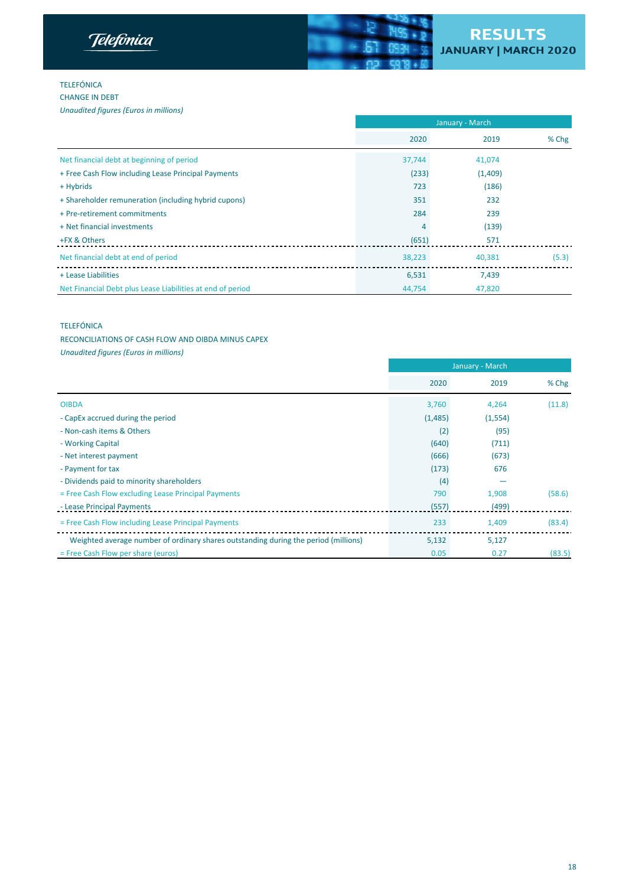TELEFÓNICA

CHANGE IN DEBT

*Unaudited figures (Euros in millions)*

| | January - March | | |
|---|---|---|---|
| | 2020 | 2019 | % Chg |
| Net financial debt at beginning of period | 37,744 | 41,074 | |
| + Free Cash Flow including Lease Principal Payments | (233) | (1,409) | |
| + Hybrids | 723 | (186) | |
| + Shareholder remuneration (including hybrid cupons) | 351 | 232 | |
| + Pre-retirement commitments | 284 | 239 | |
| + Net financial investments | 4 | (139) | |
| +FX & Others | (651) | 571 | |
| Net financial debt at end of period | 38,223 | 40,381 | (5.3) |
| + Lease Liabilities | 6,531 | 7,439 | |
| Net Financial Debt plus Lease Liabilities at end of period | 44,754 | 47,820 | |

TELEFÓNICA

RECONCILIATIONS OF CASH FLOW AND OIBDA MINUS CAPEX

*Unaudited figures (Euros in millions)*

| | January - March | | |
|---|---|---|---|
| | 2020 | 2019 | % Chg |
| OIBDA | 3,760 | 4,264 | (11.8) |
| - CapEx accrued during the period | (1,485) | (1,554) | |
| - Non-cash items & Others | (2) | (95) | |
| - Working Capital | (640) | (711) | |
| - Net interest payment | (666) | (673) | |
| - Payment for tax | (173) | 676 | |
| - Dividends paid to minority shareholders | (4) | — | |
| = Free Cash Flow excluding Lease Principal Payments | 790 | 1,908 | (58.6) |
| - Lease Principal Payments | (557) | (499) | |
| = Free Cash Flow including Lease Principal Payments | 233 | 1,409 | (83.4) |
| Weighted average number of ordinary shares outstanding during the period (millions) | 5,132 | 5,127 | |
| = Free Cash Flow per share (euros) | 0.05 | 0.27 | (83.5) |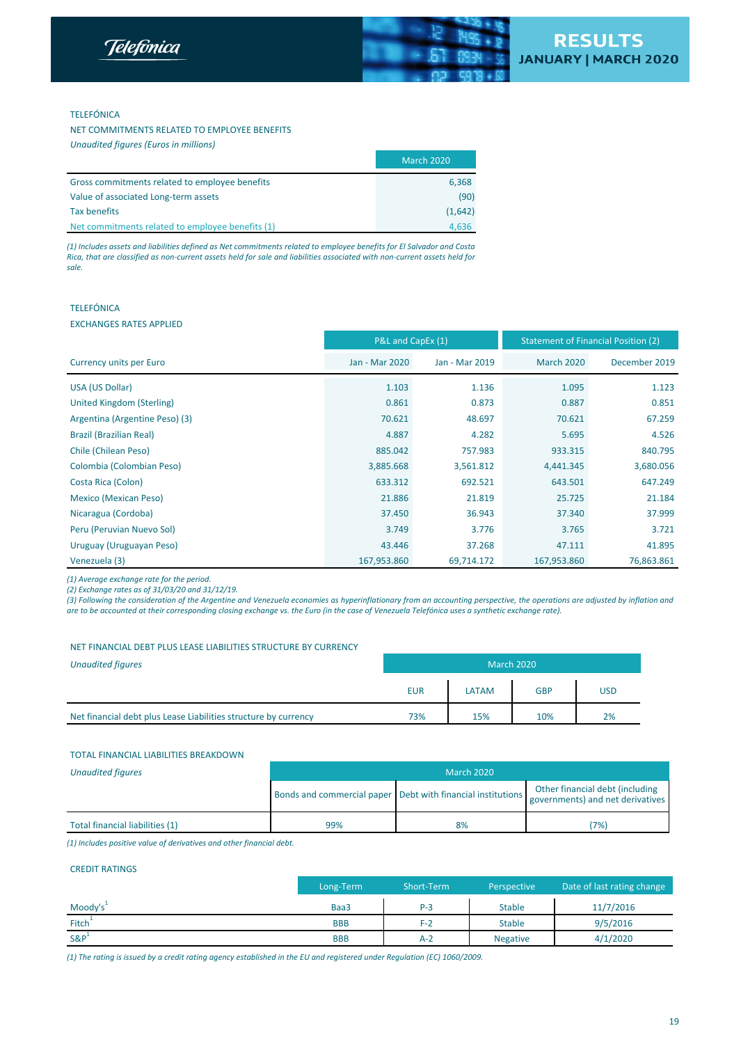TELEFÓNICA

NET COMMITMENTS RELATED TO EMPLOYEE BENEFITS

*Unaudited figures (Euros in millions)*

| | March 2020 |
|---|---|
| Gross commitments related to employee benefits | 6,368 |
| Value of associated Long-term assets | (90) |
| Tax benefits | (1,642) |
| Net commitments related to employee benefits (1) | 4,636 |

*(1) Includes assets and liabilities defined as Net commitments related to employee benefits for El Salvador and Costa Rica, that are classified as non-current assets held for sale and liabilities associated with non-current assets held for sale.*

TELEFÓNICA

EXCHANGES RATES APPLIED

| | P&L and CapEx (1) | | Statement of Financial Position (2) | |
|---|---|---|---|---|
| Currency units per Euro | Jan - Mar 2020 | Jan - Mar 2019 | March 2020 | December 2019 |
| USA (US Dollar) | 1.103 | 1.136 | 1.095 | 1.123 |
| United Kingdom (Sterling) | 0.861 | 0.873 | 0.887 | 0.851 |
| Argentina (Argentine Peso) (3) | 70.621 | 48.697 | 70.621 | 67.259 |
| Brazil (Brazilian Real) | 4.887 | 4.282 | 5.695 | 4.526 |
| Chile (Chilean Peso) | 885.042 | 757.983 | 933.315 | 840.795 |
| Colombia (Colombian Peso) | 3,885.668 | 3,561.812 | 4,441.345 | 3,680.056 |
| Costa Rica (Colon) | 633.312 | 692.521 | 643.501 | 647.249 |
| Mexico (Mexican Peso) | 21.886 | 21.819 | 25.725 | 21.184 |
| Nicaragua (Cordoba) | 37.450 | 36.943 | 37.340 | 37.999 |
| Peru (Peruvian Nuevo Sol) | 3.749 | 3.776 | 3.765 | 3.721 |
| Uruguay (Uruguayan Peso) | 43.446 | 37.268 | 47.111 | 41.895 |
| Venezuela (3) | 167,953.860 | 69,714.172 | 167,953.860 | 76,863.861 |

*(1) Average exchange rate for the period.*
*(2) Exchange rates as of 31/03/20 and 31/12/19.*
*(3) Following the consideration of the Argentine and Venezuela economies as hyperinflationary from an accounting perspective, the operations are adjusted by inflation and are to be accounted at their corresponding closing exchange vs. the Euro (in the case of Venezuela Telefónica uses a synthetic exchange rate).*

NET FINANCIAL DEBT PLUS LEASE LIABILITIES STRUCTURE BY CURRENCY

*Unaudited figures*

| | March 2020 | | | |
|---|---|---|---|---|
| | EUR | LATAM | GBP | USD |
| Net financial debt plus Lease Liabilities structure by currency | 73% | 15% | 10% | 2% |

TOTAL FINANCIAL LIABILITIES BREAKDOWN

*Unaudited figures*

| | March 2020 | | |
|---|---|---|---|
| | Bonds and commercial paper | Debt with financial institutions | Other financial debt (including governments) and net derivatives |
| Total financial liabilities (1) | 99% | 8% | (7%) |

*(1) Includes positive value of derivatives and other financial debt.*

CREDIT RATINGS

| | Long-Term | Short-Term | Perspective | Date of last rating change |
|---|---|---|---|---|
| Moody's[1] | Baa3 | P-3 | Stable | 11/7/2016 |
| Fitch[1] | BBB | F-2 | Stable | 9/5/2016 |
| S&P[1] | BBB | A-2 | Negative | 4/1/2020 |

*(1) The rating is issued by a credit rating agency established in the EU and registered under Regulation (EC) 1060/2009.*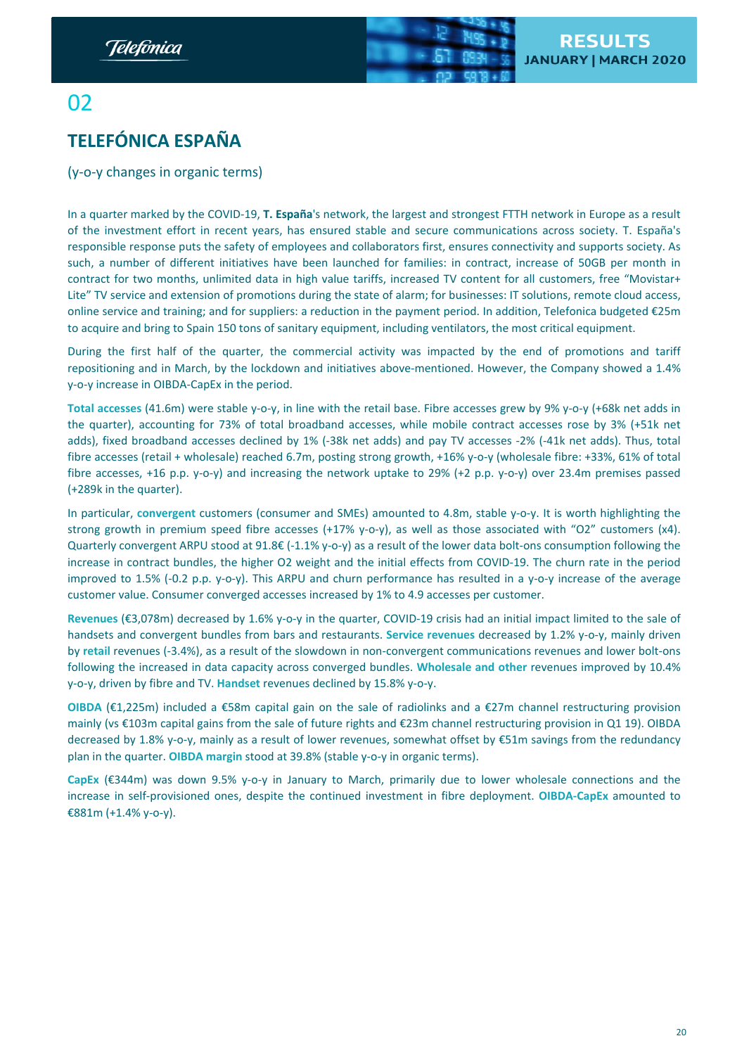# 02

## TELEFÓNICA ESPAÑA

(y-o-y changes in organic terms)

In a quarter marked by the COVID-19, **T. España**'s network, the largest and strongest FTTH network in Europe as a result of the investment effort in recent years, has ensured stable and secure communications across society. T. España's responsible response puts the safety of employees and collaborators first, ensures connectivity and supports society. As such, a number of different initiatives have been launched for families: in contract, increase of 50GB per month in contract for two months, unlimited data in high value tariffs, increased TV content for all customers, free "Movistar+ Lite" TV service and extension of promotions during the state of alarm; for businesses: IT solutions, remote cloud access, online service and training; and for suppliers: a reduction in the payment period. In addition, Telefonica budgeted €25m to acquire and bring to Spain 150 tons of sanitary equipment, including ventilators, the most critical equipment.

During the first half of the quarter, the commercial activity was impacted by the end of promotions and tariff repositioning and in March, by the lockdown and initiatives above-mentioned. However, the Company showed a 1.4% y-o-y increase in OIBDA-CapEx in the period.

**Total accesses** (41.6m) were stable y-o-y, in line with the retail base. Fibre accesses grew by 9% y-o-y (+68k net adds in the quarter), accounting for 73% of total broadband accesses, while mobile contract accesses rose by 3% (+51k net adds), fixed broadband accesses declined by 1% (-38k net adds) and pay TV accesses -2% (-41k net adds). Thus, total fibre accesses (retail + wholesale) reached 6.7m, posting strong growth, +16% y-o-y (wholesale fibre: +33%, 61% of total fibre accesses, +16 p.p. y-o-y) and increasing the network uptake to 29% (+2 p.p. y-o-y) over 23.4m premises passed (+289k in the quarter).

In particular, **convergent** customers (consumer and SMEs) amounted to 4.8m, stable y-o-y. It is worth highlighting the strong growth in premium speed fibre accesses (+17% y-o-y), as well as those associated with "O2" customers (x4). Quarterly convergent ARPU stood at 91.8€ (-1.1% y-o-y) as a result of the lower data bolt-ons consumption following the increase in contract bundles, the higher O2 weight and the initial effects from COVID-19. The churn rate in the period improved to 1.5% (-0.2 p.p. y-o-y). This ARPU and churn performance has resulted in a y-o-y increase of the average customer value. Consumer converged accesses increased by 1% to 4.9 accesses per customer.

**Revenues** (€3,078m) decreased by 1.6% y-o-y in the quarter, COVID-19 crisis had an initial impact limited to the sale of handsets and convergent bundles from bars and restaurants. **Service revenues** decreased by 1.2% y-o-y, mainly driven by **retail** revenues (-3.4%), as a result of the slowdown in non-convergent communications revenues and lower bolt-ons following the increased in data capacity across converged bundles. **Wholesale and other** revenues improved by 10.4% y-o-y, driven by fibre and TV. **Handset** revenues declined by 15.8% y-o-y.

**OIBDA** (€1,225m) included a €58m capital gain on the sale of radiolinks and a €27m channel restructuring provision mainly (vs €103m capital gains from the sale of future rights and €23m channel restructuring provision in Q1 19). OIBDA decreased by 1.8% y-o-y, mainly as a result of lower revenues, somewhat offset by €51m savings from the redundancy plan in the quarter. **OIBDA margin** stood at 39.8% (stable y-o-y in organic terms).

**CapEx** (€344m) was down 9.5% y-o-y in January to March, primarily due to lower wholesale connections and the increase in self-provisioned ones, despite the continued investment in fibre deployment. **OIBDA-CapEx** amounted to €881m (+1.4% y-o-y).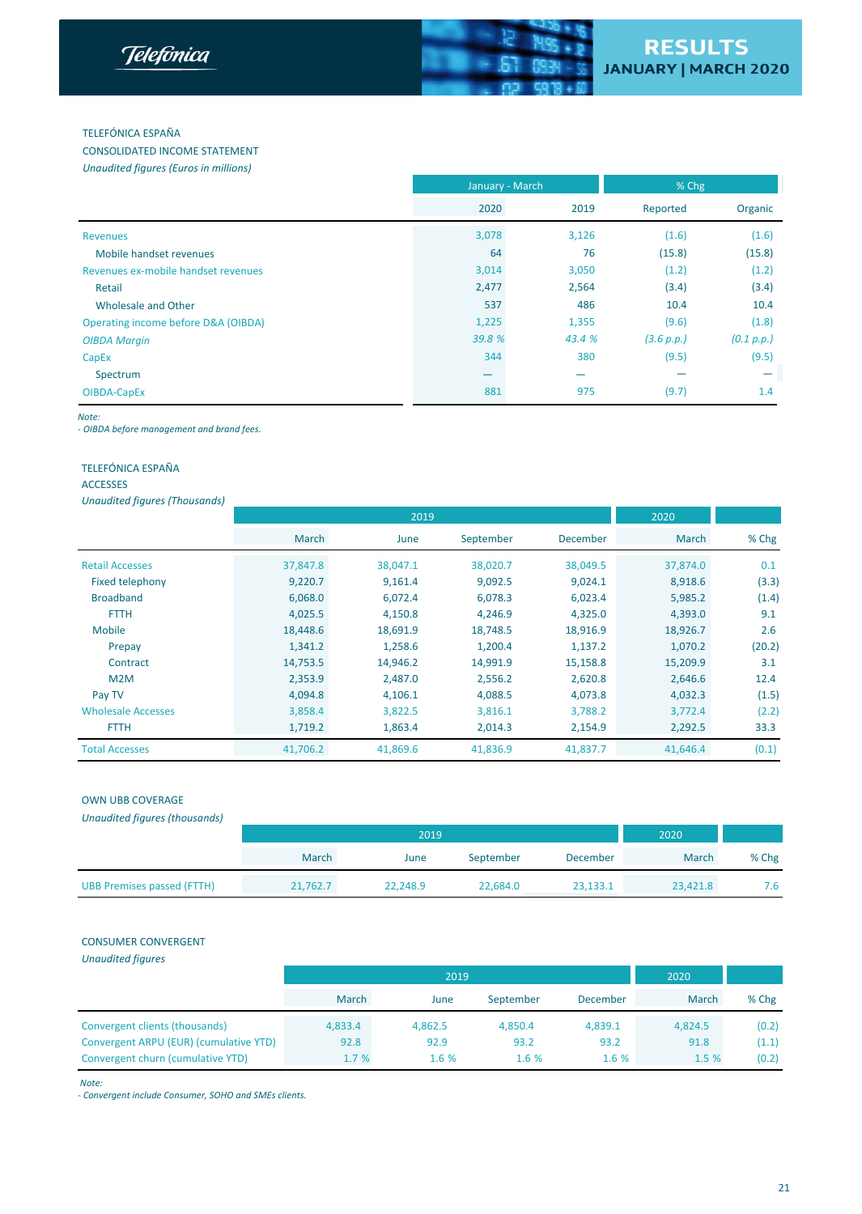TELEFÓNICA ESPAÑA

CONSOLIDATED INCOME STATEMENT

*Unaudited figures (Euros in millions)*

| | January - March | | % Chg | |
|---|---|---|---|---|
| | 2020 | 2019 | Reported | Organic |
| Revenues | 3,078 | 3,126 | (1.6) | (1.6) |
| Mobile handset revenues | 64 | 76 | (15.8) | (15.8) |
| Revenues ex-mobile handset revenues | 3,014 | 3,050 | (1.2) | (1.2) |
| Retail | 2,477 | 2,564 | (3.4) | (3.4) |
| Wholesale and Other | 537 | 486 | 10.4 | 10.4 |
| Operating income before D&A (OIBDA) | 1,225 | 1,355 | (9.6) | (1.8) |
| *OIBDA Margin* | *39.8 %* | *43.4 %* | *(3.6 p.p.)* | *(0.1 p.p.)* |
| CapEx | 344 | 380 | (9.5) | (9.5) |
| Spectrum | — | — | — | — |
| OIBDA-CapEx | 881 | 975 | (9.7) | 1.4 |

*Note:*
*- OIBDA before management and brand fees.*

TELEFÓNICA ESPAÑA

ACCESSES

*Unaudited figures (Thousands)*

| | 2019 | | | | 2020 | |
|---|---|---|---|---|---|---|
| | March | June | September | December | March | % Chg |
| Retail Accesses | 37,847.8 | 38,047.1 | 38,020.7 | 38,049.5 | 37,874.0 | 0.1 |
| Fixed telephony | 9,220.7 | 9,161.4 | 9,092.5 | 9,024.1 | 8,918.6 | (3.3) |
| Broadband | 6,068.0 | 6,072.4 | 6,078.3 | 6,023.4 | 5,985.2 | (1.4) |
| FTTH | 4,025.5 | 4,150.8 | 4,246.9 | 4,325.0 | 4,393.0 | 9.1 |
| Mobile | 18,448.6 | 18,691.9 | 18,748.5 | 18,916.9 | 18,926.7 | 2.6 |
| Prepay | 1,341.2 | 1,258.6 | 1,200.4 | 1,137.2 | 1,070.2 | (20.2) |
| Contract | 14,753.5 | 14,946.2 | 14,991.9 | 15,158.8 | 15,209.9 | 3.1 |
| M2M | 2,353.9 | 2,487.0 | 2,556.2 | 2,620.8 | 2,646.6 | 12.4 |
| Pay TV | 4,094.8 | 4,106.1 | 4,088.5 | 4,073.8 | 4,032.3 | (1.5) |
| Wholesale Accesses | 3,858.4 | 3,822.5 | 3,816.1 | 3,788.2 | 3,772.4 | (2.2) |
| FTTH | 1,719.2 | 1,863.4 | 2,014.3 | 2,154.9 | 2,292.5 | 33.3 |
| Total Accesses | 41,706.2 | 41,869.6 | 41,836.9 | 41,837.7 | 41,646.4 | (0.1) |

OWN UBB COVERAGE

*Unaudited figures (thousands)*

| | 2019 | | | | 2020 | |
|---|---|---|---|---|---|---|
| | March | June | September | December | March | % Chg |
| UBB Premises passed (FTTH) | 21,762.7 | 22,248.9 | 22,684.0 | 23,133.1 | 23,421.8 | 7.6 |

CONSUMER CONVERGENT

*Unaudited figures*

| | 2019 | | | | 2020 | |
|---|---|---|---|---|---|---|
| | March | June | September | December | March | % Chg |
| Convergent clients (thousands) | 4,833.4 | 4,862.5 | 4,850.4 | 4,839.1 | 4,824.5 | (0.2) |
| Convergent ARPU (EUR) (cumulative YTD) | 92.8 | 92.9 | 93.2 | 93.2 | 91.8 | (1.1) |
| Convergent churn (cumulative YTD) | 1.7 % | 1.6 % | 1.6 % | 1.6 % | 1.5 % | (0.2) |

*Note:*
*- Convergent include Consumer, SOHO and SMEs clients.*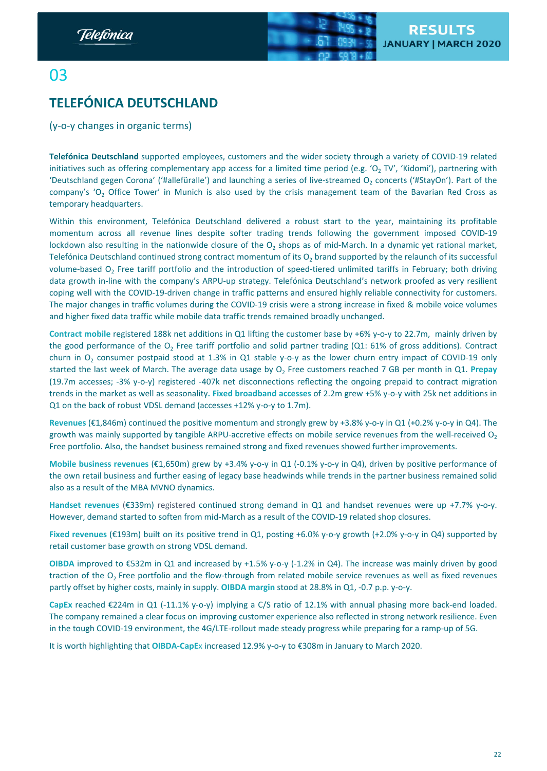# 03

## TELEFÓNICA DEUTSCHLAND

(y-o-y changes in organic terms)

**Telefónica Deutschland** supported employees, customers and the wider society through a variety of COVID-19 related initiatives such as offering complementary app access for a limited time period (e.g. '$O_2$ TV', 'Kidomi'), partnering with 'Deutschland gegen Corona' ('#allefüralle') and launching a series of live-streamed $O_2$ concerts ('#StayOn'). Part of the company's '$O_2$ Office Tower' in Munich is also used by the crisis management team of the Bavarian Red Cross as temporary headquarters.

Within this environment, Telefónica Deutschland delivered a robust start to the year, maintaining its profitable momentum across all revenue lines despite softer trading trends following the government imposed COVID-19 lockdown also resulting in the nationwide closure of the $O_2$ shops as of mid-March. In a dynamic yet rational market, Telefónica Deutschland continued strong contract momentum of its $O_2$ brand supported by the relaunch of its successful volume-based $O_2$ Free tariff portfolio and the introduction of speed-tiered unlimited tariffs in February; both driving data growth in-line with the company's ARPU-up strategy. Telefónica Deutschland's network proofed as very resilient coping well with the COVID-19-driven change in traffic patterns and ensured highly reliable connectivity for customers. The major changes in traffic volumes during the COVID-19 crisis were a strong increase in fixed & mobile voice volumes and higher fixed data traffic while mobile data traffic trends remained broadly unchanged.

**Contract mobile** registered 188k net additions in Q1 lifting the customer base by +6% y-o-y to 22.7m, mainly driven by the good performance of the $O_2$ Free tariff portfolio and solid partner trading (Q1: 61% of gross additions). Contract churn in $O_2$ consumer postpaid stood at 1.3% in Q1 stable y-o-y as the lower churn entry impact of COVID-19 only started the last week of March. The average data usage by $O_2$ Free customers reached 7 GB per month in Q1. **Prepay** (19.7m accesses; -3% y-o-y) registered -407k net disconnections reflecting the ongoing prepaid to contract migration trends in the market as well as seasonality. **Fixed broadband accesses** of 2.2m grew +5% y-o-y with 25k net additions in Q1 on the back of robust VDSL demand (accesses +12% y-o-y to 1.7m).

**Revenues** (€1,846m) continued the positive momentum and strongly grew by +3.8% y-o-y in Q1 (+0.2% y-o-y in Q4). The growth was mainly supported by tangible ARPU-accretive effects on mobile service revenues from the well-received $O_2$ Free portfolio. Also, the handset business remained strong and fixed revenues showed further improvements.

**Mobile business revenues** (€1,650m) grew by +3.4% y-o-y in Q1 (-0.1% y-o-y in Q4), driven by positive performance of the own retail business and further easing of legacy base headwinds while trends in the partner business remained solid also as a result of the MBA MVNO dynamics.

**Handset revenues** (€339m) registered continued strong demand in Q1 and handset revenues were up +7.7% y-o-y. However, demand started to soften from mid-March as a result of the COVID-19 related shop closures.

**Fixed revenues** (€193m) built on its positive trend in Q1, posting +6.0% y-o-y growth (+2.0% y-o-y in Q4) supported by retail customer base growth on strong VDSL demand.

**OIBDA** improved to €532m in Q1 and increased by +1.5% y-o-y (-1.2% in Q4). The increase was mainly driven by good traction of the $O_2$ Free portfolio and the flow-through from related mobile service revenues as well as fixed revenues partly offset by higher costs, mainly in supply. **OIBDA margin** stood at 28.8% in Q1, -0.7 p.p. y-o-y.

**CapEx** reached €224m in Q1 (-11.1% y-o-y) implying a C/S ratio of 12.1% with annual phasing more back-end loaded. The company remained a clear focus on improving customer experience also reflected in strong network resilience. Even in the tough COVID-19 environment, the 4G/LTE-rollout made steady progress while preparing for a ramp-up of 5G.

It is worth highlighting that **OIBDA-CapEx** increased 12.9% y-o-y to €308m in January to March 2020.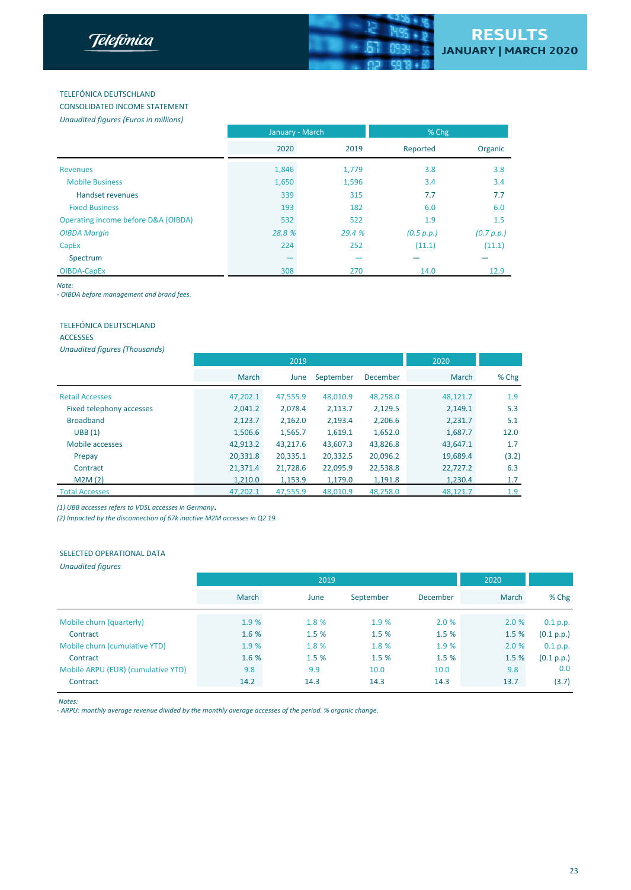TELEFÓNICA DEUTSCHLAND

CONSOLIDATED INCOME STATEMENT

*Unaudited figures (Euros in millions)*

| | January - March | | % Chg | |
|---|---|---|---|---|
| | 2020 | 2019 | Reported | Organic |
| Revenues | 1,846 | 1,779 | 3.8 | 3.8 |
| Mobile Business | 1,650 | 1,596 | 3.4 | 3.4 |
| Handset revenues | 339 | 315 | 7.7 | 7.7 |
| Fixed Business | 193 | 182 | 6.0 | 6.0 |
| Operating income before D&A (OIBDA) | 532 | 522 | 1.9 | 1.5 |
| *OIBDA Margin* | *28.8 %* | *29.4 %* | *(0.5 p.p.)* | *(0.7 p.p.)* |
| CapEx | 224 | 252 | (11.1) | (11.1) |
| Spectrum | — | — | — | — |
| OIBDA-CapEx | 308 | 270 | 14.0 | 12.9 |

*Note:*
*- OIBDA before management and brand fees.*

TELEFÓNICA DEUTSCHLAND

ACCESSES

*Unaudited figures (Thousands)*

| | 2019 | | | | 2020 | |
|---|---|---|---|---|---|---|
| | March | June | September | December | March | % Chg |
| Retail Accesses | 47,202.1 | 47,555.9 | 48,010.9 | 48,258.0 | 48,121.7 | 1.9 |
| Fixed telephony accesses | 2,041.2 | 2,078.4 | 2,113.7 | 2,129.5 | 2,149.1 | 5.3 |
| Broadband | 2,123.7 | 2,162.0 | 2,193.4 | 2,206.6 | 2,231.7 | 5.1 |
| UBB (1) | 1,506.6 | 1,565.7 | 1,619.1 | 1,652.0 | 1,687.7 | 12.0 |
| Mobile accesses | 42,913.2 | 43,217.6 | 43,607.3 | 43,826.8 | 43,647.1 | 1.7 |
| Prepay | 20,331.8 | 20,335.1 | 20,332.5 | 20,096.2 | 19,689.4 | (3.2) |
| Contract | 21,371.4 | 21,728.6 | 22,095.9 | 22,538.8 | 22,727.2 | 6.3 |
| M2M (2) | 1,210.0 | 1,153.9 | 1,179.0 | 1,191.8 | 1,230.4 | 1.7 |
| Total Accesses | 47,202.1 | 47,555.9 | 48,010.9 | 48,258.0 | 48,121.7 | 1.9 |

*(1) UBB accesses refers to VDSL accesses in Germany.*
*(2) Impacted by the disconnection of 67k inactive M2M accesses in Q2 19.*

SELECTED OPERATIONAL DATA

*Unaudited figures*

| | 2019 | | | | 2020 | |
|---|---|---|---|---|---|---|
| | March | June | September | December | March | % Chg |
| Mobile churn (quarterly) | 1.9 % | 1.8 % | 1.9 % | 2.0 % | 2.0 % | 0.1 p.p. |
| Contract | 1.6 % | 1.5 % | 1.5 % | 1.5 % | 1.5 % | (0.1 p.p.) |
| Mobile churn (cumulative YTD) | 1.9 % | 1.8 % | 1.8 % | 1.9 % | 2.0 % | 0.1 p.p. |
| Contract | 1.6 % | 1.5 % | 1.5 % | 1.5 % | 1.5 % | (0.1 p.p.) |
| Mobile ARPU (EUR) (cumulative YTD) | 9.8 | 9.9 | 10.0 | 10.0 | 9.8 | 0.0 |
| Contract | 14.2 | 14.3 | 14.3 | 14.3 | 13.7 | (3.7) |

*Notes:*
*- ARPU: monthly average revenue divided by the monthly average accesses of the period. % organic change.*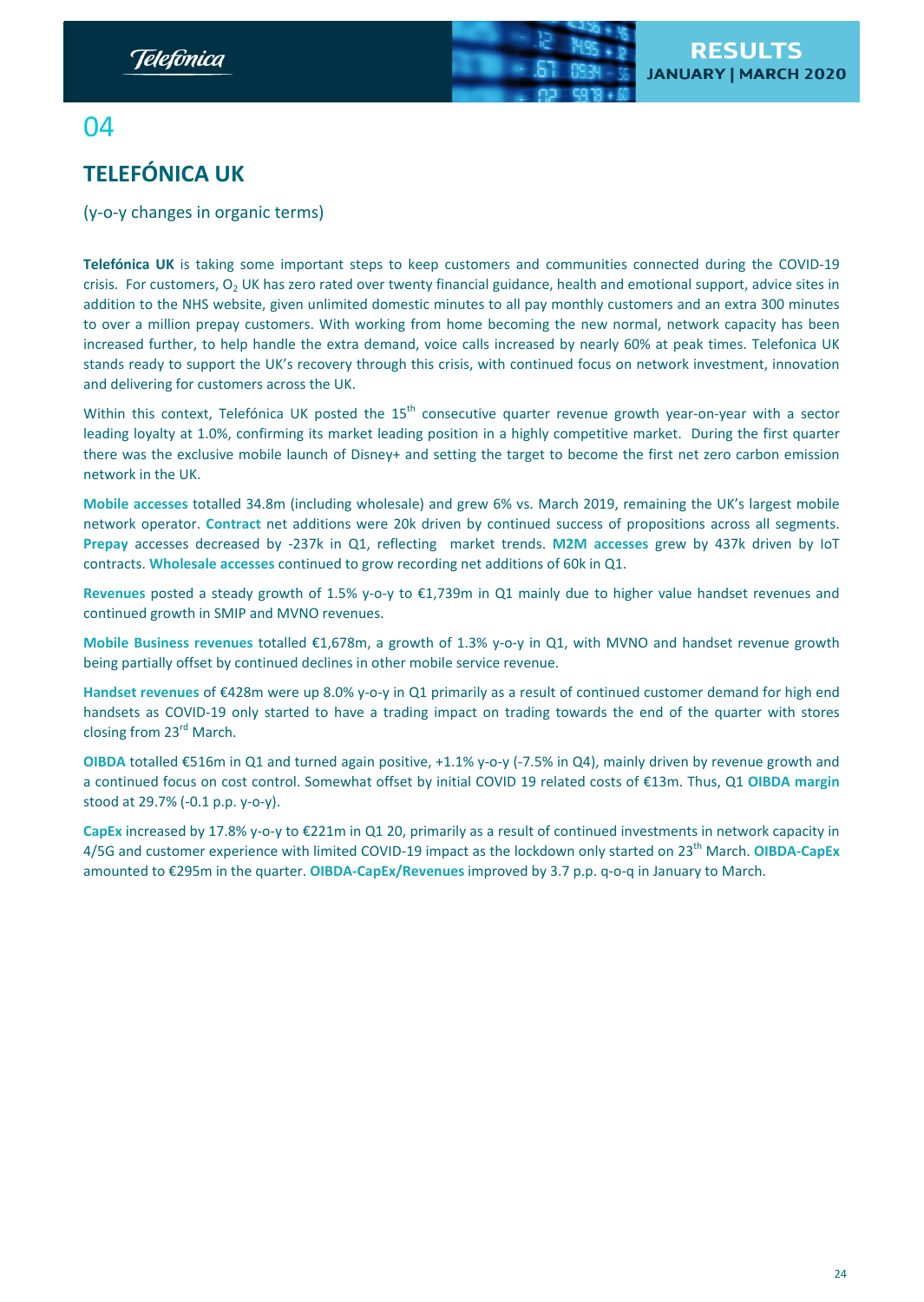# 04

## TELEFÓNICA UK

(y-o-y changes in organic terms)

**Telefónica UK** is taking some important steps to keep customers and communities connected during the COVID-19 crisis. For customers, $O_2$ UK has zero rated over twenty financial guidance, health and emotional support, advice sites in addition to the NHS website, given unlimited domestic minutes to all pay monthly customers and an extra 300 minutes to over a million prepay customers. With working from home becoming the new normal, network capacity has been increased further, to help handle the extra demand, voice calls increased by nearly 60% at peak times. Telefonica UK stands ready to support the UK's recovery through this crisis, with continued focus on network investment, innovation and delivering for customers across the UK.

Within this context, Telefónica UK posted the 15th consecutive quarter revenue growth year-on-year with a sector leading loyalty at 1.0%, confirming its market leading position in a highly competitive market. During the first quarter there was the exclusive mobile launch of Disney+ and setting the target to become the first net zero carbon emission network in the UK.

**Mobile accesses** totalled 34.8m (including wholesale) and grew 6% vs. March 2019, remaining the UK's largest mobile network operator. **Contract** net additions were 20k driven by continued success of propositions across all segments. **Prepay** accesses decreased by -237k in Q1, reflecting market trends. **M2M accesses** grew by 437k driven by IoT contracts. **Wholesale accesses** continued to grow recording net additions of 60k in Q1.

**Revenues** posted a steady growth of 1.5% y-o-y to €1,739m in Q1 mainly due to higher value handset revenues and continued growth in SMIP and MVNO revenues.

**Mobile Business revenues** totalled €1,678m, a growth of 1.3% y-o-y in Q1, with MVNO and handset revenue growth being partially offset by continued declines in other mobile service revenue.

**Handset revenues** of €428m were up 8.0% y-o-y in Q1 primarily as a result of continued customer demand for high end handsets as COVID-19 only started to have a trading impact on trading towards the end of the quarter with stores closing from 23rd March.

**OIBDA** totalled €516m in Q1 and turned again positive, +1.1% y-o-y (-7.5% in Q4), mainly driven by revenue growth and a continued focus on cost control. Somewhat offset by initial COVID 19 related costs of €13m. Thus, Q1 **OIBDA margin** stood at 29.7% (-0.1 p.p. y-o-y).

**CapEx** increased by 17.8% y-o-y to €221m in Q1 20, primarily as a result of continued investments in network capacity in 4/5G and customer experience with limited COVID-19 impact as the lockdown only started on 23th March. **OIBDA-CapEx** amounted to €295m in the quarter. **OIBDA-CapEx/Revenues** improved by 3.7 p.p. q-o-q in January to March.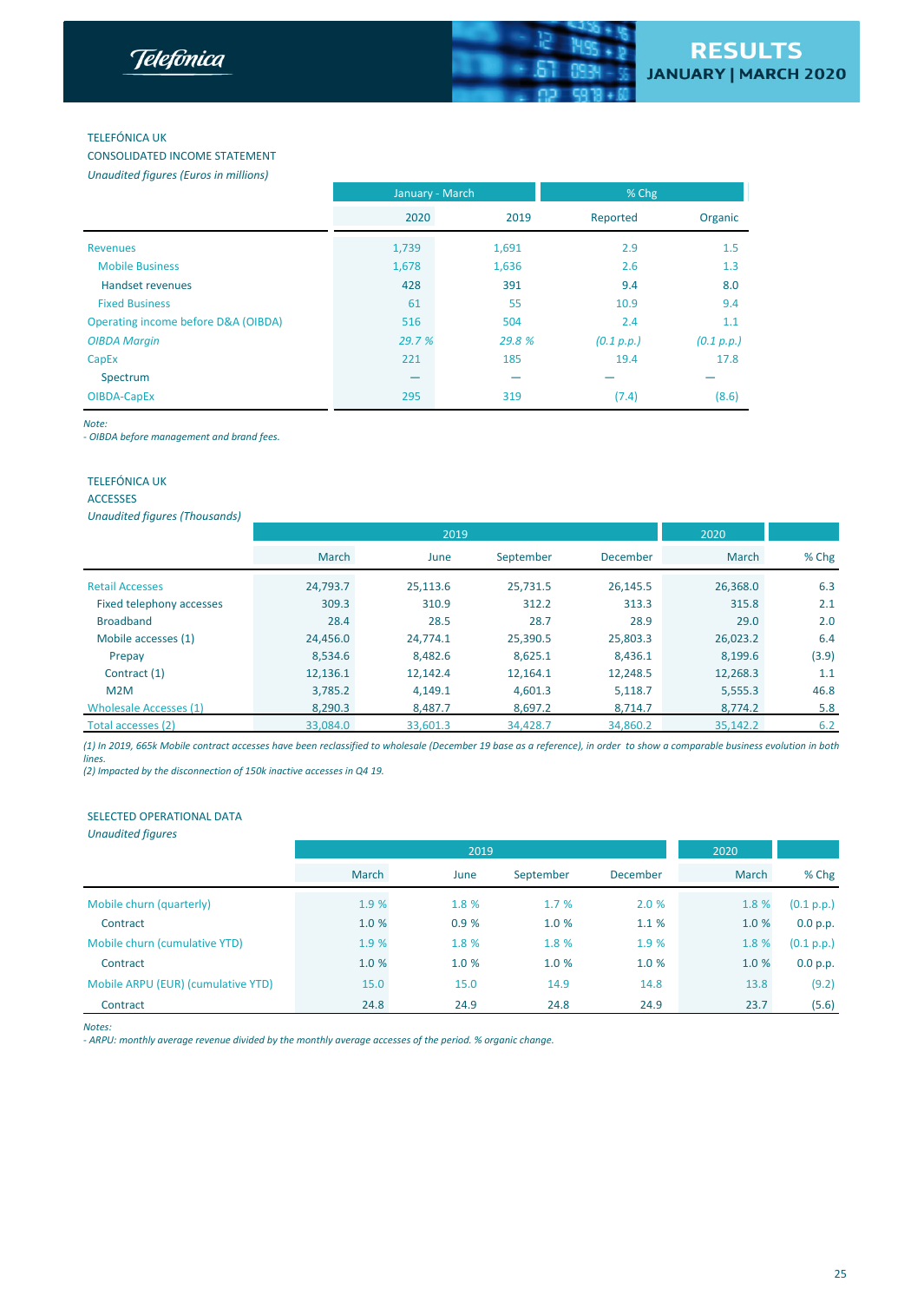TELEFÓNICA UK

CONSOLIDATED INCOME STATEMENT

*Unaudited figures (Euros in millions)*

| | January - March | | % Chg | |
|---|---|---|---|---|
| | 2020 | 2019 | Reported | Organic |
| Revenues | 1,739 | 1,691 | 2.9 | 1.5 |
| Mobile Business | 1,678 | 1,636 | 2.6 | 1.3 |
| Handset revenues | 428 | 391 | 9.4 | 8.0 |
| Fixed Business | 61 | 55 | 10.9 | 9.4 |
| Operating income before D&A (OIBDA) | 516 | 504 | 2.4 | 1.1 |
| *OIBDA Margin* | *29.7 %* | *29.8 %* | *(0.1 p.p.)* | *(0.1 p.p.)* |
| CapEx | 221 | 185 | 19.4 | 17.8 |
| Spectrum | — | — | — | — |
| OIBDA-CapEx | 295 | 319 | (7.4) | (8.6) |

*Note:*
*- OIBDA before management and brand fees.*

TELEFÓNICA UK

ACCESSES

*Unaudited figures (Thousands)*

| | 2019 | | | | 2020 | |
|---|---|---|---|---|---|---|
| | March | June | September | December | March | % Chg |
| Retail Accesses | 24,793.7 | 25,113.6 | 25,731.5 | 26,145.5 | 26,368.0 | 6.3 |
| Fixed telephony accesses | 309.3 | 310.9 | 312.2 | 313.3 | 315.8 | 2.1 |
| Broadband | 28.4 | 28.5 | 28.7 | 28.9 | 29.0 | 2.0 |
| Mobile accesses (1) | 24,456.0 | 24,774.1 | 25,390.5 | 25,803.3 | 26,023.2 | 6.4 |
| Prepay | 8,534.6 | 8,482.6 | 8,625.1 | 8,436.1 | 8,199.6 | (3.9) |
| Contract (1) | 12,136.1 | 12,142.4 | 12,164.1 | 12,248.5 | 12,268.3 | 1.1 |
| M2M | 3,785.2 | 4,149.1 | 4,601.3 | 5,118.7 | 5,555.3 | 46.8 |
| Wholesale Accesses (1) | 8,290.3 | 8,487.7 | 8,697.2 | 8,714.7 | 8,774.2 | 5.8 |
| Total accesses (2) | 33,084.0 | 33,601.3 | 34,428.7 | 34,860.2 | 35,142.2 | 6.2 |

*(1) In 2019, 665k Mobile contract accesses have been reclassified to wholesale (December 19 base as a reference), in order to show a comparable business evolution in both lines.*
*(2) Impacted by the disconnection of 150k inactive accesses in Q4 19.*

SELECTED OPERATIONAL DATA

*Unaudited figures*

| | 2019 | | | | 2020 | |
|---|---|---|---|---|---|---|
| | March | June | September | December | March | % Chg |
| Mobile churn (quarterly) | 1.9 % | 1.8 % | 1.7 % | 2.0 % | 1.8 % | (0.1 p.p.) |
| Contract | 1.0 % | 0.9 % | 1.0 % | 1.1 % | 1.0 % | 0.0 p.p. |
| Mobile churn (cumulative YTD) | 1.9 % | 1.8 % | 1.8 % | 1.9 % | 1.8 % | (0.1 p.p.) |
| Contract | 1.0 % | 1.0 % | 1.0 % | 1.0 % | 1.0 % | 0.0 p.p. |
| Mobile ARPU (EUR) (cumulative YTD) | 15.0 | 15.0 | 14.9 | 14.8 | 13.8 | (9.2) |
| Contract | 24.8 | 24.9 | 24.8 | 24.9 | 23.7 | (5.6) |

*Notes:*
*- ARPU: monthly average revenue divided by the monthly average accesses of the period. % organic change.*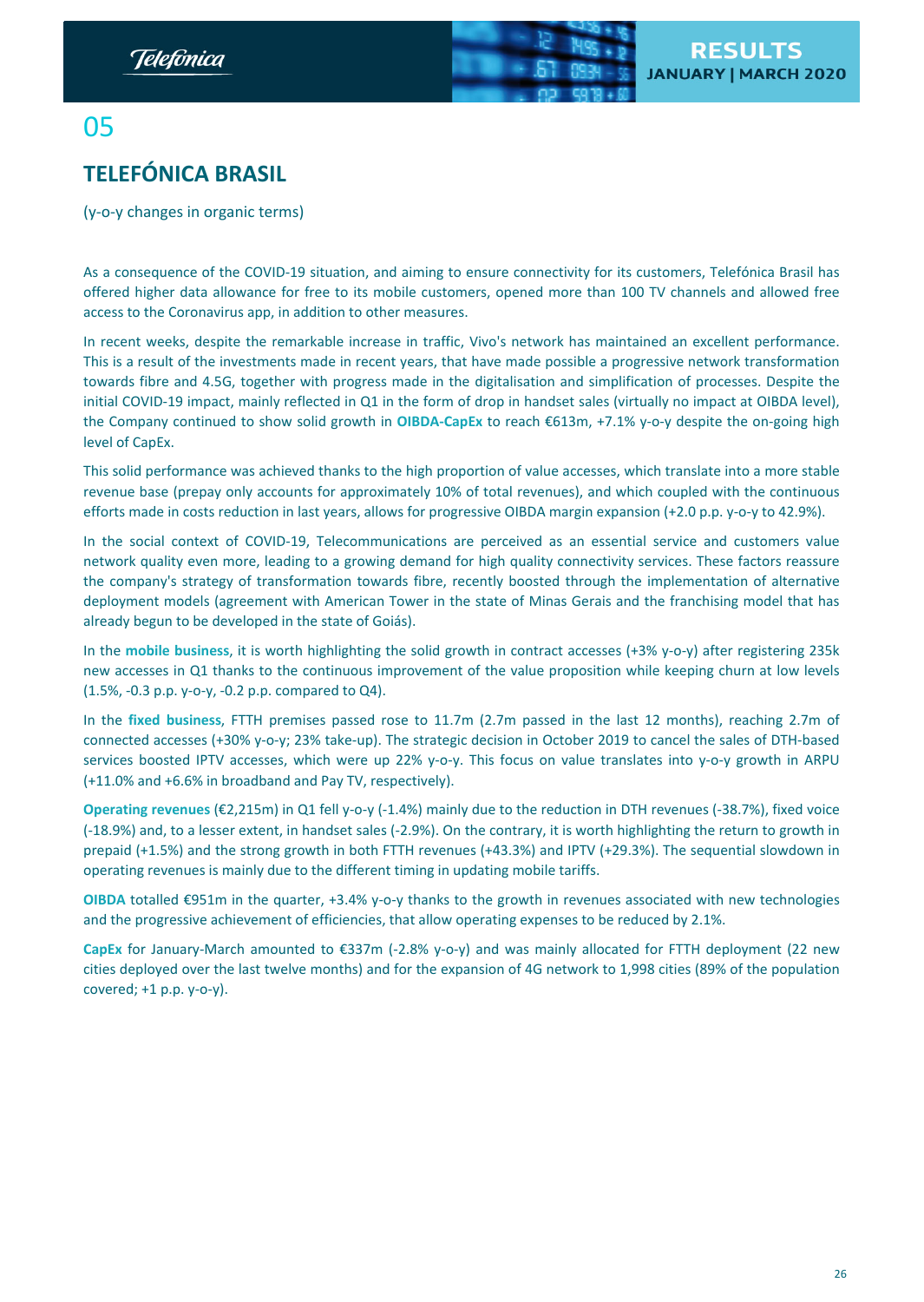# 05

## TELEFÓNICA BRASIL

(y-o-y changes in organic terms)

As a consequence of the COVID-19 situation, and aiming to ensure connectivity for its customers, Telefónica Brasil has offered higher data allowance for free to its mobile customers, opened more than 100 TV channels and allowed free access to the Coronavirus app, in addition to other measures.

In recent weeks, despite the remarkable increase in traffic, Vivo's network has maintained an excellent performance. This is a result of the investments made in recent years, that have made possible a progressive network transformation towards fibre and 4.5G, together with progress made in the digitalisation and simplification of processes. Despite the initial COVID-19 impact, mainly reflected in Q1 in the form of drop in handset sales (virtually no impact at OIBDA level), the Company continued to show solid growth in **OIBDA-CapEx** to reach €613m, +7.1% y-o-y despite the on-going high level of CapEx.

This solid performance was achieved thanks to the high proportion of value accesses, which translate into a more stable revenue base (prepay only accounts for approximately 10% of total revenues), and which coupled with the continuous efforts made in costs reduction in last years, allows for progressive OIBDA margin expansion (+2.0 p.p. y-o-y to 42.9%).

In the social context of COVID-19, Telecommunications are perceived as an essential service and customers value network quality even more, leading to a growing demand for high quality connectivity services. These factors reassure the company's strategy of transformation towards fibre, recently boosted through the implementation of alternative deployment models (agreement with American Tower in the state of Minas Gerais and the franchising model that has already begun to be developed in the state of Goiás).

In the **mobile business**, it is worth highlighting the solid growth in contract accesses (+3% y-o-y) after registering 235k new accesses in Q1 thanks to the continuous improvement of the value proposition while keeping churn at low levels (1.5%, -0.3 p.p. y-o-y, -0.2 p.p. compared to Q4).

In the **fixed business**, FTTH premises passed rose to 11.7m (2.7m passed in the last 12 months), reaching 2.7m of connected accesses (+30% y-o-y; 23% take-up). The strategic decision in October 2019 to cancel the sales of DTH-based services boosted IPTV accesses, which were up 22% y-o-y. This focus on value translates into y-o-y growth in ARPU (+11.0% and +6.6% in broadband and Pay TV, respectively).

**Operating revenues** (€2,215m) in Q1 fell y-o-y (-1.4%) mainly due to the reduction in DTH revenues (-38.7%), fixed voice (-18.9%) and, to a lesser extent, in handset sales (-2.9%). On the contrary, it is worth highlighting the return to growth in prepaid (+1.5%) and the strong growth in both FTTH revenues (+43.3%) and IPTV (+29.3%). The sequential slowdown in operating revenues is mainly due to the different timing in updating mobile tariffs.

**OIBDA** totalled €951m in the quarter, +3.4% y-o-y thanks to the growth in revenues associated with new technologies and the progressive achievement of efficiencies, that allow operating expenses to be reduced by 2.1%.

**CapEx** for January-March amounted to €337m (-2.8% y-o-y) and was mainly allocated for FTTH deployment (22 new cities deployed over the last twelve months) and for the expansion of 4G network to 1,998 cities (89% of the population covered; +1 p.p. y-o-y).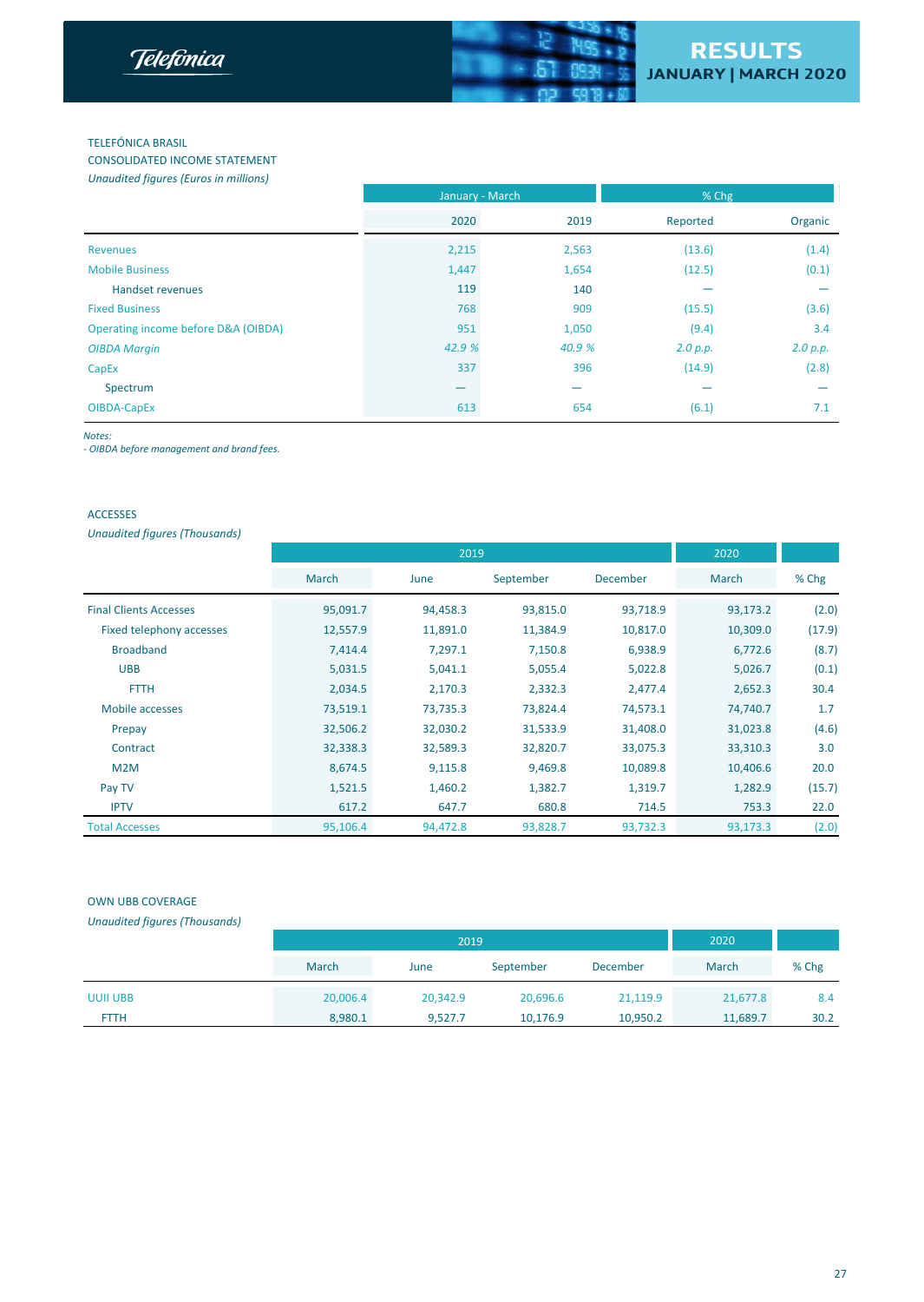TELEFÓNICA BRASIL

CONSOLIDATED INCOME STATEMENT

*Unaudited figures (Euros in millions)*

| | January - March | | % Chg | |
|---|---|---|---|---|
| | 2020 | 2019 | Reported | Organic |
| Revenues | 2,215 | 2,563 | (13.6) | (1.4) |
| Mobile Business | 1,447 | 1,654 | (12.5) | (0.1) |
| Handset revenues | 119 | 140 | — | — |
| Fixed Business | 768 | 909 | (15.5) | (3.6) |
| Operating income before D&A (OIBDA) | 951 | 1,050 | (9.4) | 3.4 |
| *OIBDA Margin* | *42.9 %* | *40.9 %* | *2.0 p.p.* | *2.0 p.p.* |
| CapEx | 337 | 396 | (14.9) | (2.8) |
| Spectrum | — | — | — | — |
| OIBDA-CapEx | 613 | 654 | (6.1) | 7.1 |

*Notes:*
*- OIBDA before management and brand fees.*

ACCESSES

*Unaudited figures (Thousands)*

| | 2019 | | | | 2020 | |
|---|---|---|---|---|---|---|
| | March | June | September | December | March | % Chg |
| Final Clients Accesses | 95,091.7 | 94,458.3 | 93,815.0 | 93,718.9 | 93,173.2 | (2.0) |
| Fixed telephony accesses | 12,557.9 | 11,891.0 | 11,384.9 | 10,817.0 | 10,309.0 | (17.9) |
| Broadband | 7,414.4 | 7,297.1 | 7,150.8 | 6,938.9 | 6,772.6 | (8.7) |
| UBB | 5,031.5 | 5,041.1 | 5,055.4 | 5,022.8 | 5,026.7 | (0.1) |
| FTTH | 2,034.5 | 2,170.3 | 2,332.3 | 2,477.4 | 2,652.3 | 30.4 |
| Mobile accesses | 73,519.1 | 73,735.3 | 73,824.4 | 74,573.1 | 74,740.7 | 1.7 |
| Prepay | 32,506.2 | 32,030.2 | 31,533.9 | 31,408.0 | 31,023.8 | (4.6) |
| Contract | 32,338.3 | 32,589.3 | 32,820.7 | 33,075.3 | 33,310.3 | 3.0 |
| M2M | 8,674.5 | 9,115.8 | 9,469.8 | 10,089.8 | 10,406.6 | 20.0 |
| Pay TV | 1,521.5 | 1,460.2 | 1,382.7 | 1,319.7 | 1,282.9 | (15.7) |
| IPTV | 617.2 | 647.7 | 680.8 | 714.5 | 753.3 | 22.0 |
| Total Accesses | 95,106.4 | 94,472.8 | 93,828.7 | 93,732.3 | 93,173.3 | (2.0) |

OWN UBB COVERAGE

*Unaudited figures (Thousands)*

| | 2019 | | | | 2020 | |
|---|---|---|---|---|---|---|
| | March | June | September | December | March | % Chg |
| UUII UBB | 20,006.4 | 20,342.9 | 20,696.6 | 21,119.9 | 21,677.8 | 8.4 |
| FTTH | 8,980.1 | 9,527.7 | 10,176.9 | 10,950.2 | 11,689.7 | 30.2 |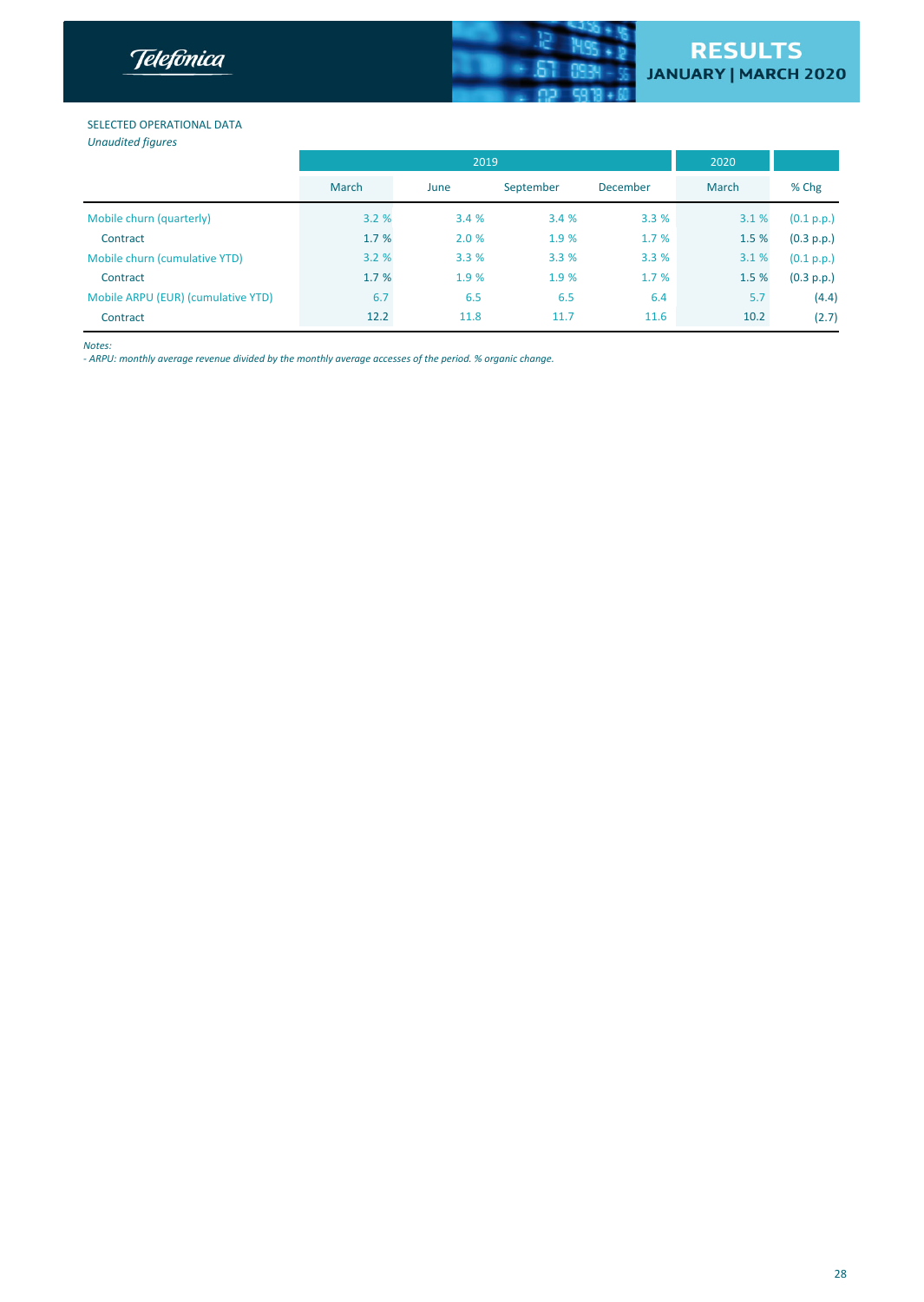SELECTED OPERATIONAL DATA

*Unaudited figures*

| | 2019 | | | | 2020 | |
|---|---|---|---|---|---|---|
| | March | June | September | December | March | % Chg |
| Mobile churn (quarterly) | 3.2 % | 3.4 % | 3.4 % | 3.3 % | 3.1 % | (0.1 p.p.) |
| Contract | 1.7 % | 2.0 % | 1.9 % | 1.7 % | 1.5 % | (0.3 p.p.) |
| Mobile churn (cumulative YTD) | 3.2 % | 3.3 % | 3.3 % | 3.3 % | 3.1 % | (0.1 p.p.) |
| Contract | 1.7 % | 1.9 % | 1.9 % | 1.7 % | 1.5 % | (0.3 p.p.) |
| Mobile ARPU (EUR) (cumulative YTD) | 6.7 | 6.5 | 6.5 | 6.4 | 5.7 | (4.4) |
| Contract | 12.2 | 11.8 | 11.7 | 11.6 | 10.2 | (2.7) |

*Notes:*

*- ARPU: monthly average revenue divided by the monthly average accesses of the period. % organic change.*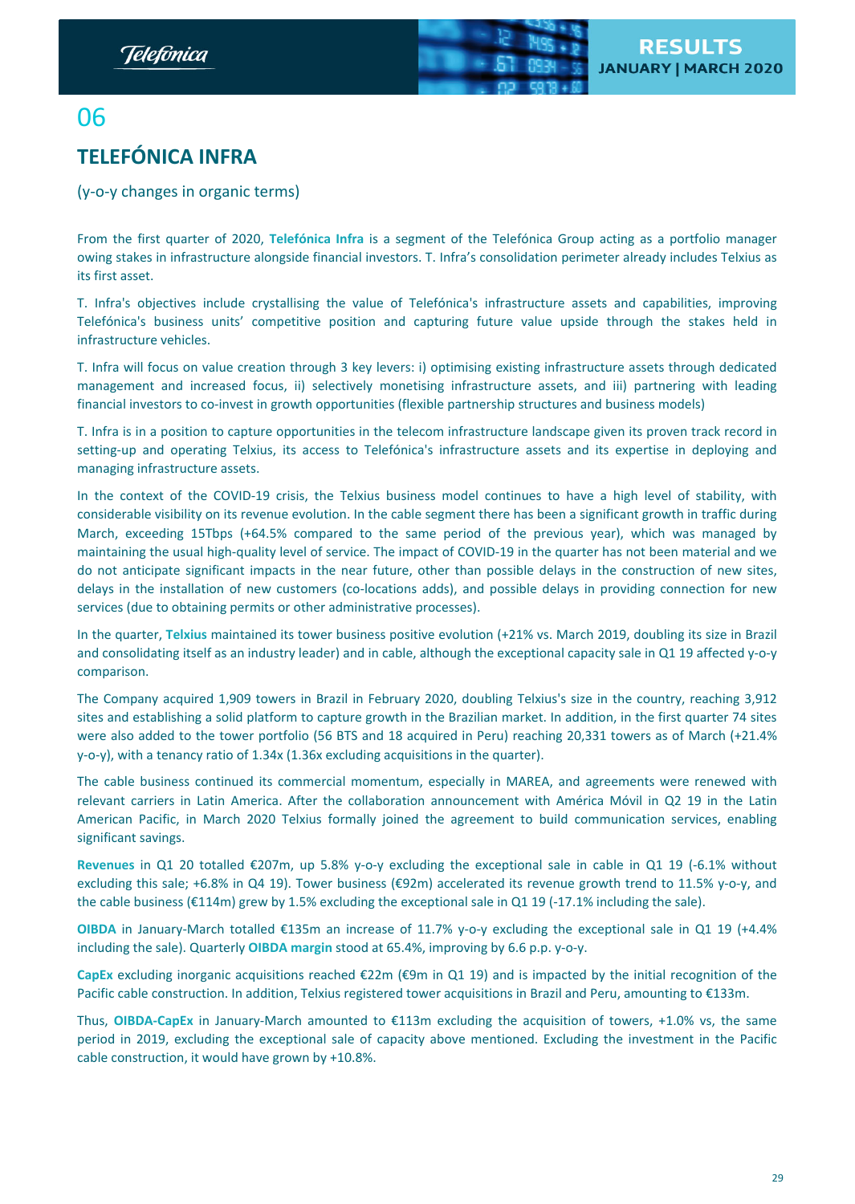# 06

## TELEFÓNICA INFRA

(y-o-y changes in organic terms)

From the first quarter of 2020, **Telefónica Infra** is a segment of the Telefónica Group acting as a portfolio manager owing stakes in infrastructure alongside financial investors. T. Infra's consolidation perimeter already includes Telxius as its first asset.

T. Infra's objectives include crystallising the value of Telefónica's infrastructure assets and capabilities, improving Telefónica's business units' competitive position and capturing future value upside through the stakes held in infrastructure vehicles.

T. Infra will focus on value creation through 3 key levers: i) optimising existing infrastructure assets through dedicated management and increased focus, ii) selectively monetising infrastructure assets, and iii) partnering with leading financial investors to co-invest in growth opportunities (flexible partnership structures and business models)

T. Infra is in a position to capture opportunities in the telecom infrastructure landscape given its proven track record in setting-up and operating Telxius, its access to Telefónica's infrastructure assets and its expertise in deploying and managing infrastructure assets.

In the context of the COVID-19 crisis, the Telxius business model continues to have a high level of stability, with considerable visibility on its revenue evolution. In the cable segment there has been a significant growth in traffic during March, exceeding 15Tbps (+64.5% compared to the same period of the previous year), which was managed by maintaining the usual high-quality level of service. The impact of COVID-19 in the quarter has not been material and we do not anticipate significant impacts in the near future, other than possible delays in the construction of new sites, delays in the installation of new customers (co-locations adds), and possible delays in providing connection for new services (due to obtaining permits or other administrative processes).

In the quarter, **Telxius** maintained its tower business positive evolution (+21% vs. March 2019, doubling its size in Brazil and consolidating itself as an industry leader) and in cable, although the exceptional capacity sale in Q1 19 affected y-o-y comparison.

The Company acquired 1,909 towers in Brazil in February 2020, doubling Telxius's size in the country, reaching 3,912 sites and establishing a solid platform to capture growth in the Brazilian market. In addition, in the first quarter 74 sites were also added to the tower portfolio (56 BTS and 18 acquired in Peru) reaching 20,331 towers as of March (+21.4% y-o-y), with a tenancy ratio of 1.34x (1.36x excluding acquisitions in the quarter).

The cable business continued its commercial momentum, especially in MAREA, and agreements were renewed with relevant carriers in Latin America. After the collaboration announcement with América Móvil in Q2 19 in the Latin American Pacific, in March 2020 Telxius formally joined the agreement to build communication services, enabling significant savings.

**Revenues** in Q1 20 totalled €207m, up 5.8% y-o-y excluding the exceptional sale in cable in Q1 19 (-6.1% without excluding this sale; +6.8% in Q4 19). Tower business (€92m) accelerated its revenue growth trend to 11.5% y-o-y, and the cable business (€114m) grew by 1.5% excluding the exceptional sale in Q1 19 (-17.1% including the sale).

**OIBDA** in January-March totalled €135m an increase of 11.7% y-o-y excluding the exceptional sale in Q1 19 (+4.4% including the sale). Quarterly **OIBDA margin** stood at 65.4%, improving by 6.6 p.p. y-o-y.

**CapEx** excluding inorganic acquisitions reached €22m (€9m in Q1 19) and is impacted by the initial recognition of the Pacific cable construction. In addition, Telxius registered tower acquisitions in Brazil and Peru, amounting to €133m.

Thus, **OIBDA-CapEx** in January-March amounted to €113m excluding the acquisition of towers, +1.0% vs, the same period in 2019, excluding the exceptional sale of capacity above mentioned. Excluding the investment in the Pacific cable construction, it would have grown by +10.8%.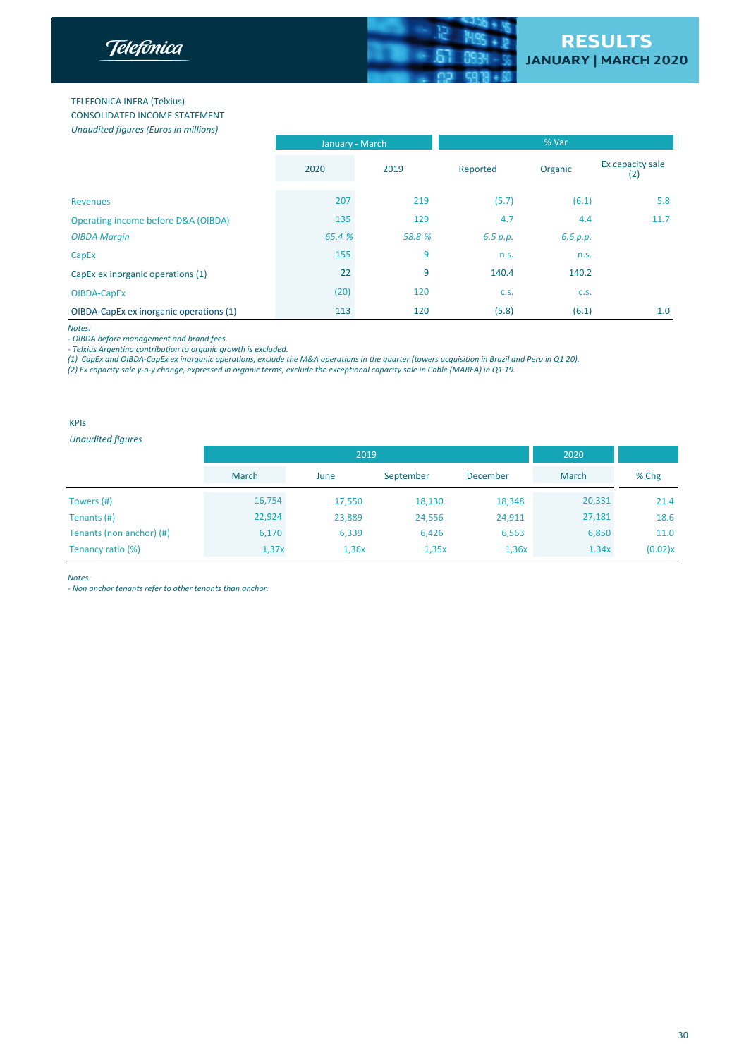TELEFONICA INFRA (Telxius)

CONSOLIDATED INCOME STATEMENT

*Unaudited figures (Euros in millions)*

| | January - March | | % Var | | |
|---|---|---|---|---|---|
| | 2020 | 2019 | Reported | Organic | Ex capacity sale (2) |
| Revenues | 207 | 219 | (5.7) | (6.1) | 5.8 |
| Operating income before D&A (OIBDA) | 135 | 129 | 4.7 | 4.4 | 11.7 |
| *OIBDA Margin* | *65.4 %* | *58.8 %* | *6.5 p.p.* | *6.6 p.p.* | |
| CapEx | 155 | 9 | n.s. | n.s. | |
| CapEx ex inorganic operations (1) | 22 | 9 | 140.4 | 140.2 | |
| OIBDA-CapEx | (20) | 120 | c.s. | c.s. | |
| OIBDA-CapEx ex inorganic operations (1) | 113 | 120 | (5.8) | (6.1) | 1.0 |

*Notes:*

*- OIBDA before management and brand fees.*

*- Telxius Argentina contribution to organic growth is excluded.*

*(1) CapEx and OIBDA-CapEx ex inorganic operations, exclude the M&A operations in the quarter (towers acquisition in Brazil and Peru in Q1 20).*

*(2) Ex capacity sale y-o-y change, expressed in organic terms, exclude the exceptional capacity sale in Cable (MAREA) in Q1 19.*

KPIs

*Unaudited figures*

| | 2019 | | | | 2020 | |
|---|---|---|---|---|---|---|
| | March | June | September | December | March | % Chg |
| Towers (#) | 16,754 | 17,550 | 18,130 | 18,348 | 20,331 | 21.4 |
| Tenants (#) | 22,924 | 23,889 | 24,556 | 24,911 | 27,181 | 18.6 |
| Tenants (non anchor) (#) | 6,170 | 6,339 | 6,426 | 6,563 | 6,850 | 11.0 |
| Tenancy ratio (%) | 1,37x | 1,36x | 1,35x | 1,36x | 1.34x | (0.02)x |

*Notes:*

*- Non anchor tenants refer to other tenants than anchor.*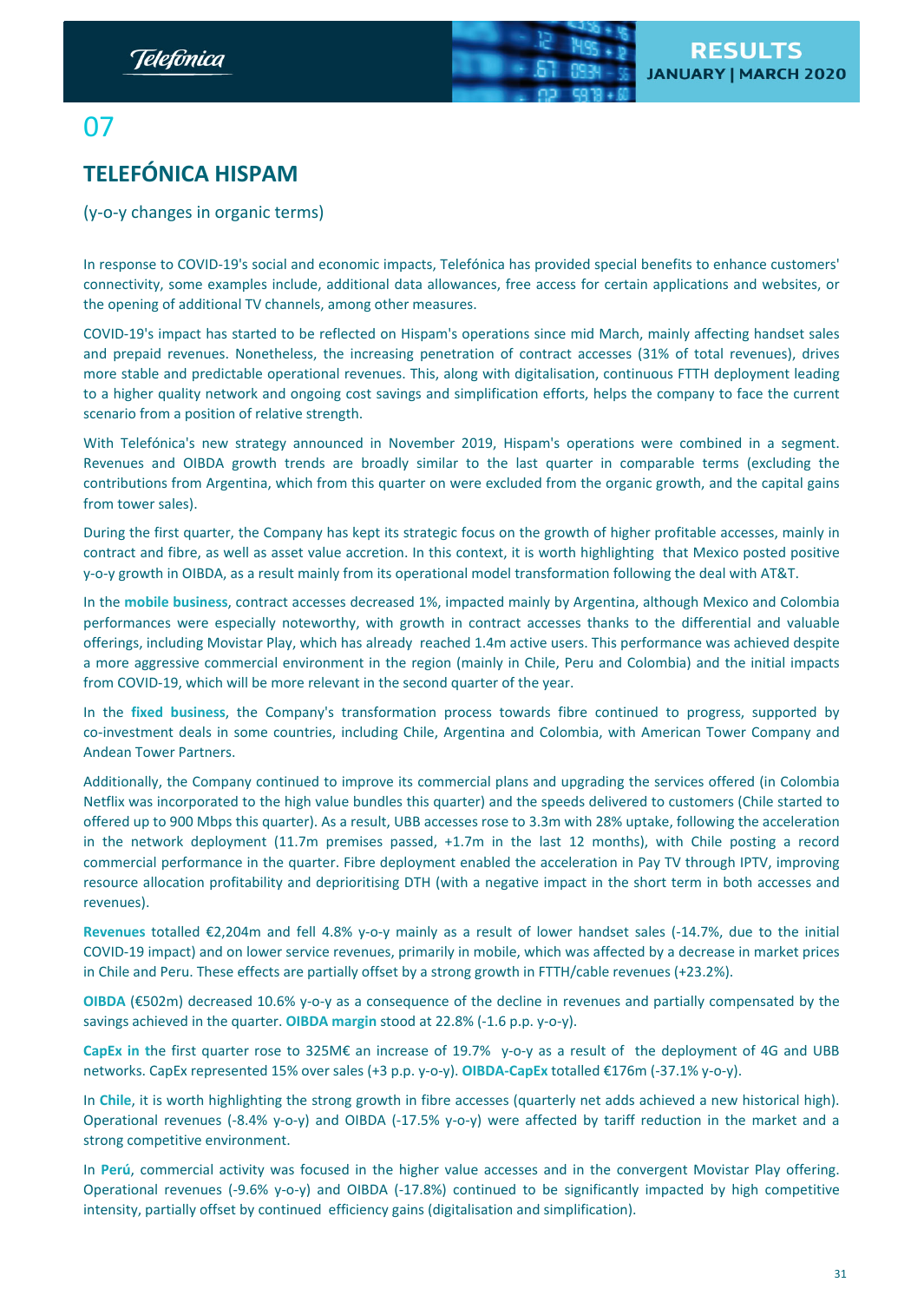07

## TELEFÓNICA HISPAM

(y-o-y changes in organic terms)

In response to COVID-19's social and economic impacts, Telefónica has provided special benefits to enhance customers' connectivity, some examples include, additional data allowances, free access for certain applications and websites, or the opening of additional TV channels, among other measures.

COVID-19's impact has started to be reflected on Hispam's operations since mid March, mainly affecting handset sales and prepaid revenues. Nonetheless, the increasing penetration of contract accesses (31% of total revenues), drives more stable and predictable operational revenues. This, along with digitalisation, continuous FTTH deployment leading to a higher quality network and ongoing cost savings and simplification efforts, helps the company to face the current scenario from a position of relative strength.

With Telefónica's new strategy announced in November 2019, Hispam's operations were combined in a segment. Revenues and OIBDA growth trends are broadly similar to the last quarter in comparable terms (excluding the contributions from Argentina, which from this quarter on were excluded from the organic growth, and the capital gains from tower sales).

During the first quarter, the Company has kept its strategic focus on the growth of higher profitable accesses, mainly in contract and fibre, as well as asset value accretion. In this context, it is worth highlighting that Mexico posted positive y-o-y growth in OIBDA, as a result mainly from its operational model transformation following the deal with AT&T.

In the **mobile business**, contract accesses decreased 1%, impacted mainly by Argentina, although Mexico and Colombia performances were especially noteworthy, with growth in contract accesses thanks to the differential and valuable offerings, including Movistar Play, which has already reached 1.4m active users. This performance was achieved despite a more aggressive commercial environment in the region (mainly in Chile, Peru and Colombia) and the initial impacts from COVID-19, which will be more relevant in the second quarter of the year.

In the **fixed business**, the Company's transformation process towards fibre continued to progress, supported by co-investment deals in some countries, including Chile, Argentina and Colombia, with American Tower Company and Andean Tower Partners.

Additionally, the Company continued to improve its commercial plans and upgrading the services offered (in Colombia Netflix was incorporated to the high value bundles this quarter) and the speeds delivered to customers (Chile started to offered up to 900 Mbps this quarter). As a result, UBB accesses rose to 3.3m with 28% uptake, following the acceleration in the network deployment (11.7m premises passed, +1.7m in the last 12 months), with Chile posting a record commercial performance in the quarter. Fibre deployment enabled the acceleration in Pay TV through IPTV, improving resource allocation profitability and deprioritising DTH (with a negative impact in the short term in both accesses and revenues).

**Revenues** totalled €2,204m and fell 4.8% y-o-y mainly as a result of lower handset sales (-14.7%, due to the initial COVID-19 impact) and on lower service revenues, primarily in mobile, which was affected by a decrease in market prices in Chile and Peru. These effects are partially offset by a strong growth in FTTH/cable revenues (+23.2%).

**OIBDA** (€502m) decreased 10.6% y-o-y as a consequence of the decline in revenues and partially compensated by the savings achieved in the quarter. **OIBDA margin** stood at 22.8% (-1.6 p.p. y-o-y).

**CapEx in th**e first quarter rose to 325M€ an increase of 19.7% y-o-y as a result of the deployment of 4G and UBB networks. CapEx represented 15% over sales (+3 p.p. y-o-y). **OIBDA-CapEx** totalled €176m (-37.1% y-o-y).

In **Chile**, it is worth highlighting the strong growth in fibre accesses (quarterly net adds achieved a new historical high). Operational revenues (-8.4% y-o-y) and OIBDA (-17.5% y-o-y) were affected by tariff reduction in the market and a strong competitive environment.

In **Perú**, commercial activity was focused in the higher value accesses and in the convergent Movistar Play offering. Operational revenues (-9.6% y-o-y) and OIBDA (-17.8%) continued to be significantly impacted by high competitive intensity, partially offset by continued efficiency gains (digitalisation and simplification).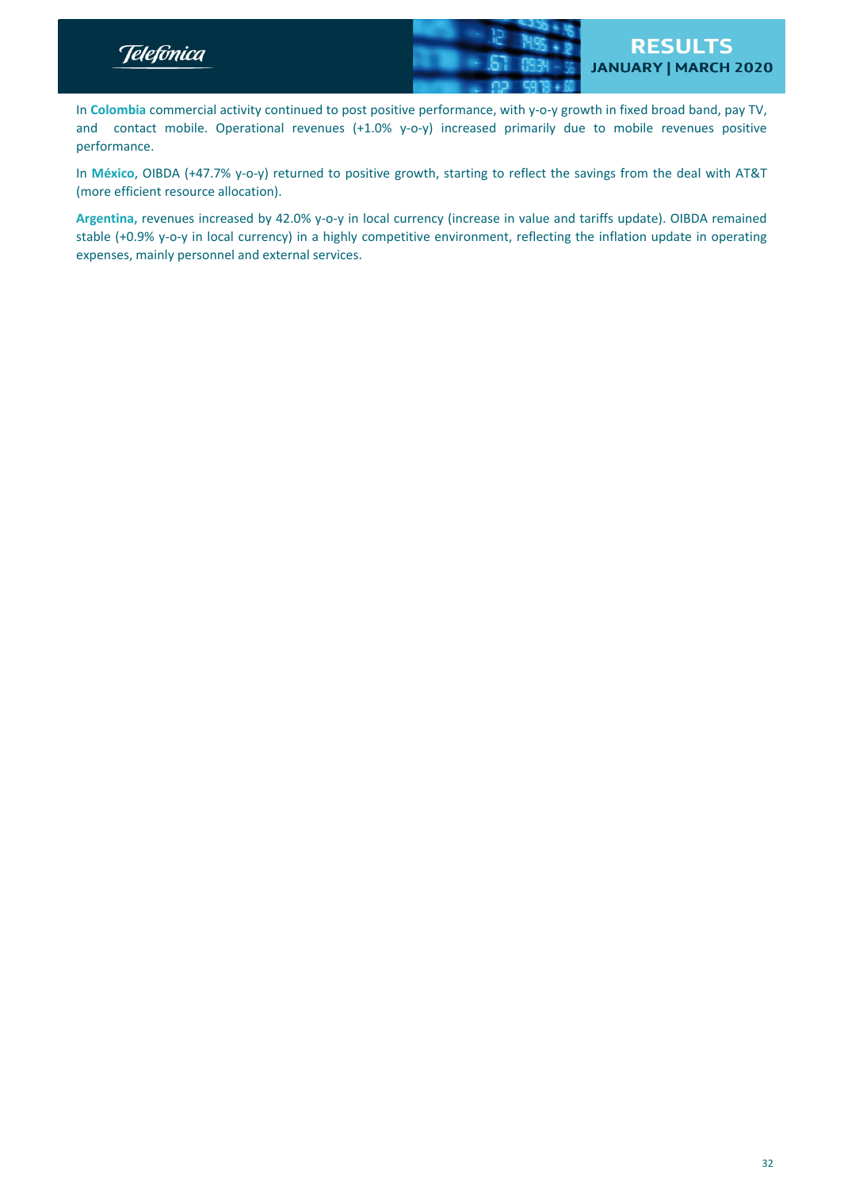In **Colombia** commercial activity continued to post positive performance, with y-o-y growth in fixed broad band, pay TV, and contact mobile. Operational revenues (+1.0% y-o-y) increased primarily due to mobile revenues positive performance.

In **México**, OIBDA (+47.7% y-o-y) returned to positive growth, starting to reflect the savings from the deal with AT&T (more efficient resource allocation).

**Argentina,** revenues increased by 42.0% y-o-y in local currency (increase in value and tariffs update). OIBDA remained stable (+0.9% y-o-y in local currency) in a highly competitive environment, reflecting the inflation update in operating expenses, mainly personnel and external services.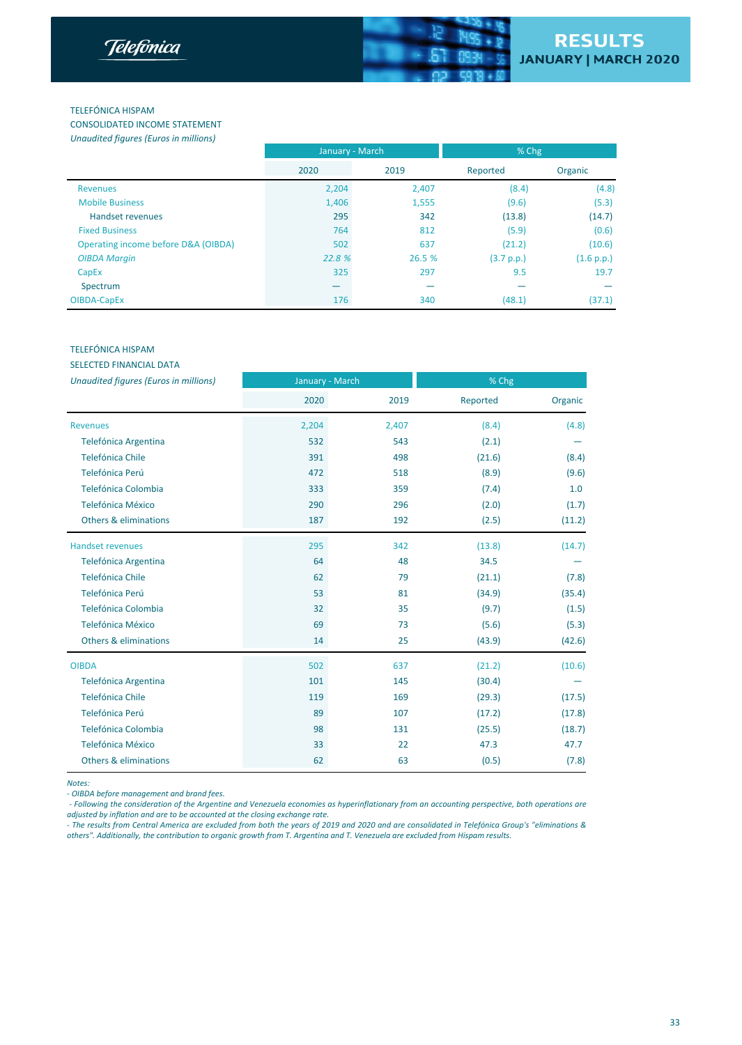TELEFÓNICA HISPAM

CONSOLIDATED INCOME STATEMENT

*Unaudited figures (Euros in millions)*

| | January - March | | % Chg | |
|---|---|---|---|---|
| | 2020 | 2019 | Reported | Organic |
| Revenues | 2,204 | 2,407 | (8.4) | (4.8) |
| Mobile Business | 1,406 | 1,555 | (9.6) | (5.3) |
| Handset revenues | 295 | 342 | (13.8) | (14.7) |
| Fixed Business | 764 | 812 | (5.9) | (0.6) |
| Operating income before D&A (OIBDA) | 502 | 637 | (21.2) | (10.6) |
| *OIBDA Margin* | *22.8 %* | 26.5 % | (3.7 p.p.) | (1.6 p.p.) |
| CapEx | 325 | 297 | 9.5 | 19.7 |
| Spectrum | — | — | — | — |
| OIBDA-CapEx | 176 | 340 | (48.1) | (37.1) |

TELEFÓNICA HISPAM

SELECTED FINANCIAL DATA

*Unaudited figures (Euros in millions)*

| | January - March | | % Chg | |
|---|---|---|---|---|
| | 2020 | 2019 | Reported | Organic |
| Revenues | 2,204 | 2,407 | (8.4) | (4.8) |
| Telefónica Argentina | 532 | 543 | (2.1) | — |
| Telefónica Chile | 391 | 498 | (21.6) | (8.4) |
| Telefónica Perú | 472 | 518 | (8.9) | (9.6) |
| Telefónica Colombia | 333 | 359 | (7.4) | 1.0 |
| Telefónica México | 290 | 296 | (2.0) | (1.7) |
| Others & eliminations | 187 | 192 | (2.5) | (11.2) |
| Handset revenues | 295 | 342 | (13.8) | (14.7) |
| Telefónica Argentina | 64 | 48 | 34.5 | — |
| Telefónica Chile | 62 | 79 | (21.1) | (7.8) |
| Telefónica Perú | 53 | 81 | (34.9) | (35.4) |
| Telefónica Colombia | 32 | 35 | (9.7) | (1.5) |
| Telefónica México | 69 | 73 | (5.6) | (5.3) |
| Others & eliminations | 14 | 25 | (43.9) | (42.6) |
| OIBDA | 502 | 637 | (21.2) | (10.6) |
| Telefónica Argentina | 101 | 145 | (30.4) | — |
| Telefónica Chile | 119 | 169 | (29.3) | (17.5) |
| Telefónica Perú | 89 | 107 | (17.2) | (17.8) |
| Telefónica Colombia | 98 | 131 | (25.5) | (18.7) |
| Telefónica México | 33 | 22 | 47.3 | 47.7 |
| Others & eliminations | 62 | 63 | (0.5) | (7.8) |

*Notes:*

*- OIBDA before management and brand fees.*

*- Following the consideration of the Argentine and Venezuela economies as hyperinflationary from an accounting perspective, both operations are adjusted by inflation and are to be accounted at the closing exchange rate.*

*- The results from Central America are excluded from both the years of 2019 and 2020 and are consolidated in Telefónica Group's "eliminations & others". Additionally, the contribution to organic growth from T. Argentina and T. Venezuela are excluded from Hispam results.*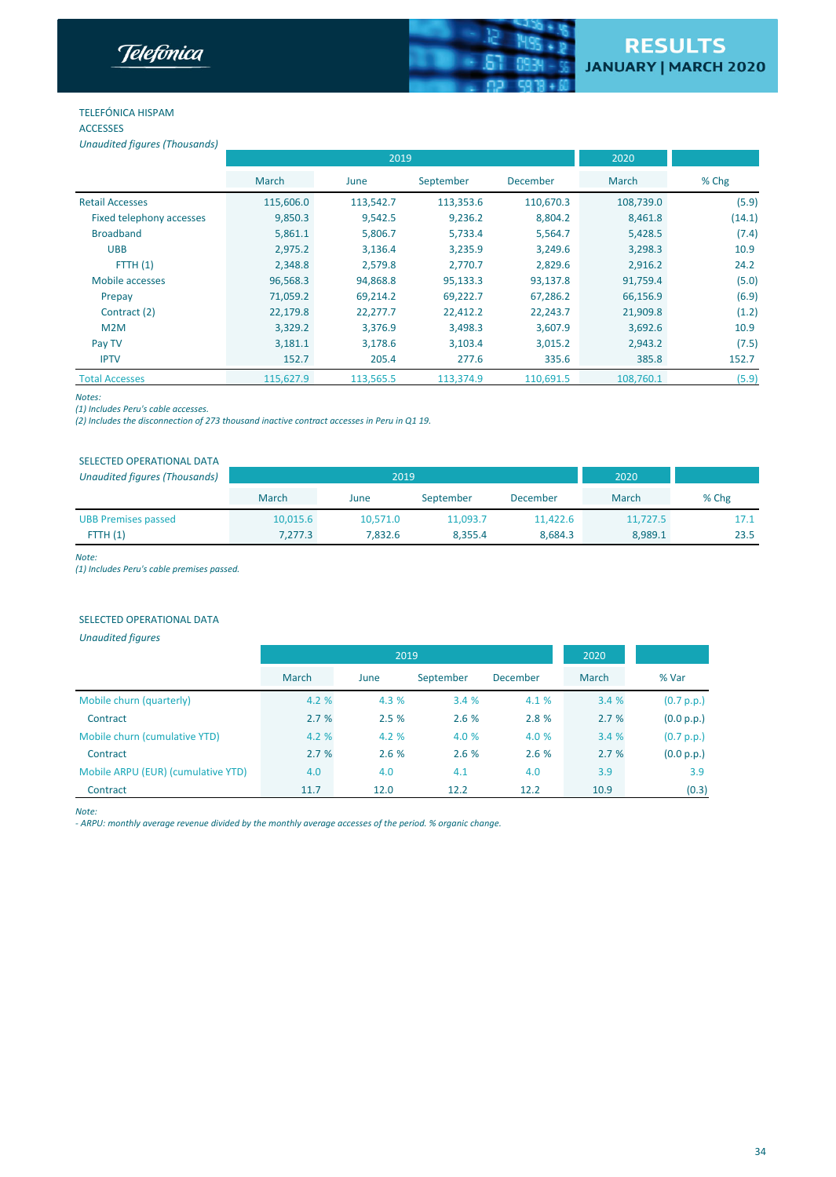TELEFÓNICA HISPAM
ACCESSES
*Unaudited figures (Thousands)*

| | 2019 | | | | 2020 | |
|---|---|---|---|---|---|---|
| | March | June | September | December | March | % Chg |
| Retail Accesses | 115,606.0 | 113,542.7 | 113,353.6 | 110,670.3 | 108,739.0 | (5.9) |
| Fixed telephony accesses | 9,850.3 | 9,542.5 | 9,236.2 | 8,804.2 | 8,461.8 | (14.1) |
| Broadband | 5,861.1 | 5,806.7 | 5,733.4 | 5,564.7 | 5,428.5 | (7.4) |
| UBB | 2,975.2 | 3,136.4 | 3,235.9 | 3,249.6 | 3,298.3 | 10.9 |
| FTTH (1) | 2,348.8 | 2,579.8 | 2,770.7 | 2,829.6 | 2,916.2 | 24.2 |
| Mobile accesses | 96,568.3 | 94,868.8 | 95,133.3 | 93,137.8 | 91,759.4 | (5.0) |
| Prepay | 71,059.2 | 69,214.2 | 69,222.7 | 67,286.2 | 66,156.9 | (6.9) |
| Contract (2) | 22,179.8 | 22,277.7 | 22,412.2 | 22,243.7 | 21,909.8 | (1.2) |
| M2M | 3,329.2 | 3,376.9 | 3,498.3 | 3,607.9 | 3,692.6 | 10.9 |
| Pay TV | 3,181.1 | 3,178.6 | 3,103.4 | 3,015.2 | 2,943.2 | (7.5) |
| IPTV | 152.7 | 205.4 | 277.6 | 335.6 | 385.8 | 152.7 |
| Total Accesses | 115,627.9 | 113,565.5 | 113,374.9 | 110,691.5 | 108,760.1 | (5.9) |

*Notes:*
*(1) Includes Peru's cable accesses.*
*(2) Includes the disconnection of 273 thousand inactive contract accesses in Peru in Q1 19.*

SELECTED OPERATIONAL DATA
*Unaudited figures (Thousands)*

| | 2019 | | | | 2020 | |
|---|---|---|---|---|---|---|
| | March | June | September | December | March | % Chg |
| UBB Premises passed | 10,015.6 | 10,571.0 | 11,093.7 | 11,422.6 | 11,727.5 | 17.1 |
| FTTH (1) | 7,277.3 | 7,832.6 | 8,355.4 | 8,684.3 | 8,989.1 | 23.5 |

*Note:*
*(1) Includes Peru's cable premises passed.*

SELECTED OPERATIONAL DATA
*Unaudited figures*

| | 2019 | | | | 2020 | |
|---|---|---|---|---|---|---|
| | March | June | September | December | March | % Var |
| Mobile churn (quarterly) | 4.2 % | 4.3 % | 3.4 % | 4.1 % | 3.4 % | (0.7 p.p.) |
| Contract | 2.7 % | 2.5 % | 2.6 % | 2.8 % | 2.7 % | (0.0 p.p.) |
| Mobile churn (cumulative YTD) | 4.2 % | 4.2 % | 4.0 % | 4.0 % | 3.4 % | (0.7 p.p.) |
| Contract | 2.7 % | 2.6 % | 2.6 % | 2.6 % | 2.7 % | (0.0 p.p.) |
| Mobile ARPU (EUR) (cumulative YTD) | 4.0 | 4.0 | 4.1 | 4.0 | 3.9 | 3.9 |
| Contract | 11.7 | 12.0 | 12.2 | 12.2 | 10.9 | (0.3) |

*Note:*
*- ARPU: monthly average revenue divided by the monthly average accesses of the period. % organic change.*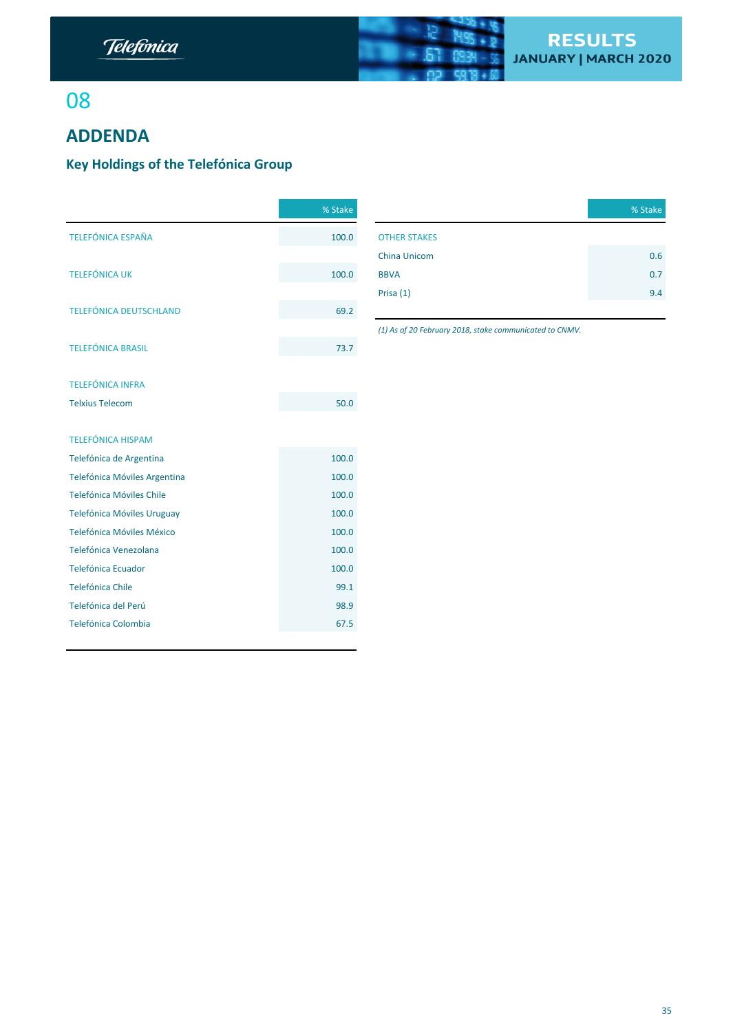# 08

## ADDENDA

### Key Holdings of the Telefónica Group

| | % Stake |
|---|---|
| TELEFÓNICA ESPAÑA | 100.0 |
| TELEFÓNICA UK | 100.0 |
| TELEFÓNICA DEUTSCHLAND | 69.2 |
| TELEFÓNICA BRASIL | 73.7 |
| TELEFÓNICA INFRA | |
| Telxius Telecom | 50.0 |
| TELEFÓNICA HISPAM | |
| Telefónica de Argentina | 100.0 |
| Telefónica Móviles Argentina | 100.0 |
| Telefónica Móviles Chile | 100.0 |
| Telefónica Móviles Uruguay | 100.0 |
| Telefónica Móviles México | 100.0 |
| Telefónica Venezolana | 100.0 |
| Telefónica Ecuador | 100.0 |
| Telefónica Chile | 99.1 |
| Telefónica del Perú | 98.9 |
| Telefónica Colombia | 67.5 |

| | % Stake |
|---|---|
| OTHER STAKES | |
| China Unicom | 0.6 |
| BBVA | 0.7 |
| Prisa (1) | 9.4 |

*(1) As of 20 February 2018, stake communicated to CNMV.*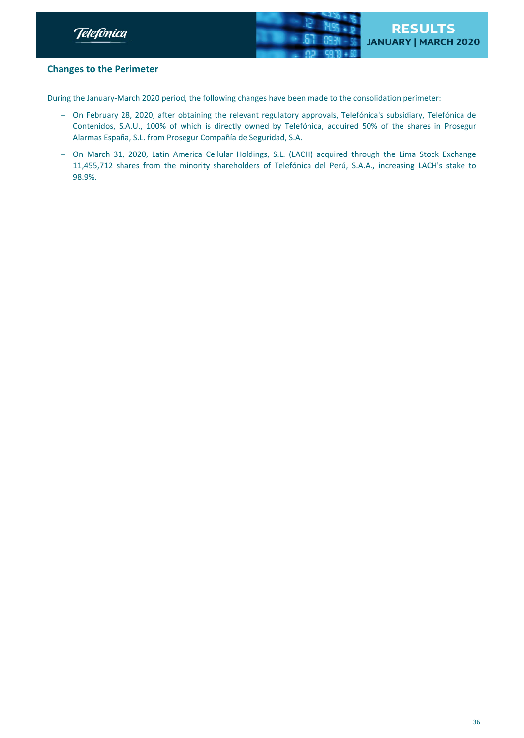## Changes to the Perimeter

During the January-March 2020 period, the following changes have been made to the consolidation perimeter:

- On February 28, 2020, after obtaining the relevant regulatory approvals, Telefónica's subsidiary, Telefónica de Contenidos, S.A.U., 100% of which is directly owned by Telefónica, acquired 50% of the shares in Prosegur Alarmas España, S.L. from Prosegur Compañía de Seguridad, S.A.
- On March 31, 2020, Latin America Cellular Holdings, S.L. (LACH) acquired through the Lima Stock Exchange 11,455,712 shares from the minority shareholders of Telefónica del Perú, S.A.A., increasing LACH's stake to 98.9%.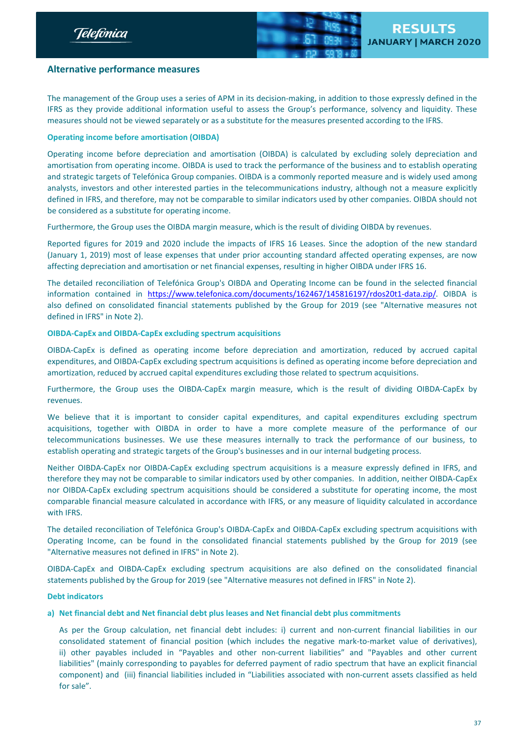## Alternative performance measures

The management of the Group uses a series of APM in its decision-making, in addition to those expressly defined in the IFRS as they provide additional information useful to assess the Group's performance, solvency and liquidity. These measures should not be viewed separately or as a substitute for the measures presented according to the IFRS.

### Operating income before amortisation (OIBDA)

Operating income before depreciation and amortisation (OIBDA) is calculated by excluding solely depreciation and amortisation from operating income. OIBDA is used to track the performance of the business and to establish operating and strategic targets of Telefónica Group companies. OIBDA is a commonly reported measure and is widely used among analysts, investors and other interested parties in the telecommunications industry, although not a measure explicitly defined in IFRS, and therefore, may not be comparable to similar indicators used by other companies. OIBDA should not be considered as a substitute for operating income.

Furthermore, the Group uses the OIBDA margin measure, which is the result of dividing OIBDA by revenues.

Reported figures for 2019 and 2020 include the impacts of IFRS 16 Leases. Since the adoption of the new standard (January 1, 2019) most of lease expenses that under prior accounting standard affected operating expenses, are now affecting depreciation and amortisation or net financial expenses, resulting in higher OIBDA under IFRS 16.

The detailed reconciliation of Telefónica Group's OIBDA and Operating Income can be found in the selected financial information contained in https://www.telefonica.com/documents/162467/145816197/rdos20t1-data.zip/. OIBDA is also defined on consolidated financial statements published by the Group for 2019 (see "Alternative measures not defined in IFRS" in Note 2).

### OIBDA-CapEx and OIBDA-CapEx excluding spectrum acquisitions

OIBDA-CapEx is defined as operating income before depreciation and amortization, reduced by accrued capital expenditures, and OIBDA-CapEx excluding spectrum acquisitions is defined as operating income before depreciation and amortization, reduced by accrued capital expenditures excluding those related to spectrum acquisitions.

Furthermore, the Group uses the OIBDA-CapEx margin measure, which is the result of dividing OIBDA-CapEx by revenues.

We believe that it is important to consider capital expenditures, and capital expenditures excluding spectrum acquisitions, together with OIBDA in order to have a more complete measure of the performance of our telecommunications businesses. We use these measures internally to track the performance of our business, to establish operating and strategic targets of the Group's businesses and in our internal budgeting process.

Neither OIBDA-CapEx nor OIBDA-CapEx excluding spectrum acquisitions is a measure expressly defined in IFRS, and therefore they may not be comparable to similar indicators used by other companies. In addition, neither OIBDA-CapEx nor OIBDA-CapEx excluding spectrum acquisitions should be considered a substitute for operating income, the most comparable financial measure calculated in accordance with IFRS, or any measure of liquidity calculated in accordance with IFRS.

The detailed reconciliation of Telefónica Group's OIBDA-CapEx and OIBDA-CapEx excluding spectrum acquisitions with Operating Income, can be found in the consolidated financial statements published by the Group for 2019 (see "Alternative measures not defined in IFRS" in Note 2).

OIBDA-CapEx and OIBDA-CapEx excluding spectrum acquisitions are also defined on the consolidated financial statements published by the Group for 2019 (see "Alternative measures not defined in IFRS" in Note 2).

### Debt indicators

**a) Net financial debt and Net financial debt plus leases and Net financial debt plus commitments**

As per the Group calculation, net financial debt includes: i) current and non-current financial liabilities in our consolidated statement of financial position (which includes the negative mark-to-market value of derivatives), ii) other payables included in "Payables and other non-current liabilities" and "Payables and other current liabilities" (mainly corresponding to payables for deferred payment of radio spectrum that have an explicit financial component) and (iii) financial liabilities included in "Liabilities associated with non-current assets classified as held for sale".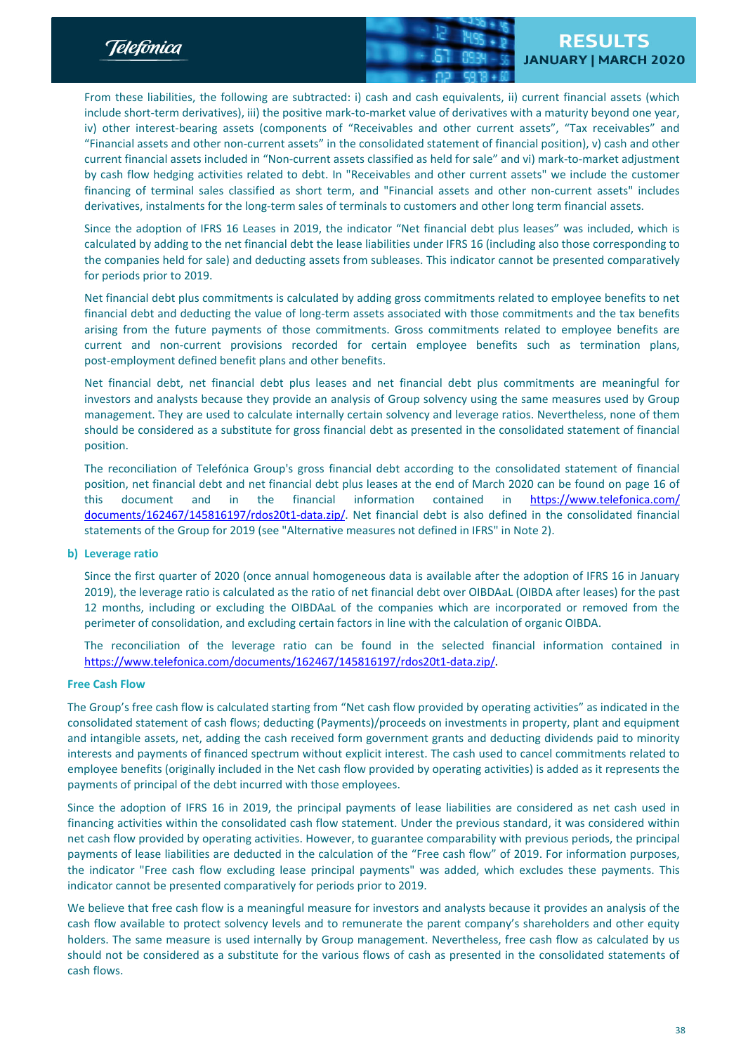From these liabilities, the following are subtracted: i) cash and cash equivalents, ii) current financial assets (which include short-term derivatives), iii) the positive mark-to-market value of derivatives with a maturity beyond one year, iv) other interest-bearing assets (components of "Receivables and other current assets", "Tax receivables" and "Financial assets and other non-current assets" in the consolidated statement of financial position), v) cash and other current financial assets included in "Non-current assets classified as held for sale" and vi) mark-to-market adjustment by cash flow hedging activities related to debt. In "Receivables and other current assets" we include the customer financing of terminal sales classified as short term, and "Financial assets and other non-current assets" includes derivatives, instalments for the long-term sales of terminals to customers and other long term financial assets.

Since the adoption of IFRS 16 Leases in 2019, the indicator "Net financial debt plus leases" was included, which is calculated by adding to the net financial debt the lease liabilities under IFRS 16 (including also those corresponding to the companies held for sale) and deducting assets from subleases. This indicator cannot be presented comparatively for periods prior to 2019.

Net financial debt plus commitments is calculated by adding gross commitments related to employee benefits to net financial debt and deducting the value of long-term assets associated with those commitments and the tax benefits arising from the future payments of those commitments. Gross commitments related to employee benefits are current and non-current provisions recorded for certain employee benefits such as termination plans, post-employment defined benefit plans and other benefits.

Net financial debt, net financial debt plus leases and net financial debt plus commitments are meaningful for investors and analysts because they provide an analysis of Group solvency using the same measures used by Group management. They are used to calculate internally certain solvency and leverage ratios. Nevertheless, none of them should be considered as a substitute for gross financial debt as presented in the consolidated statement of financial position.

The reconciliation of Telefónica Group's gross financial debt according to the consolidated statement of financial position, net financial debt and net financial debt plus leases at the end of March 2020 can be found on page 16 of this document and in the financial information contained in https://www.telefonica.com/documents/162467/145816197/rdos20t1-data.zip/. Net financial debt is also defined in the consolidated financial statements of the Group for 2019 (see "Alternative measures not defined in IFRS" in Note 2).

**b) Leverage ratio**

Since the first quarter of 2020 (once annual homogeneous data is available after the adoption of IFRS 16 in January 2019), the leverage ratio is calculated as the ratio of net financial debt over OIBDAaL (OIBDA after leases) for the past 12 months, including or excluding the OIBDAaL of the companies which are incorporated or removed from the perimeter of consolidation, and excluding certain factors in line with the calculation of organic OIBDA.

The reconciliation of the leverage ratio can be found in the selected financial information contained in https://www.telefonica.com/documents/162467/145816197/rdos20t1-data.zip/.

**Free Cash Flow**

The Group's free cash flow is calculated starting from "Net cash flow provided by operating activities" as indicated in the consolidated statement of cash flows; deducting (Payments)/proceeds on investments in property, plant and equipment and intangible assets, net, adding the cash received form government grants and deducting dividends paid to minority interests and payments of financed spectrum without explicit interest. The cash used to cancel commitments related to employee benefits (originally included in the Net cash flow provided by operating activities) is added as it represents the payments of principal of the debt incurred with those employees.

Since the adoption of IFRS 16 in 2019, the principal payments of lease liabilities are considered as net cash used in financing activities within the consolidated cash flow statement. Under the previous standard, it was considered within net cash flow provided by operating activities. However, to guarantee comparability with previous periods, the principal payments of lease liabilities are deducted in the calculation of the "Free cash flow" of 2019. For information purposes, the indicator "Free cash flow excluding lease principal payments" was added, which excludes these payments. This indicator cannot be presented comparatively for periods prior to 2019.

We believe that free cash flow is a meaningful measure for investors and analysts because it provides an analysis of the cash flow available to protect solvency levels and to remunerate the parent company's shareholders and other equity holders. The same measure is used internally by Group management. Nevertheless, free cash flow as calculated by us should not be considered as a substitute for the various flows of cash as presented in the consolidated statements of cash flows.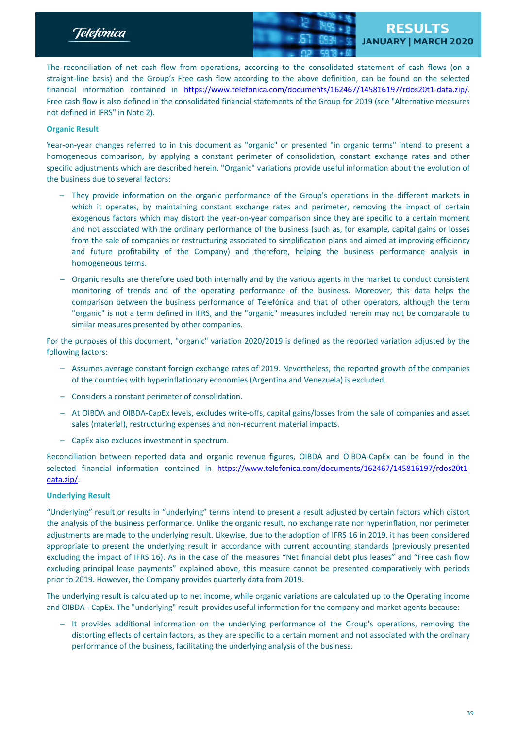The reconciliation of net cash flow from operations, according to the consolidated statement of cash flows (on a straight-line basis) and the Group's Free cash flow according to the above definition, can be found on the selected financial information contained in https://www.telefonica.com/documents/162467/145816197/rdos20t1-data.zip/. Free cash flow is also defined in the consolidated financial statements of the Group for 2019 (see "Alternative measures not defined in IFRS" in Note 2).

### Organic Result

Year-on-year changes referred to in this document as "organic" or presented "in organic terms" intend to present a homogeneous comparison, by applying a constant perimeter of consolidation, constant exchange rates and other specific adjustments which are described herein. "Organic" variations provide useful information about the evolution of the business due to several factors:

- They provide information on the organic performance of the Group's operations in the different markets in which it operates, by maintaining constant exchange rates and perimeter, removing the impact of certain exogenous factors which may distort the year-on-year comparison since they are specific to a certain moment and not associated with the ordinary performance of the business (such as, for example, capital gains or losses from the sale of companies or restructuring associated to simplification plans and aimed at improving efficiency and future profitability of the Company) and therefore, helping the business performance analysis in homogeneous terms.
- Organic results are therefore used both internally and by the various agents in the market to conduct consistent monitoring of trends and of the operating performance of the business. Moreover, this data helps the comparison between the business performance of Telefónica and that of other operators, although the term "organic" is not a term defined in IFRS, and the "organic" measures included herein may not be comparable to similar measures presented by other companies.

For the purposes of this document, "organic" variation 2020/2019 is defined as the reported variation adjusted by the following factors:

- Assumes average constant foreign exchange rates of 2019. Nevertheless, the reported growth of the companies of the countries with hyperinflationary economies (Argentina and Venezuela) is excluded.
- Considers a constant perimeter of consolidation.
- At OIBDA and OIBDA-CapEx levels, excludes write-offs, capital gains/losses from the sale of companies and asset sales (material), restructuring expenses and non-recurrent material impacts.
- CapEx also excludes investment in spectrum.

Reconciliation between reported data and organic revenue figures, OIBDA and OIBDA-CapEx can be found in the selected financial information contained in https://www.telefonica.com/documents/162467/145816197/rdos20t1-data.zip/.

### Underlying Result

"Underlying" result or results in "underlying" terms intend to present a result adjusted by certain factors which distort the analysis of the business performance. Unlike the organic result, no exchange rate nor hyperinflation, nor perimeter adjustments are made to the underlying result. Likewise, due to the adoption of IFRS 16 in 2019, it has been considered appropriate to present the underlying result in accordance with current accounting standards (previously presented excluding the impact of IFRS 16). As in the case of the measures "Net financial debt plus leases" and "Free cash flow excluding principal lease payments" explained above, this measure cannot be presented comparatively with periods prior to 2019. However, the Company provides quarterly data from 2019.

The underlying result is calculated up to net income, while organic variations are calculated up to the Operating income and OIBDA - CapEx. The "underlying" result provides useful information for the company and market agents because:

- It provides additional information on the underlying performance of the Group's operations, removing the distorting effects of certain factors, as they are specific to a certain moment and not associated with the ordinary performance of the business, facilitating the underlying analysis of the business.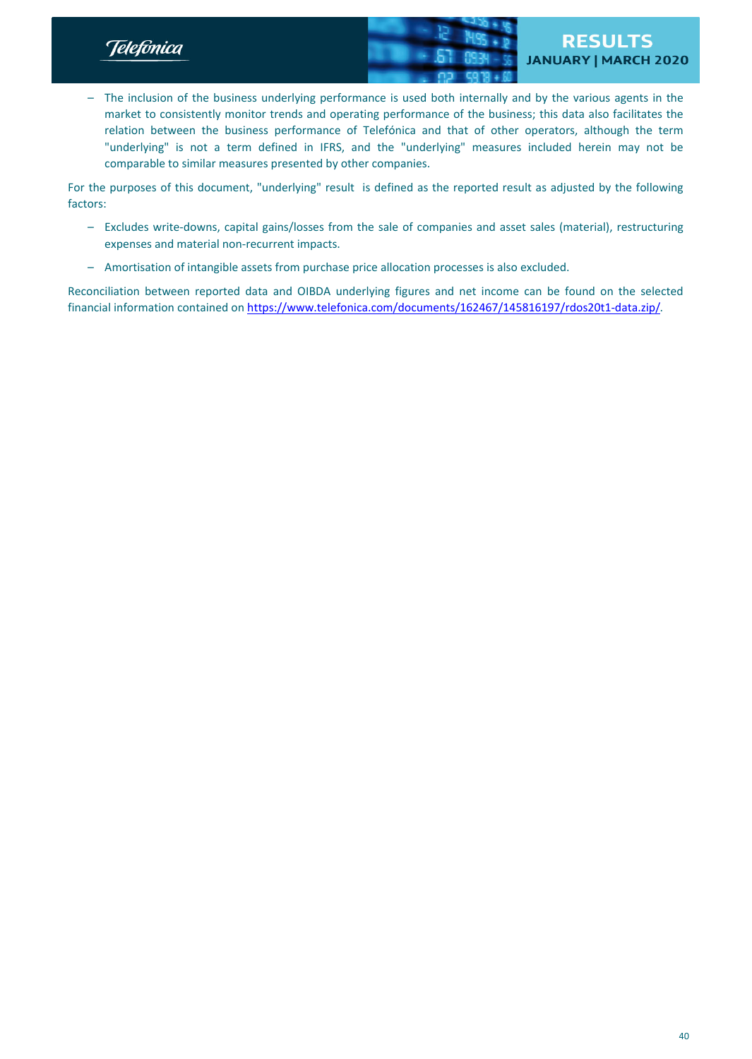- The inclusion of the business underlying performance is used both internally and by the various agents in the market to consistently monitor trends and operating performance of the business; this data also facilitates the relation between the business performance of Telefónica and that of other operators, although the term "underlying" is not a term defined in IFRS, and the "underlying" measures included herein may not be comparable to similar measures presented by other companies.

For the purposes of this document, "underlying" result is defined as the reported result as adjusted by the following factors:

- Excludes write-downs, capital gains/losses from the sale of companies and asset sales (material), restructuring expenses and material non-recurrent impacts.
- Amortisation of intangible assets from purchase price allocation processes is also excluded.

Reconciliation between reported data and OIBDA underlying figures and net income can be found on the selected financial information contained on https://www.telefonica.com/documents/162467/145816197/rdos20t1-data.zip/.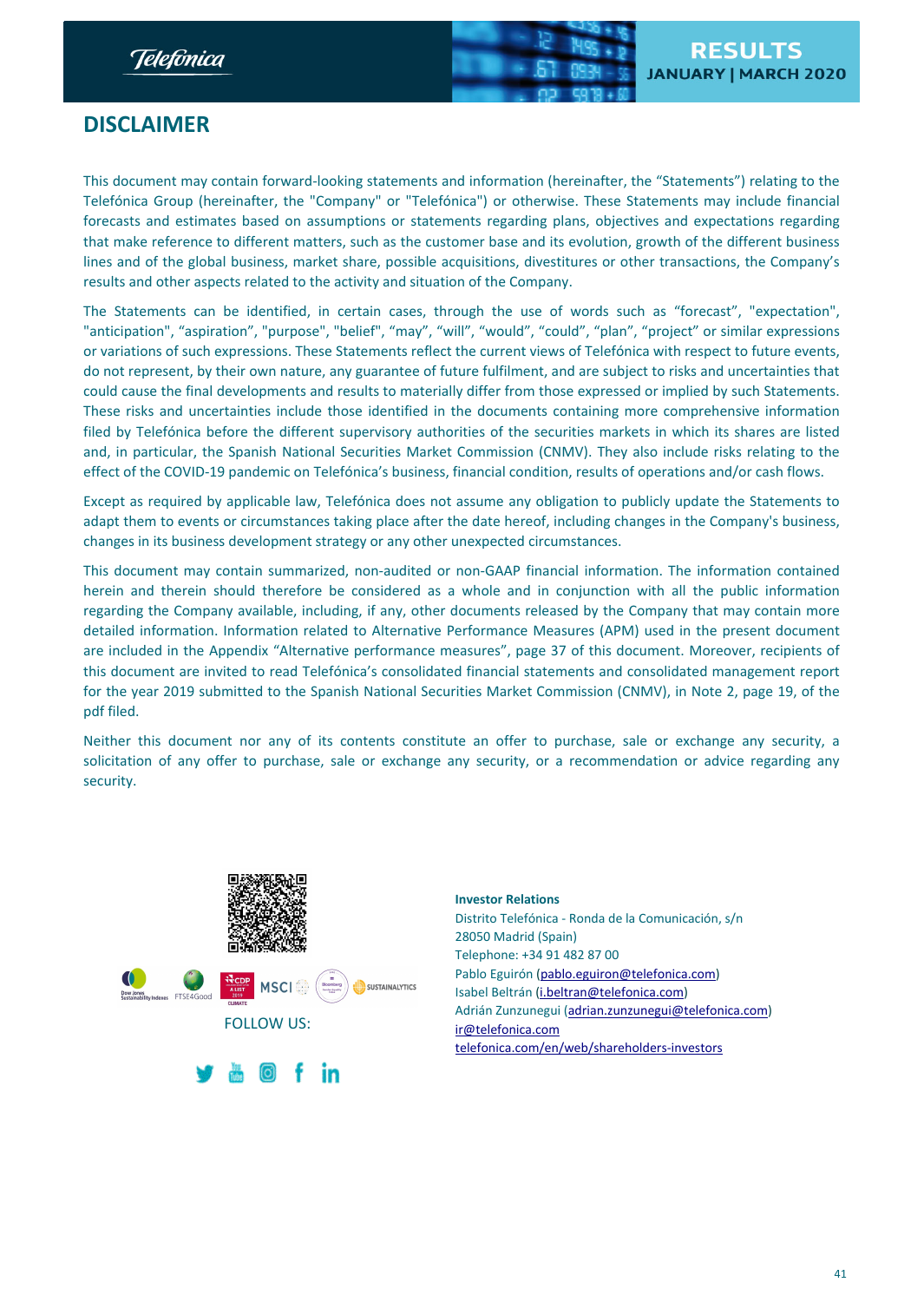## DISCLAIMER

This document may contain forward-looking statements and information (hereinafter, the "Statements") relating to the Telefónica Group (hereinafter, the "Company" or "Telefónica") or otherwise. These Statements may include financial forecasts and estimates based on assumptions or statements regarding plans, objectives and expectations regarding that make reference to different matters, such as the customer base and its evolution, growth of the different business lines and of the global business, market share, possible acquisitions, divestitures or other transactions, the Company's results and other aspects related to the activity and situation of the Company.

The Statements can be identified, in certain cases, through the use of words such as "forecast", "expectation", "anticipation", "aspiration", "purpose", "belief", "may", "will", "would", "could", "plan", "project" or similar expressions or variations of such expressions. These Statements reflect the current views of Telefónica with respect to future events, do not represent, by their own nature, any guarantee of future fulfilment, and are subject to risks and uncertainties that could cause the final developments and results to materially differ from those expressed or implied by such Statements. These risks and uncertainties include those identified in the documents containing more comprehensive information filed by Telefónica before the different supervisory authorities of the securities markets in which its shares are listed and, in particular, the Spanish National Securities Market Commission (CNMV). They also include risks relating to the effect of the COVID-19 pandemic on Telefónica's business, financial condition, results of operations and/or cash flows.

Except as required by applicable law, Telefónica does not assume any obligation to publicly update the Statements to adapt them to events or circumstances taking place after the date hereof, including changes in the Company's business, changes in its business development strategy or any other unexpected circumstances.

This document may contain summarized, non-audited or non-GAAP financial information. The information contained herein and therein should therefore be considered as a whole and in conjunction with all the public information regarding the Company available, including, if any, other documents released by the Company that may contain more detailed information. Information related to Alternative Performance Measures (APM) used in the present document are included in the Appendix "Alternative performance measures", page 37 of this document. Moreover, recipients of this document are invited to read Telefónica's consolidated financial statements and consolidated management report for the year 2019 submitted to the Spanish National Securities Market Commission (CNMV), in Note 2, page 19, of the pdf filed.

Neither this document nor any of its contents constitute an offer to purchase, sale or exchange any security, a solicitation of any offer to purchase, sale or exchange any security, or a recommendation or advice regarding any security.

FOLLOW US:

**Investor Relations**
Distrito Telefónica - Ronda de la Comunicación, s/n
28050 Madrid (Spain)
Telephone: +34 91 482 87 00
Pablo Eguirón (pablo.eguiron@telefonica.com)
Isabel Beltrán (i.beltran@telefonica.com)
Adrián Zunzunegui (adrian.zunzunegui@telefonica.com)
ir@telefonica.com
telefonica.com/en/web/shareholders-investors